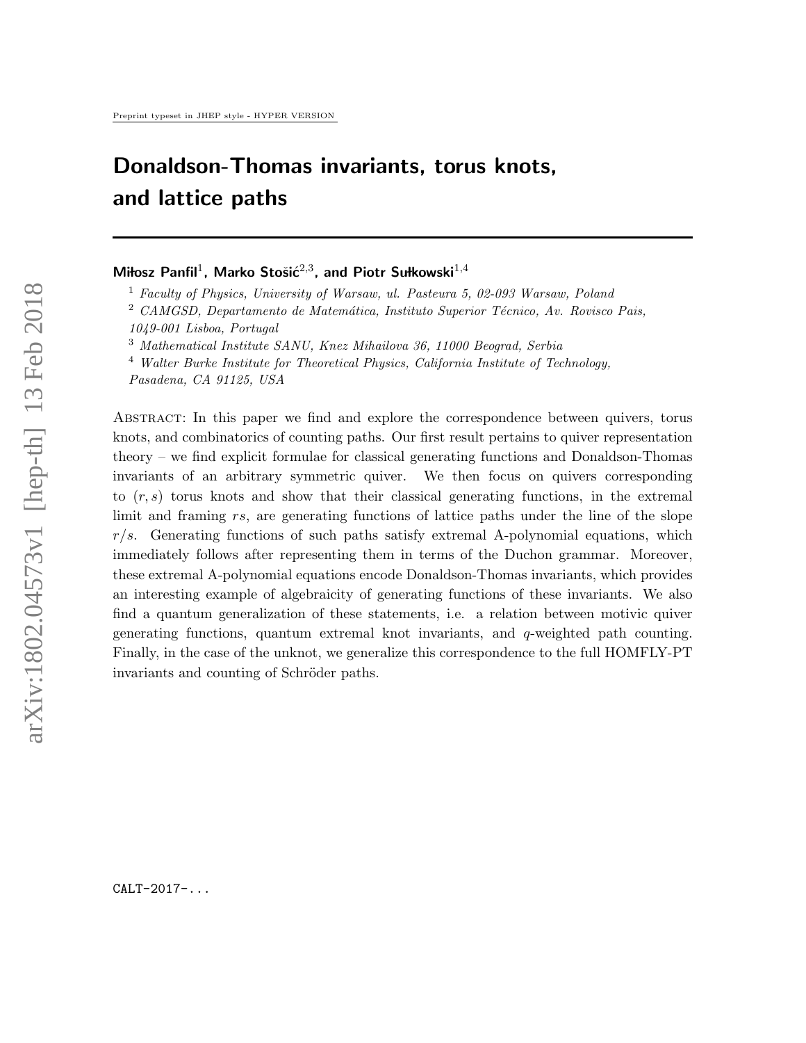Preprint typeset in JHEP style - HYPER VERSION

# Donaldson-Thomas invariants, torus knots, and lattice paths

**Miłosz Panfil**[1], **Marko Stošić**[2,3], **and Piotr Sułkowski**[1,4]

[1] *Faculty of Physics, University of Warsaw, ul. Pasteura 5, 02-093 Warsaw, Poland*

[2] *CAMGSD, Departamento de Matemática, Instituto Superior Técnico, Av. Rovisco Pais, 1049-001 Lisboa, Portugal*

[3] *Mathematical Institute SANU, Knez Mihailova 36, 11000 Beograd, Serbia*

[4] *Walter Burke Institute for Theoretical Physics, California Institute of Technology, Pasadena, CA 91125, USA*

Abstract: In this paper we find and explore the correspondence between quivers, torus knots, and combinatorics of counting paths. Our first result pertains to quiver representation theory – we find explicit formulae for classical generating functions and Donaldson-Thomas invariants of an arbitrary symmetric quiver. We then focus on quivers corresponding to $(r, s)$ torus knots and show that their classical generating functions, in the extremal limit and framing $rs$, are generating functions of lattice paths under the line of the slope $r/s$. Generating functions of such paths satisfy extremal A-polynomial equations, which immediately follows after representing them in terms of the Duchon grammar. Moreover, these extremal A-polynomial equations encode Donaldson-Thomas invariants, which provides an interesting example of algebraicity of generating functions of these invariants. We also find a quantum generalization of these statements, i.e. a relation between motivic quiver generating functions, quantum extremal knot invariants, and $q$-weighted path counting. Finally, in the case of the unknot, we generalize this correspondence to the full HOMFLY-PT invariants and counting of Schröder paths.

CALT-2017-...

arXiv:1802.04573v1 [hep-th] 13 Feb 2018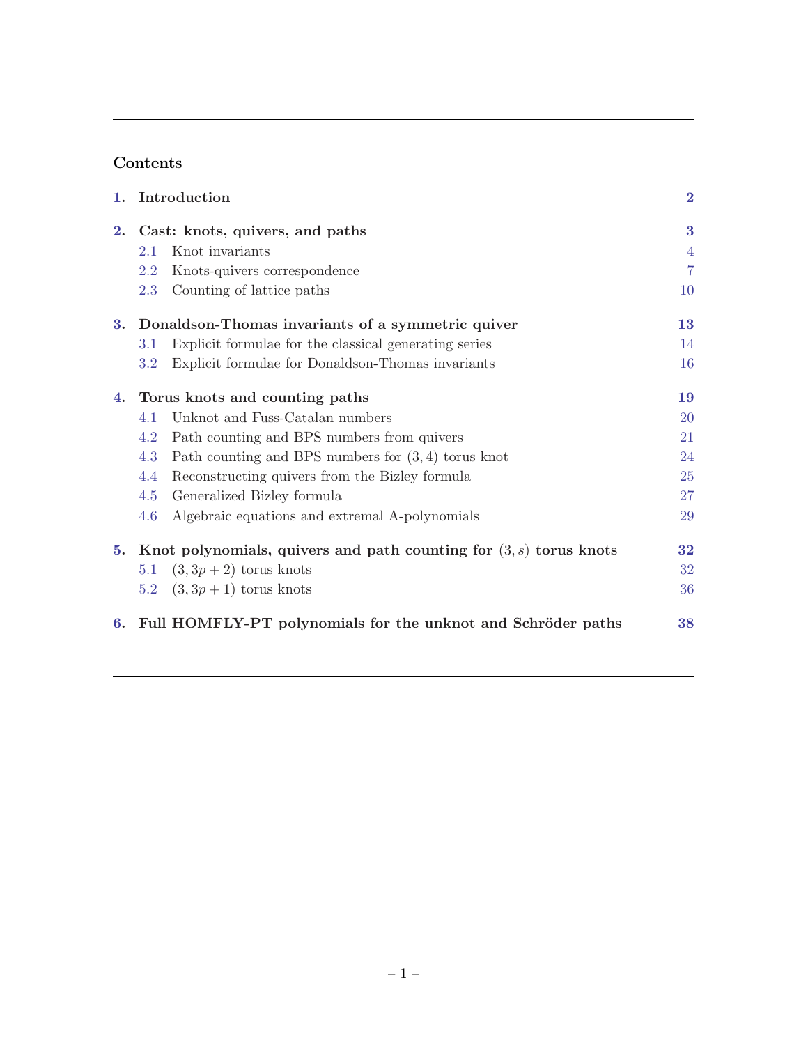## Contents

| | | |
|---|---|---|
| **1.** | **Introduction** | **2** |
| **2.** | **Cast: knots, quivers, and paths** | **3** |
| 2.1 | Knot invariants | 4 |
| 2.2 | Knots-quivers correspondence | 7 |
| 2.3 | Counting of lattice paths | 10 |
| **3.** | **Donaldson-Thomas invariants of a symmetric quiver** | **13** |
| 3.1 | Explicit formulae for the classical generating series | 14 |
| 3.2 | Explicit formulae for Donaldson-Thomas invariants | 16 |
| **4.** | **Torus knots and counting paths** | **19** |
| 4.1 | Unknot and Fuss-Catalan numbers | 20 |
| 4.2 | Path counting and BPS numbers from quivers | 21 |
| 4.3 | Path counting and BPS numbers for $(3,4)$ torus knot | 24 |
| 4.4 | Reconstructing quivers from the Bizley formula | 25 |
| 4.5 | Generalized Bizley formula | 27 |
| 4.6 | Algebraic equations and extremal A-polynomials | 29 |
| **5.** | **Knot polynomials, quivers and path counting for $(3,s)$ torus knots** | **32** |
| 5.1 | $(3,3p+2)$ torus knots | 32 |
| 5.2 | $(3,3p+1)$ torus knots | 36 |
| **6.** | **Full HOMFLY-PT polynomials for the unknot and Schröder paths** | **38** |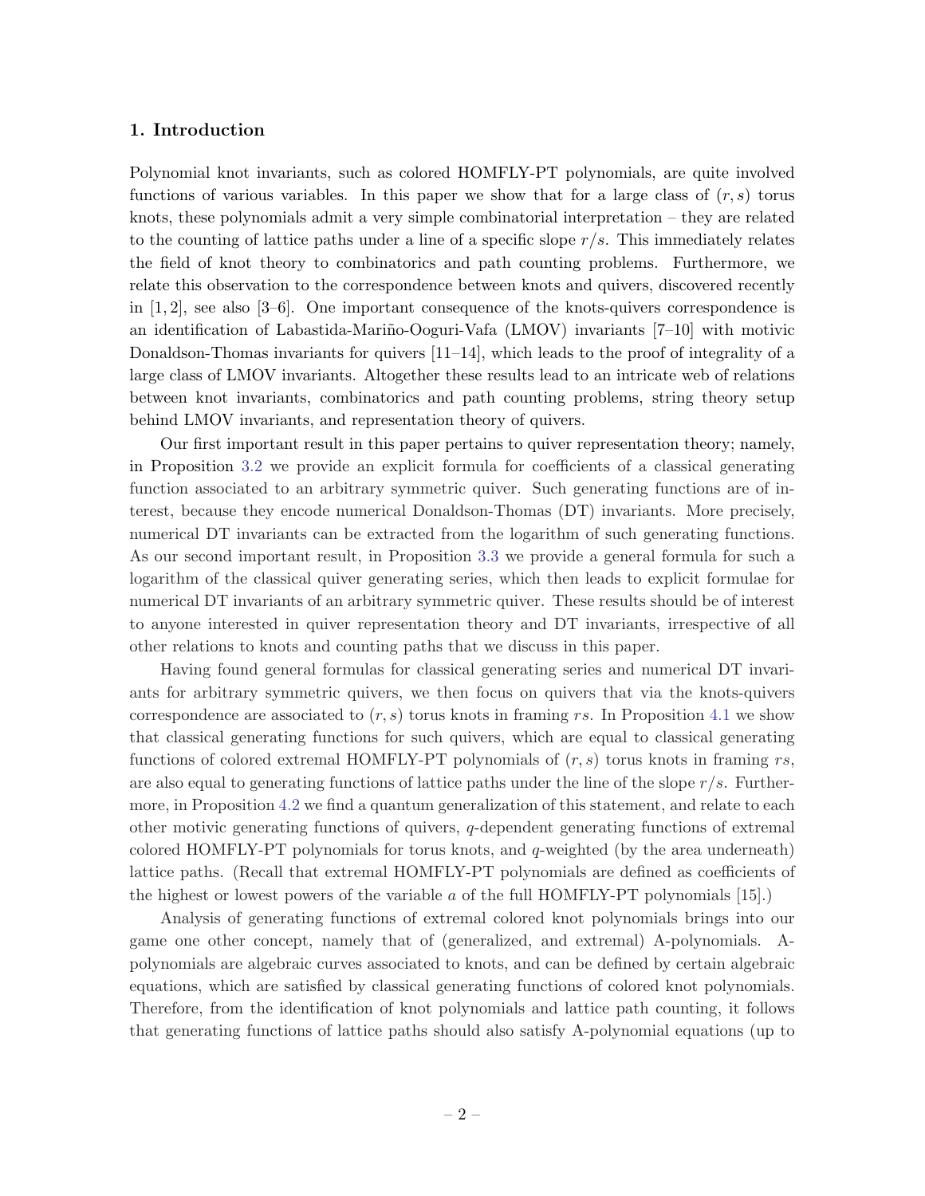## 1. Introduction

Polynomial knot invariants, such as colored HOMFLY-PT polynomials, are quite involved functions of various variables. In this paper we show that for a large class of $(r,s)$ torus knots, these polynomials admit a very simple combinatorial interpretation – they are related to the counting of lattice paths under a line of a specific slope $r/s$. This immediately relates the field of knot theory to combinatorics and path counting problems. Furthermore, we relate this observation to the correspondence between knots and quivers, discovered recently in [1, 2], see also [3–6]. One important consequence of the knots-quivers correspondence is an identification of Labastida-Mariño-Ooguri-Vafa (LMOV) invariants [7–10] with motivic Donaldson-Thomas invariants for quivers [11–14], which leads to the proof of integrality of a large class of LMOV invariants. Altogether these results lead to an intricate web of relations between knot invariants, combinatorics and path counting problems, string theory setup behind LMOV invariants, and representation theory of quivers.

Our first important result in this paper pertains to quiver representation theory; namely, in Proposition 3.2 we provide an explicit formula for coefficients of a classical generating function associated to an arbitrary symmetric quiver. Such generating functions are of interest, because they encode numerical Donaldson-Thomas (DT) invariants. More precisely, numerical DT invariants can be extracted from the logarithm of such generating functions. As our second important result, in Proposition 3.3 we provide a general formula for such a logarithm of the classical quiver generating series, which then leads to explicit formulae for numerical DT invariants of an arbitrary symmetric quiver. These results should be of interest to anyone interested in quiver representation theory and DT invariants, irrespective of all other relations to knots and counting paths that we discuss in this paper.

Having found general formulas for classical generating series and numerical DT invariants for arbitrary symmetric quivers, we then focus on quivers that via the knots-quivers correspondence are associated to $(r,s)$ torus knots in framing $rs$. In Proposition 4.1 we show that classical generating functions for such quivers, which are equal to classical generating functions of colored extremal HOMFLY-PT polynomials of $(r,s)$ torus knots in framing $rs$, are also equal to generating functions of lattice paths under the line of the slope $r/s$. Furthermore, in Proposition 4.2 we find a quantum generalization of this statement, and relate to each other motivic generating functions of quivers, $q$-dependent generating functions of extremal colored HOMFLY-PT polynomials for torus knots, and $q$-weighted (by the area underneath) lattice paths. (Recall that extremal HOMFLY-PT polynomials are defined as coefficients of the highest or lowest powers of the variable $a$ of the full HOMFLY-PT polynomials [15].)

Analysis of generating functions of extremal colored knot polynomials brings into our game one other concept, namely that of (generalized, and extremal) A-polynomials. A-polynomials are algebraic curves associated to knots, and can be defined by certain algebraic equations, which are satisfied by classical generating functions of colored knot polynomials. Therefore, from the identification of knot polynomials and lattice path counting, it follows that generating functions of lattice paths should also satisfy A-polynomial equations (up to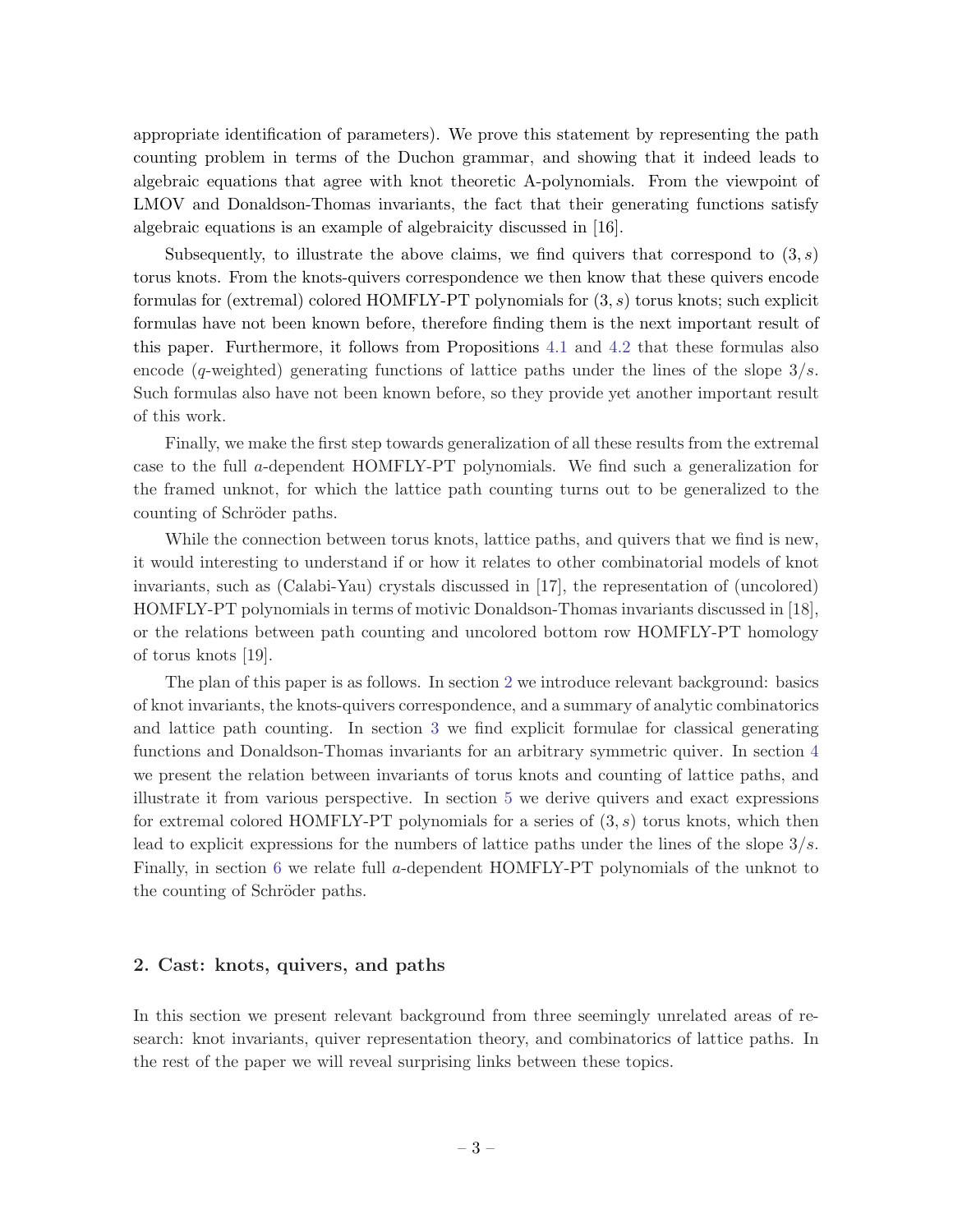appropriate identification of parameters). We prove this statement by representing the path counting problem in terms of the Duchon grammar, and showing that it indeed leads to algebraic equations that agree with knot theoretic A-polynomials. From the viewpoint of LMOV and Donaldson-Thomas invariants, the fact that their generating functions satisfy algebraic equations is an example of algebraicity discussed in [16].

Subsequently, to illustrate the above claims, we find quivers that correspond to $(3, s)$ torus knots. From the knots-quivers correspondence we then know that these quivers encode formulas for (extremal) colored HOMFLY-PT polynomials for $(3, s)$ torus knots; such explicit formulas have not been known before, therefore finding them is the next important result of this paper. Furthermore, it follows from Propositions 4.1 and 4.2 that these formulas also encode ($q$-weighted) generating functions of lattice paths under the lines of the slope $3/s$. Such formulas also have not been known before, so they provide yet another important result of this work.

Finally, we make the first step towards generalization of all these results from the extremal case to the full $a$-dependent HOMFLY-PT polynomials. We find such a generalization for the framed unknot, for which the lattice path counting turns out to be generalized to the counting of Schröder paths.

While the connection between torus knots, lattice paths, and quivers that we find is new, it would interesting to understand if or how it relates to other combinatorial models of knot invariants, such as (Calabi-Yau) crystals discussed in [17], the representation of (uncolored) HOMFLY-PT polynomials in terms of motivic Donaldson-Thomas invariants discussed in [18], or the relations between path counting and uncolored bottom row HOMFLY-PT homology of torus knots [19].

The plan of this paper is as follows. In section 2 we introduce relevant background: basics of knot invariants, the knots-quivers correspondence, and a summary of analytic combinatorics and lattice path counting. In section 3 we find explicit formulae for classical generating functions and Donaldson-Thomas invariants for an arbitrary symmetric quiver. In section 4 we present the relation between invariants of torus knots and counting of lattice paths, and illustrate it from various perspective. In section 5 we derive quivers and exact expressions for extremal colored HOMFLY-PT polynomials for a series of $(3, s)$ torus knots, which then lead to explicit expressions for the numbers of lattice paths under the lines of the slope $3/s$. Finally, in section 6 we relate full $a$-dependent HOMFLY-PT polynomials of the unknot to the counting of Schröder paths.

## 2. Cast: knots, quivers, and paths

In this section we present relevant background from three seemingly unrelated areas of research: knot invariants, quiver representation theory, and combinatorics of lattice paths. In the rest of the paper we will reveal surprising links between these topics.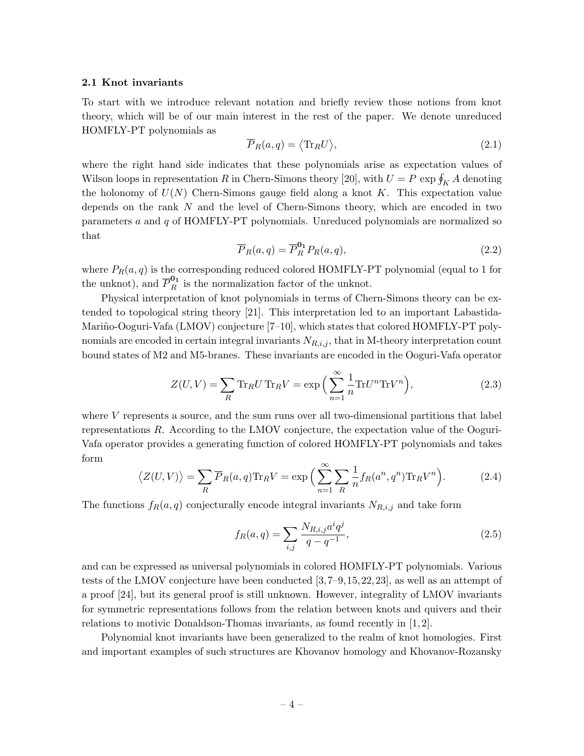### 2.1 Knot invariants

To start with we introduce relevant notation and briefly review those notions from knot theory, which will be of our main interest in the rest of the paper. We denote unreduced HOMFLY-PT polynomials as

$$\overline{P}_R(a,q) = \big\langle \mathrm{Tr}_R U \big\rangle, \tag{2.1}$$

where the right hand side indicates that these polynomials arise as expectation values of Wilson loops in representation $R$ in Chern-Simons theory [20], with $U = P\,\exp \oint_K A$ denoting the holonomy of $U(N)$ Chern-Simons gauge field along a knot $K$. This expectation value depends on the rank $N$ and the level of Chern-Simons theory, which are encoded in two parameters $a$ and $q$ of HOMFLY-PT polynomials. Unreduced polynomials are normalized so that

$$\overline{P}_R(a,q) = \overline{P}_R^{\mathbf{0_1}} P_R(a,q), \tag{2.2}$$

where $P_R(a,q)$ is the corresponding reduced colored HOMFLY-PT polynomial (equal to 1 for the unknot), and $\overline{P}_R^{\mathbf{0_1}}$ is the normalization factor of the unknot.

Physical interpretation of knot polynomials in terms of Chern-Simons theory can be extended to topological string theory [21]. This interpretation led to an important Labastida-Mariño-Ooguri-Vafa (LMOV) conjecture [7–10], which states that colored HOMFLY-PT polynomials are encoded in certain integral invariants $N_{R,i,j}$, that in M-theory interpretation count bound states of M2 and M5-branes. These invariants are encoded in the Ooguri-Vafa operator

$$Z(U,V) = \sum_R \mathrm{Tr}_R U \,\mathrm{Tr}_R V = \exp\Big(\sum_{n=1}^{\infty} \frac{1}{n} \mathrm{Tr} U^n \mathrm{Tr} V^n\Big), \tag{2.3}$$

where $V$ represents a source, and the sum runs over all two-dimensional partitions that label representations $R$. According to the LMOV conjecture, the expectation value of the Ooguri-Vafa operator provides a generating function of colored HOMFLY-PT polynomials and takes form

$$\big\langle Z(U,V)\big\rangle = \sum_R \overline{P}_R(a,q) \mathrm{Tr}_R V = \exp\Big(\sum_{n=1}^{\infty}\sum_R \frac{1}{n} f_R(a^n,q^n) \mathrm{Tr}_R V^n\Big). \tag{2.4}$$

The functions $f_R(a,q)$ conjecturally encode integral invariants $N_{R,i,j}$ and take form

$$f_R(a,q) = \sum_{i,j} \frac{N_{R,i,j} a^i q^j}{q-q^{-1}}, \tag{2.5}$$

and can be expressed as universal polynomials in colored HOMFLY-PT polynomials. Various tests of the LMOV conjecture have been conducted [3, 7–9, 15, 22, 23], as well as an attempt of a proof [24], but its general proof is still unknown. However, integrality of LMOV invariants for symmetric representations follows from the relation between knots and quivers and their relations to motivic Donaldson-Thomas invariants, as found recently in [1, 2].

Polynomial knot invariants have been generalized to the realm of knot homologies. First and important examples of such structures are Khovanov homology and Khovanov-Rozansky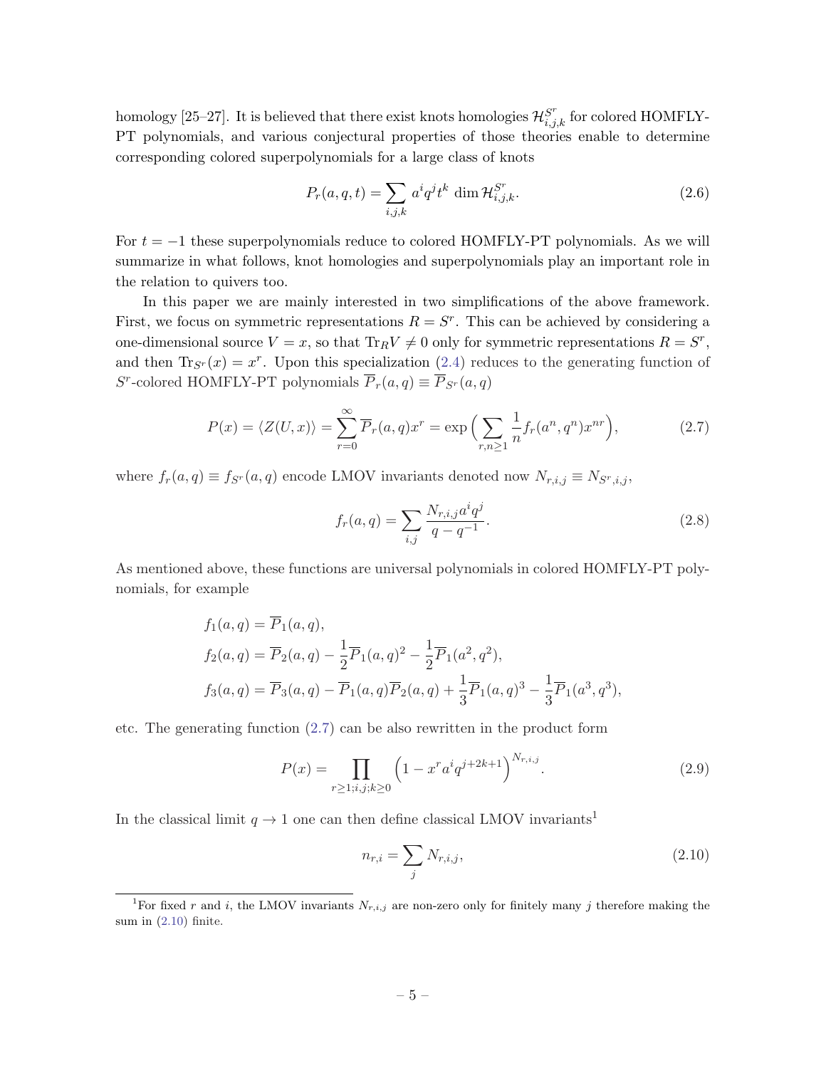homology [25–27]. It is believed that there exist knots homologies $\mathcal{H}^{S^r}_{i,j,k}$ for colored HOMFLY-PT polynomials, and various conjectural properties of those theories enable to determine corresponding colored superpolynomials for a large class of knots

$$P_r(a,q,t) = \sum_{i,j,k} a^i q^j t^k \dim \mathcal{H}^{S^r}_{i,j,k}. \tag{2.6}$$

For $t = -1$ these superpolynomials reduce to colored HOMFLY-PT polynomials. As we will summarize in what follows, knot homologies and superpolynomials play an important role in the relation to quivers too.

In this paper we are mainly interested in two simplifications of the above framework. First, we focus on symmetric representations $R = S^r$. This can be achieved by considering a one-dimensional source $V = x$, so that $\mathrm{Tr}_R V \neq 0$ only for symmetric representations $R = S^r$, and then $\mathrm{Tr}_{S^r}(x) = x^r$. Upon this specialization (2.4) reduces to the generating function of $S^r$-colored HOMFLY-PT polynomials $\overline{P}_r(a,q) \equiv \overline{P}_{S^r}(a,q)$

$$P(x) = \langle Z(U,x)\rangle = \sum_{r=0}^{\infty} \overline{P}_r(a,q) x^r = \exp\Big(\sum_{r,n\geq 1} \frac{1}{n} f_r(a^n,q^n) x^{nr}\Big), \tag{2.7}$$

where $f_r(a,q) \equiv f_{S^r}(a,q)$ encode LMOV invariants denoted now $N_{r,i,j} \equiv N_{S^r,i,j}$,

$$f_r(a,q) = \sum_{i,j} \frac{N_{r,i,j} a^i q^j}{q - q^{-1}}. \tag{2.8}$$

As mentioned above, these functions are universal polynomials in colored HOMFLY-PT polynomials, for example

$$\begin{aligned}
f_1(a,q) &= \overline{P}_1(a,q), \\
f_2(a,q) &= \overline{P}_2(a,q) - \frac{1}{2}\overline{P}_1(a,q)^2 - \frac{1}{2}\overline{P}_1(a^2,q^2), \\
f_3(a,q) &= \overline{P}_3(a,q) - \overline{P}_1(a,q)\overline{P}_2(a,q) + \frac{1}{3}\overline{P}_1(a,q)^3 - \frac{1}{3}\overline{P}_1(a^3,q^3),
\end{aligned}$$

etc. The generating function (2.7) can be also rewritten in the product form

$$P(x) = \prod_{r\geq 1; i,j; k\geq 0} \Big(1 - x^r a^i q^{j+2k+1}\Big)^{N_{r,i,j}}. \tag{2.9}$$

In the classical limit $q \to 1$ one can then define classical LMOV invariants[1]

$$n_{r,i} = \sum_j N_{r,i,j}, \tag{2.10}$$

[1] For fixed $r$ and $i$, the LMOV invariants $N_{r,i,j}$ are non-zero only for finitely many $j$ therefore making the sum in (2.10) finite.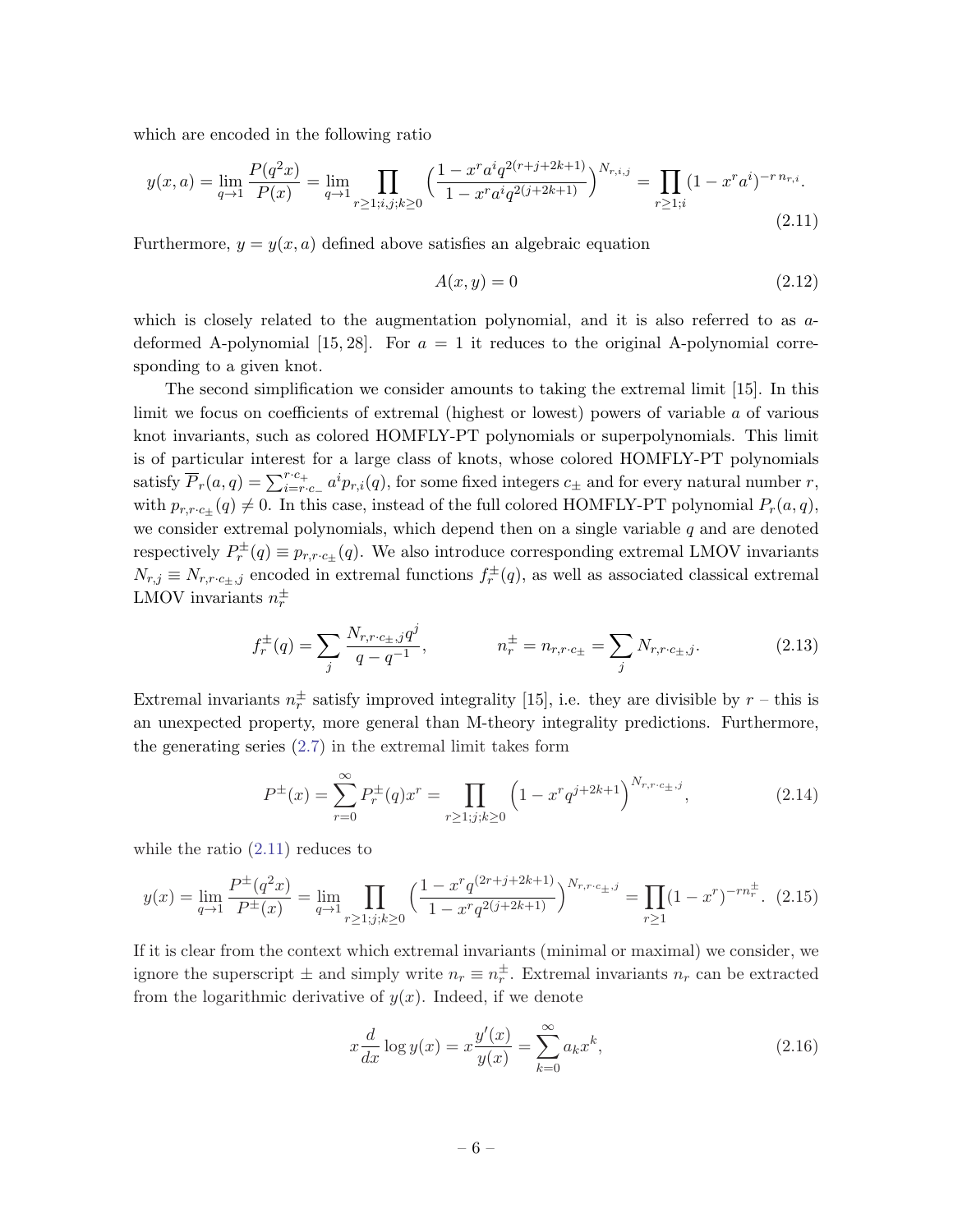which are encoded in the following ratio

$$y(x,a) = \lim_{q\to 1} \frac{P(q^2 x)}{P(x)} = \lim_{q\to 1} \prod_{r\geq 1;i,j;k\geq 0} \Big(\frac{1-x^r a^i q^{2(r+j+2k+1)}}{1-x^r a^i q^{2(j+2k+1)}}\Big)^{N_{r,i,j}} = \prod_{r\geq 1;i} (1-x^r a^i)^{-r\, n_{r,i}}. \tag{2.11}$$

Furthermore, $y = y(x,a)$ defined above satisfies an algebraic equation

$$A(x,y) = 0 \tag{2.12}$$

which is closely related to the augmentation polynomial, and it is also referred to as $a$-deformed A-polynomial [15, 28]. For $a = 1$ it reduces to the original A-polynomial corresponding to a given knot.

The second simplification we consider amounts to taking the extremal limit [15]. In this limit we focus on coefficients of extremal (highest or lowest) powers of variable $a$ of various knot invariants, such as colored HOMFLY-PT polynomials or superpolynomials. This limit is of particular interest for a large class of knots, whose colored HOMFLY-PT polynomials satisfy $\overline{P}_r(a,q) = \sum_{i=r\cdot c_-}^{r\cdot c_+} a^i p_{r,i}(q)$, for some fixed integers $c_\pm$ and for every natural number $r$, with $p_{r,r\cdot c_\pm}(q) \neq 0$. In this case, instead of the full colored HOMFLY-PT polynomial $P_r(a,q)$, we consider extremal polynomials, which depend then on a single variable $q$ and are denoted respectively $P_r^\pm(q) \equiv p_{r,r\cdot c_\pm}(q)$. We also introduce corresponding extremal LMOV invariants $N_{r,j} \equiv N_{r,r\cdot c_\pm,j}$ encoded in extremal functions $f_r^\pm(q)$, as well as associated classical extremal LMOV invariants $n_r^\pm$

$$f_r^\pm(q) = \sum_j \frac{N_{r,r\cdot c_\pm,j}\, q^j}{q-q^{-1}}, \qquad\qquad n_r^\pm = n_{r,r\cdot c_\pm} = \sum_j N_{r,r\cdot c_\pm,j}. \tag{2.13}$$

Extremal invariants $n_r^\pm$ satisfy improved integrality [15], i.e. they are divisible by $r$ – this is an unexpected property, more general than M-theory integrality predictions. Furthermore, the generating series (2.7) in the extremal limit takes form

$$P^\pm(x) = \sum_{r=0}^{\infty} P_r^\pm(q) x^r = \prod_{r\geq 1;j;k\geq 0} \Big(1 - x^r q^{j+2k+1}\Big)^{N_{r,r\cdot c_\pm,j}}, \tag{2.14}$$

while the ratio (2.11) reduces to

$$y(x) = \lim_{q\to 1} \frac{P^\pm(q^2 x)}{P^\pm(x)} = \lim_{q\to 1} \prod_{r\geq 1;j;k\geq 0} \Big(\frac{1-x^r q^{(2r+j+2k+1)}}{1-x^r q^{2(j+2k+1)}}\Big)^{N_{r,r\cdot c_\pm,j}} = \prod_{r\geq 1} (1-x^r)^{-r n_r^\pm}. \tag{2.15}$$

If it is clear from the context which extremal invariants (minimal or maximal) we consider, we ignore the superscript $\pm$ and simply write $n_r \equiv n_r^\pm$. Extremal invariants $n_r$ can be extracted from the logarithmic derivative of $y(x)$. Indeed, if we denote

$$x\frac{d}{dx} \log y(x) = x\frac{y'(x)}{y(x)} = \sum_{k=0}^{\infty} a_k x^k, \tag{2.16}$$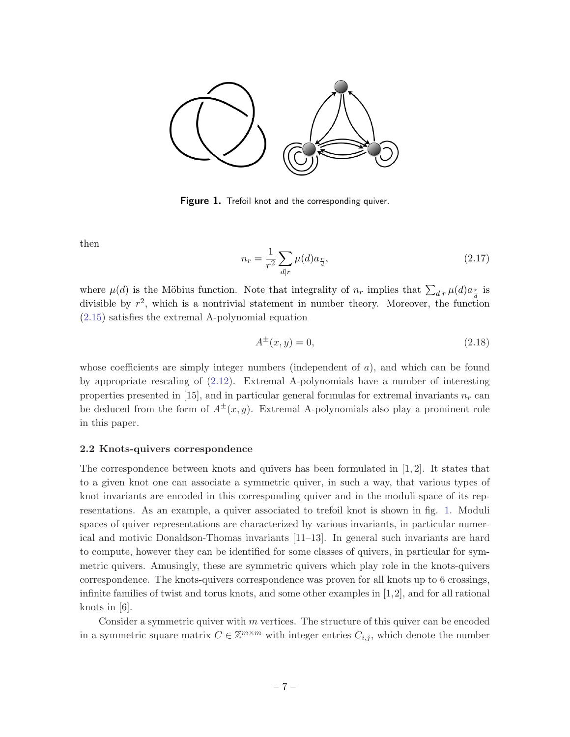**Figure 1.** Trefoil knot and the corresponding quiver.

then

$$n_r = \frac{1}{r^2} \sum_{d|r} \mu(d) a_{\frac{r}{d}}, \tag{2.17}$$

where $\mu(d)$ is the Möbius function. Note that integrality of $n_r$ implies that $\sum_{d|r} \mu(d) a_{\frac{r}{d}}$ is divisible by $r^2$, which is a nontrivial statement in number theory. Moreover, the function (2.15) satisfies the extremal A-polynomial equation

$$A^{\pm}(x, y) = 0, \tag{2.18}$$

whose coefficients are simply integer numbers (independent of $a$), and which can be found by appropriate rescaling of (2.12). Extremal A-polynomials have a number of interesting properties presented in [15], and in particular general formulas for extremal invariants $n_r$ can be deduced from the form of $A^{\pm}(x, y)$. Extremal A-polynomials also play a prominent role in this paper.

### 2.2 Knots-quivers correspondence

The correspondence between knots and quivers has been formulated in [1, 2]. It states that to a given knot one can associate a symmetric quiver, in such a way, that various types of knot invariants are encoded in this corresponding quiver and in the moduli space of its representations. As an example, a quiver associated to trefoil knot is shown in fig. 1. Moduli spaces of quiver representations are characterized by various invariants, in particular numerical and motivic Donaldson-Thomas invariants [11–13]. In general such invariants are hard to compute, however they can be identified for some classes of quivers, in particular for symmetric quivers. Amusingly, these are symmetric quivers which play role in the knots-quivers correspondence. The knots-quivers correspondence was proven for all knots up to 6 crossings, infinite families of twist and torus knots, and some other examples in [1,2], and for all rational knots in [6].

Consider a symmetric quiver with $m$ vertices. The structure of this quiver can be encoded in a symmetric square matrix $C \in \mathbb{Z}^{m \times m}$ with integer entries $C_{i,j}$, which denote the number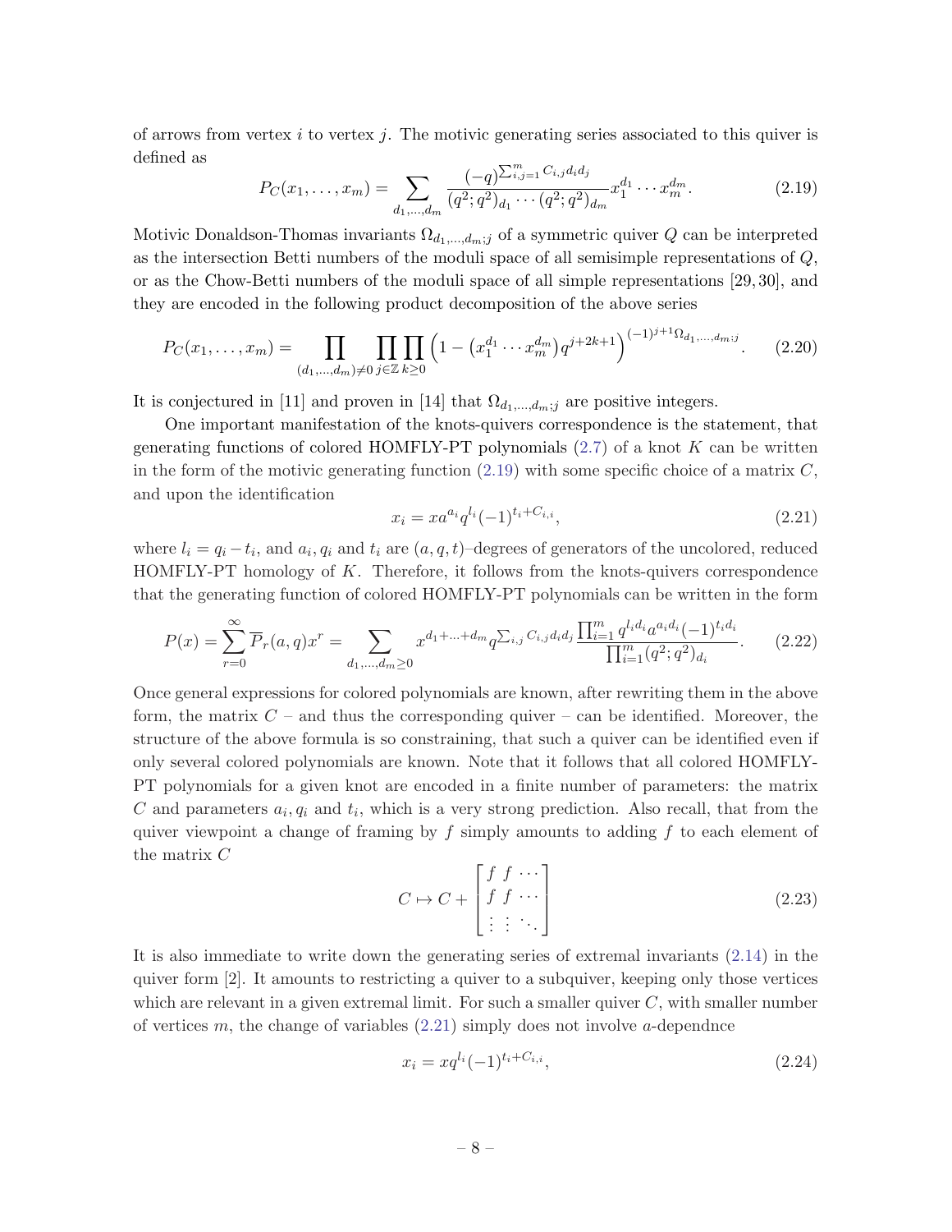of arrows from vertex $i$ to vertex $j$. The motivic generating series associated to this quiver is defined as

$$P_C(x_1,\ldots,x_m) = \sum_{d_1,\ldots,d_m} \frac{(-q)^{\sum_{i,j=1}^m C_{i,j}d_id_j}}{(q^2;q^2)_{d_1}\cdots(q^2;q^2)_{d_m}} x_1^{d_1}\cdots x_m^{d_m}. \tag{2.19}$$

Motivic Donaldson-Thomas invariants $\Omega_{d_1,\ldots,d_m;j}$ of a symmetric quiver $Q$ can be interpreted as the intersection Betti numbers of the moduli space of all semisimple representations of $Q$, or as the Chow-Betti numbers of the moduli space of all simple representations [29, 30], and they are encoded in the following product decomposition of the above series

$$P_C(x_1,\ldots,x_m) = \prod_{(d_1,\ldots,d_m)\neq 0} \prod_{j\in\mathbb{Z}} \prod_{k\geq 0} \Big(1 - \big(x_1^{d_1}\cdots x_m^{d_m}\big) q^{j+2k+1}\Big)^{(-1)^{j+1}\Omega_{d_1,\ldots,d_m;j}}. \tag{2.20}$$

It is conjectured in [11] and proven in [14] that $\Omega_{d_1,\ldots,d_m;j}$ are positive integers.

One important manifestation of the knots-quivers correspondence is the statement, that generating functions of colored HOMFLY-PT polynomials (2.7) of a knot $K$ can be written in the form of the motivic generating function (2.19) with some specific choice of a matrix $C$, and upon the identification

$$x_i = x a^{a_i} q^{l_i} (-1)^{t_i + C_{i,i}}, \tag{2.21}$$

where $l_i = q_i - t_i$, and $a_i, q_i$ and $t_i$ are $(a,q,t)$–degrees of generators of the uncolored, reduced HOMFLY-PT homology of $K$. Therefore, it follows from the knots-quivers correspondence that the generating function of colored HOMFLY-PT polynomials can be written in the form

$$P(x) = \sum_{r=0}^{\infty} \overline{P}_r(a,q) x^r = \sum_{d_1,\ldots,d_m\geq 0} x^{d_1+\ldots+d_m} q^{\sum_{i,j} C_{i,j}d_id_j} \frac{\prod_{i=1}^m q^{l_i d_i} a^{a_i d_i} (-1)^{t_i d_i}}{\prod_{i=1}^m (q^2;q^2)_{d_i}}. \tag{2.22}$$

Once general expressions for colored polynomials are known, after rewriting them in the above form, the matrix $C$ – and thus the corresponding quiver – can be identified. Moreover, the structure of the above formula is so constraining, that such a quiver can be identified even if only several colored polynomials are known. Note that it follows that all colored HOMFLY-PT polynomials for a given knot are encoded in a finite number of parameters: the matrix $C$ and parameters $a_i, q_i$ and $t_i$, which is a very strong prediction. Also recall, that from the quiver viewpoint a change of framing by $f$ simply amounts to adding $f$ to each element of the matrix $C$

$$C \mapsto C + \begin{bmatrix} f & f & \cdots \\ f & f & \cdots \\ \vdots & \vdots & \ddots \end{bmatrix} \tag{2.23}$$

It is also immediate to write down the generating series of extremal invariants (2.14) in the quiver form [2]. It amounts to restricting a quiver to a subquiver, keeping only those vertices which are relevant in a given extremal limit. For such a smaller quiver $C$, with smaller number of vertices $m$, the change of variables (2.21) simply does not involve $a$-dependnce

$$x_i = x q^{l_i} (-1)^{t_i + C_{i,i}}, \tag{2.24}$$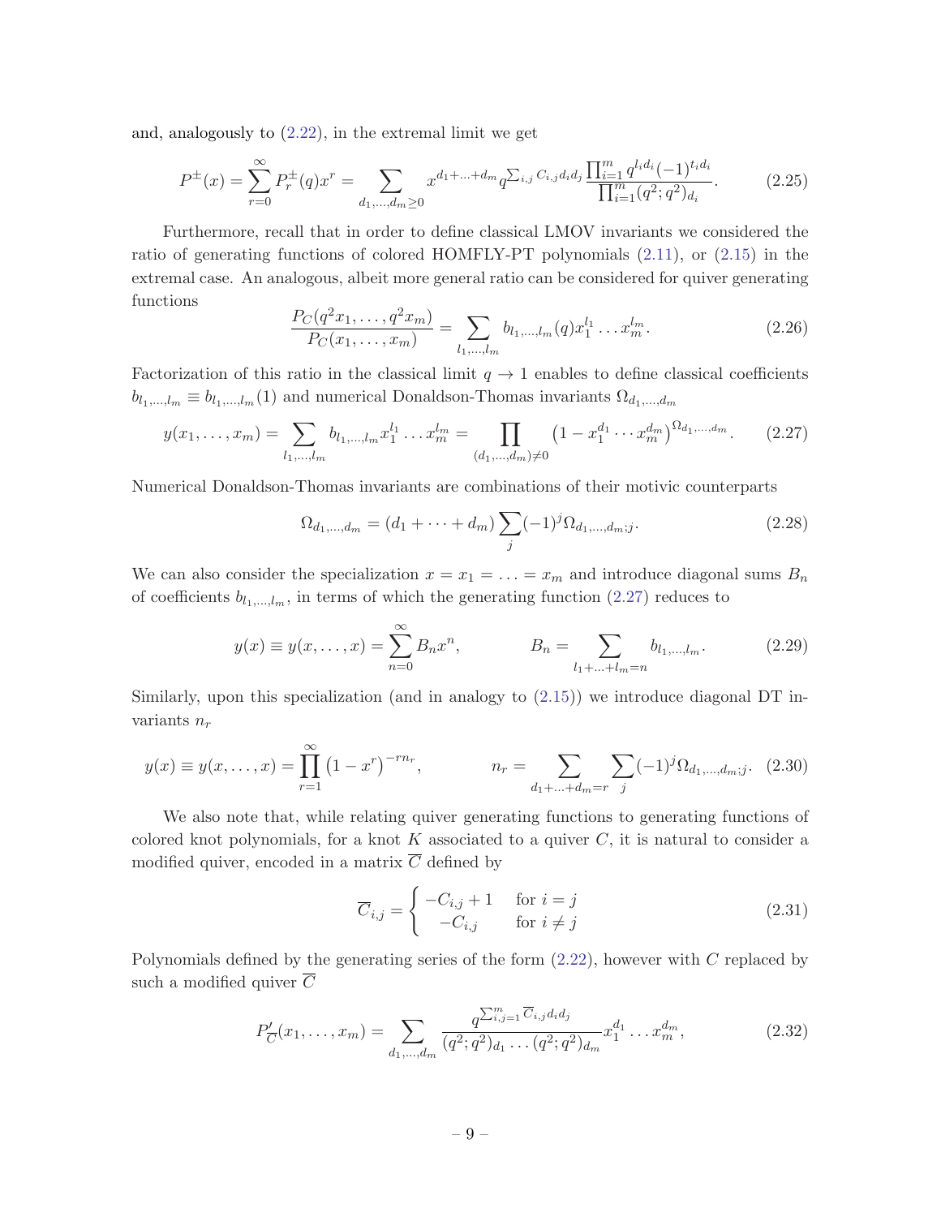and, analogously to (2.22), in the extremal limit we get

$$P^{\pm}(x)=\sum_{r=0}^{\infty}P_r^{\pm}(q)x^r=\sum_{d_1,\ldots,d_m\geq 0}x^{d_1+\ldots+d_m}q^{\sum_{i,j}C_{i,j}d_id_j}\frac{\prod_{i=1}^m q^{l_id_i}(-1)^{t_id_i}}{\prod_{i=1}^m(q^2;q^2)_{d_i}}. \tag{2.25}$$

Furthermore, recall that in order to define classical LMOV invariants we considered the ratio of generating functions of colored HOMFLY-PT polynomials (2.11), or (2.15) in the extremal case. An analogous, albeit more general ratio can be considered for quiver generating functions

$$\frac{P_C(q^2x_1,\ldots,q^2x_m)}{P_C(x_1,\ldots,x_m)}=\sum_{l_1,\ldots,l_m}b_{l_1,\ldots,l_m}(q)x_1^{l_1}\ldots x_m^{l_m}. \tag{2.26}$$

Factorization of this ratio in the classical limit $q\to 1$ enables to define classical coefficients $b_{l_1,\ldots,l_m}\equiv b_{l_1,\ldots,l_m}(1)$ and numerical Donaldson-Thomas invariants $\Omega_{d_1,\ldots,d_m}$

$$y(x_1,\ldots,x_m)=\sum_{l_1,\ldots,l_m}b_{l_1,\ldots,l_m}x_1^{l_1}\ldots x_m^{l_m}=\prod_{(d_1,\ldots,d_m)\neq 0}\left(1-x_1^{d_1}\cdots x_m^{d_m}\right)^{\Omega_{d_1,\ldots,d_m}}. \tag{2.27}$$

Numerical Donaldson-Thomas invariants are combinations of their motivic counterparts

$$\Omega_{d_1,\ldots,d_m}=(d_1+\cdots+d_m)\sum_j(-1)^j\Omega_{d_1,\ldots,d_m;j}. \tag{2.28}$$

We can also consider the specialization $x=x_1=\ldots=x_m$ and introduce diagonal sums $B_n$ of coefficients $b_{l_1,\ldots,l_m}$, in terms of which the generating function (2.27) reduces to

$$y(x)\equiv y(x,\ldots,x)=\sum_{n=0}^{\infty}B_nx^n,\qquad\qquad B_n=\sum_{l_1+\ldots+l_m=n}b_{l_1,\ldots,l_m}. \tag{2.29}$$

Similarly, upon this specialization (and in analogy to (2.15)) we introduce diagonal DT invariants $n_r$

$$y(x)\equiv y(x,\ldots,x)=\prod_{r=1}^{\infty}\left(1-x^r\right)^{-rn_r},\qquad\qquad n_r=\sum_{d_1+\ldots+d_m=r}\sum_j(-1)^j\Omega_{d_1,\ldots,d_m;j}. \tag{2.30}$$

We also note that, while relating quiver generating functions to generating functions of colored knot polynomials, for a knot $K$ associated to a quiver $C$, it is natural to consider a modified quiver, encoded in a matrix $\overline{C}$ defined by

$$\overline{C}_{i,j}=\begin{cases}-C_{i,j}+1 & \text{for } i=j\\ -C_{i,j} & \text{for } i\neq j\end{cases} \tag{2.31}$$

Polynomials defined by the generating series of the form (2.22), however with $C$ replaced by such a modified quiver $\overline{C}$

$$P'_{\overline{C}}(x_1,\ldots,x_m)=\sum_{d_1,\ldots,d_m}\frac{q^{\sum_{i,j=1}^m\overline{C}_{i,j}d_id_j}}{(q^2;q^2)_{d_1}\ldots(q^2;q^2)_{d_m}}x_1^{d_1}\ldots x_m^{d_m}, \tag{2.32}$$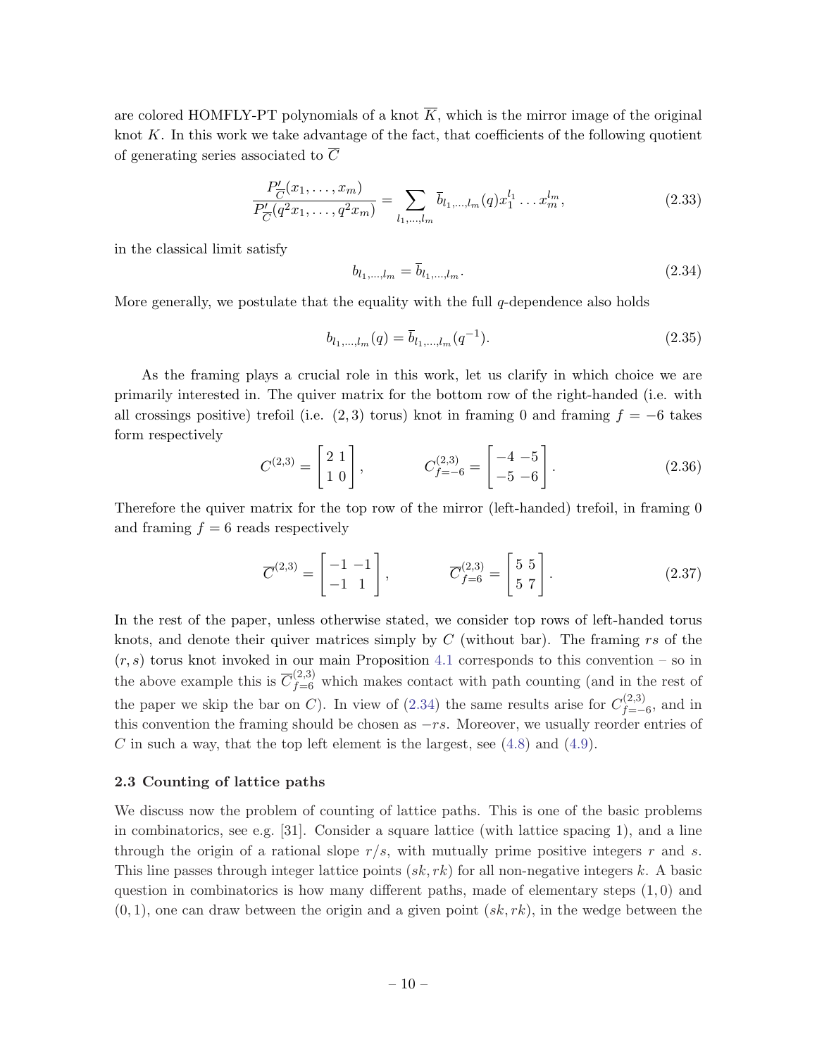are colored HOMFLY-PT polynomials of a knot $\overline{K}$, which is the mirror image of the original knot $K$. In this work we take advantage of the fact, that coefficients of the following quotient of generating series associated to $\overline{C}$

$$\frac{P'_{\overline{C}}(x_1,\ldots,x_m)}{P'_{\overline{C}}(q^2x_1,\ldots,q^2x_m)} = \sum_{l_1,\ldots,l_m} \overline{b}_{l_1,\ldots,l_m}(q) x_1^{l_1}\ldots x_m^{l_m}, \tag{2.33}$$

in the classical limit satisfy

$$b_{l_1,\ldots,l_m} = \overline{b}_{l_1,\ldots,l_m}. \tag{2.34}$$

More generally, we postulate that the equality with the full $q$-dependence also holds

$$b_{l_1,\ldots,l_m}(q) = \overline{b}_{l_1,\ldots,l_m}(q^{-1}). \tag{2.35}$$

As the framing plays a crucial role in this work, let us clarify in which choice we are primarily interested in. The quiver matrix for the bottom row of the right-handed (i.e. with all crossings positive) trefoil (i.e. $(2,3)$ torus) knot in framing 0 and framing $f=-6$ takes form respectively

$$C^{(2,3)} = \begin{bmatrix} 2 & 1 \\ 1 & 0 \end{bmatrix}, \qquad C^{(2,3)}_{f=-6} = \begin{bmatrix} -4 & -5 \\ -5 & -6 \end{bmatrix}. \tag{2.36}$$

Therefore the quiver matrix for the top row of the mirror (left-handed) trefoil, in framing 0 and framing $f=6$ reads respectively

$$\overline{C}^{(2,3)} = \begin{bmatrix} -1 & -1 \\ -1 & 1 \end{bmatrix}, \qquad \overline{C}^{(2,3)}_{f=6} = \begin{bmatrix} 5 & 5 \\ 5 & 7 \end{bmatrix}. \tag{2.37}$$

In the rest of the paper, unless otherwise stated, we consider top rows of left-handed torus knots, and denote their quiver matrices simply by $C$ (without bar). The framing $rs$ of the $(r,s)$ torus knot invoked in our main Proposition 4.1 corresponds to this convention – so in the above example this is $\overline{C}^{(2,3)}_{f=6}$ which makes contact with path counting (and in the rest of the paper we skip the bar on $C$). In view of (2.34) the same results arise for $C^{(2,3)}_{f=-6}$, and in this convention the framing should be chosen as $-rs$. Moreover, we usually reorder entries of $C$ in such a way, that the top left element is the largest, see (4.8) and (4.9).

### 2.3 Counting of lattice paths

We discuss now the problem of counting of lattice paths. This is one of the basic problems in combinatorics, see e.g. [31]. Consider a square lattice (with lattice spacing 1), and a line through the origin of a rational slope $r/s$, with mutually prime positive integers $r$ and $s$. This line passes through integer lattice points $(sk, rk)$ for all non-negative integers $k$. A basic question in combinatorics is how many different paths, made of elementary steps $(1,0)$ and $(0,1)$, one can draw between the origin and a given point $(sk, rk)$, in the wedge between the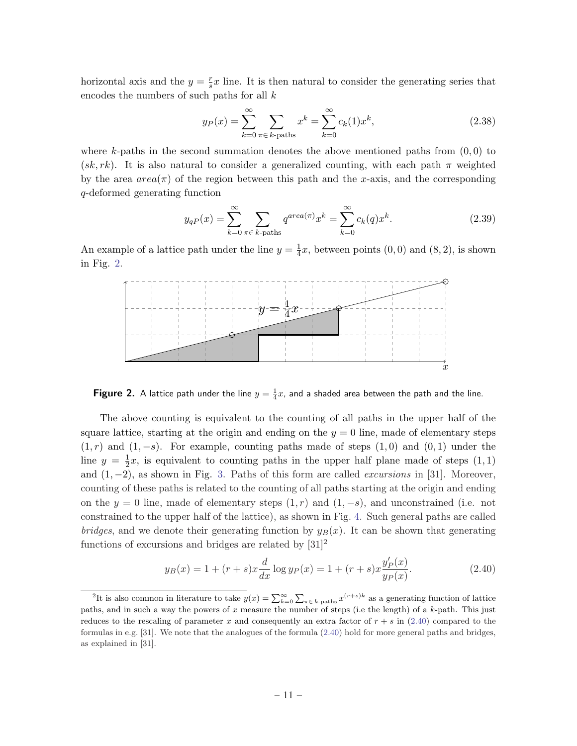horizontal axis and the $y = \frac{r}{s}x$ line. It is then natural to consider the generating series that encodes the numbers of such paths for all $k$

$$y_P(x) = \sum_{k=0}^{\infty} \sum_{\pi \in k\text{-paths}} x^k = \sum_{k=0}^{\infty} c_k(1) x^k, \tag{2.38}$$

where $k$-paths in the second summation denotes the above mentioned paths from $(0, 0)$ to $(sk, rk)$. It is also natural to consider a generalized counting, with each path $\pi$ weighted by the area $area(\pi)$ of the region between this path and the $x$-axis, and the corresponding $q$-deformed generating function

$$y_{qP}(x) = \sum_{k=0}^{\infty} \sum_{\pi \in k\text{-paths}} q^{area(\pi)} x^k = \sum_{k=0}^{\infty} c_k(q) x^k. \tag{2.39}$$

An example of a lattice path under the line $y = \frac{1}{4}x$, between points $(0, 0)$ and $(8, 2)$, is shown in Fig. 2.

**Figure 2.** A lattice path under the line $y = \frac{1}{4}x$, and a shaded area between the path and the line.

The above counting is equivalent to the counting of all paths in the upper half of the square lattice, starting at the origin and ending on the $y = 0$ line, made of elementary steps $(1, r)$ and $(1, -s)$. For example, counting paths made of steps $(1, 0)$ and $(0, 1)$ under the line $y = \frac{1}{2}x$, is equivalent to counting paths in the upper half plane made of steps $(1, 1)$ and $(1, -2)$, as shown in Fig. 3. Paths of this form are called *excursions* in [31]. Moreover, counting of these paths is related to the counting of all paths starting at the origin and ending on the $y = 0$ line, made of elementary steps $(1, r)$ and $(1, -s)$, and unconstrained (i.e. not constrained to the upper half of the lattice), as shown in Fig. 4. Such general paths are called *bridges*, and we denote their generating function by $y_B(x)$. It can be shown that generating functions of excursions and bridges are related by [31][2]

$$y_B(x) = 1 + (r + s)x \frac{d}{dx} \log y_P(x) = 1 + (r + s)x \frac{y_P'(x)}{y_P(x)}. \tag{2.40}$$

[2]It is also common in literature to take $y(x) = \sum_{k=0}^{\infty} \sum_{\pi \in k\text{-paths}} x^{(r+s)k}$ as a generating function of lattice paths, and in such a way the powers of $x$ measure the number of steps (i.e the length) of a $k$-path. This just reduces to the rescaling of parameter $x$ and consequently an extra factor of $r + s$ in (2.40) compared to the formulas in e.g. [31]. We note that the analogues of the formula (2.40) hold for more general paths and bridges, as explained in [31].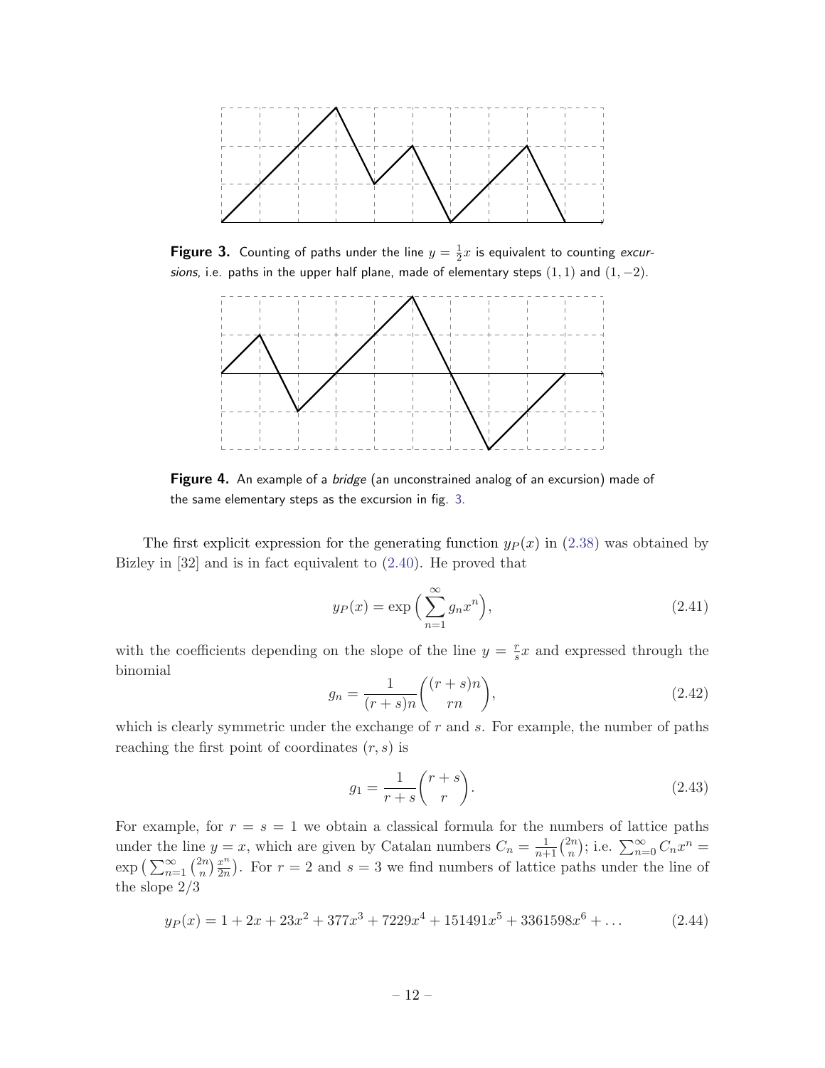**Figure 3.** Counting of paths under the line $y = \frac{1}{2}x$ is equivalent to counting *excursions*, i.e. paths in the upper half plane, made of elementary steps $(1,1)$ and $(1,-2)$.

**Figure 4.** An example of a *bridge* (an unconstrained analog of an excursion) made of the same elementary steps as the excursion in fig. 3.

The first explicit expression for the generating function $y_P(x)$ in (2.38) was obtained by Bizley in [32] and is in fact equivalent to (2.40). He proved that

$$y_P(x) = \exp\Big(\sum_{n=1}^{\infty} g_n x^n\Big), \tag{2.41}$$

with the coefficients depending on the slope of the line $y = \frac{r}{s}x$ and expressed through the binomial

$$g_n = \frac{1}{(r+s)n}\binom{(r+s)n}{rn}, \tag{2.42}$$

which is clearly symmetric under the exchange of $r$ and $s$. For example, the number of paths reaching the first point of coordinates $(r,s)$ is

$$g_1 = \frac{1}{r+s}\binom{r+s}{r}. \tag{2.43}$$

For example, for $r = s = 1$ we obtain a classical formula for the numbers of lattice paths under the line $y = x$, which are given by Catalan numbers $C_n = \frac{1}{n+1}\binom{2n}{n}$; i.e. $\sum_{n=0}^{\infty} C_n x^n = \exp\big(\sum_{n=1}^{\infty}\binom{2n}{n}\frac{x^n}{2n}\big)$. For $r = 2$ and $s = 3$ we find numbers of lattice paths under the line of the slope $2/3$

$$y_P(x) = 1 + 2x + 23x^2 + 377x^3 + 7229x^4 + 151491x^5 + 3361598x^6 + \ldots \tag{2.44}$$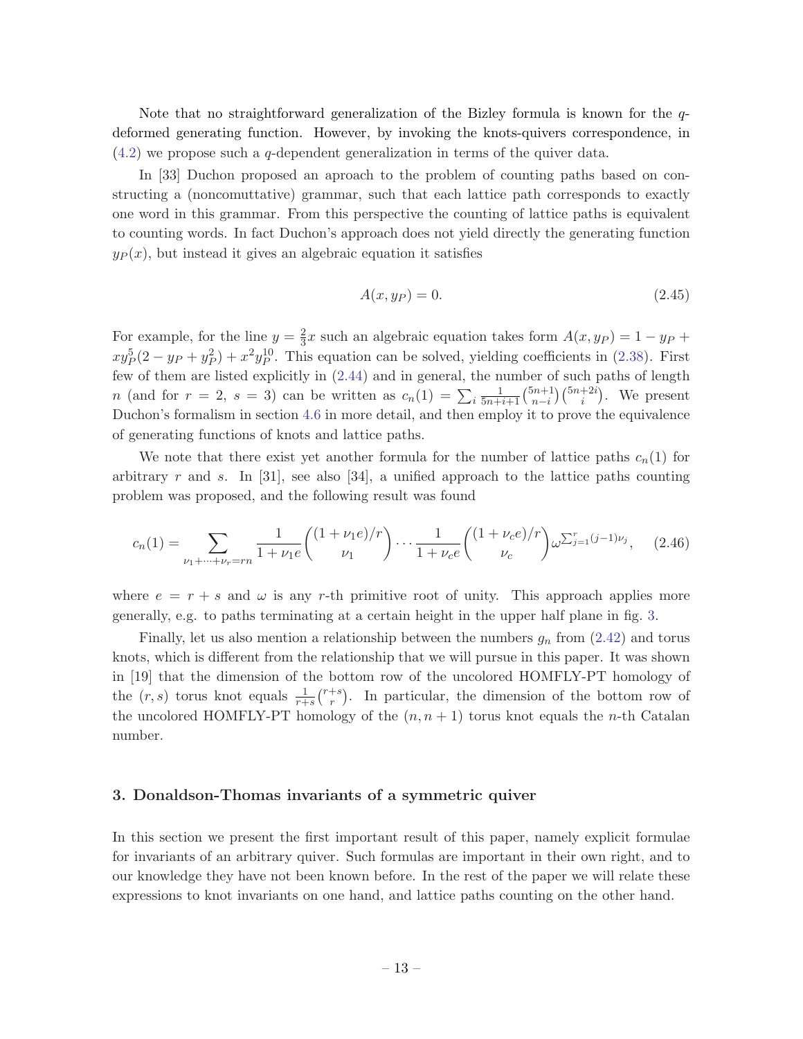Note that no straightforward generalization of the Bizley formula is known for the $q$-deformed generating function. However, by invoking the knots-quivers correspondence, in (4.2) we propose such a $q$-dependent generalization in terms of the quiver data.

In [33] Duchon proposed an aproach to the problem of counting paths based on constructing a (noncomuttative) grammar, such that each lattice path corresponds to exactly one word in this grammar. From this perspective the counting of lattice paths is equivalent to counting words. In fact Duchon's approach does not yield directly the generating function $y_P(x)$, but instead it gives an algebraic equation it satisfies

$$A(x, y_P) = 0. \tag{2.45}$$

For example, for the line $y = \frac{2}{3}x$ such an algebraic equation takes form $A(x, y_P) = 1 - y_P + xy_P^5(2 - y_P + y_P^2) + x^2 y_P^{10}$. This equation can be solved, yielding coefficients in (2.38). First few of them are listed explicitly in (2.44) and in general, the number of such paths of length $n$ (and for $r = 2$, $s = 3$) can be written as $c_n(1) = \sum_i \frac{1}{5n+i+1}\binom{5n+1}{n-i}\binom{5n+2i}{i}$. We present Duchon's formalism in section 4.6 in more detail, and then employ it to prove the equivalence of generating functions of knots and lattice paths.

We note that there exist yet another formula for the number of lattice paths $c_n(1)$ for arbitrary $r$ and $s$. In [31], see also [34], a unified approach to the lattice paths counting problem was proposed, and the following result was found

$$c_n(1) = \sum_{\nu_1+\cdots+\nu_r=rn} \frac{1}{1+\nu_1 e}\binom{(1+\nu_1 e)/r}{\nu_1}\cdots\frac{1}{1+\nu_c e}\binom{(1+\nu_c e)/r}{\nu_c}\omega^{\sum_{j=1}^{r}(j-1)\nu_j}, \tag{2.46}$$

where $e = r + s$ and $\omega$ is any $r$-th primitive root of unity. This approach applies more generally, e.g. to paths terminating at a certain height in the upper half plane in fig. 3.

Finally, let us also mention a relationship between the numbers $g_n$ from (2.42) and torus knots, which is different from the relationship that we will pursue in this paper. It was shown in [19] that the dimension of the bottom row of the uncolored HOMFLY-PT homology of the $(r, s)$ torus knot equals $\frac{1}{r+s}\binom{r+s}{r}$. In particular, the dimension of the bottom row of the uncolored HOMFLY-PT homology of the $(n, n+1)$ torus knot equals the $n$-th Catalan number.

## 3. Donaldson-Thomas invariants of a symmetric quiver

In this section we present the first important result of this paper, namely explicit formulae for invariants of an arbitrary quiver. Such formulas are important in their own right, and to our knowledge they have not been known before. In the rest of the paper we will relate these expressions to knot invariants on one hand, and lattice paths counting on the other hand.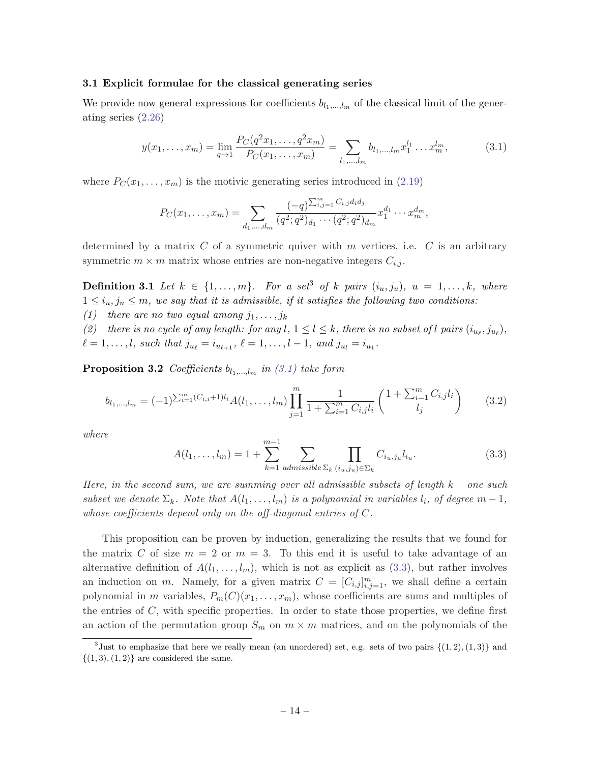### 3.1 Explicit formulae for the classical generating series

We provide now general expressions for coefficients $b_{l_1,\ldots,l_m}$ of the classical limit of the generating series (2.26)

$$y(x_1,\ldots,x_m) = \lim_{q\to 1} \frac{P_C(q^2x_1,\ldots,q^2x_m)}{P_C(x_1,\ldots,x_m)} = \sum_{l_1,\ldots,l_m} b_{l_1,\ldots,l_m} x_1^{l_1}\ldots x_m^{l_m}, \tag{3.1}$$

where $P_C(x_1,\ldots,x_m)$ is the motivic generating series introduced in (2.19)

$$P_C(x_1,\ldots,x_m) = \sum_{d_1,\ldots,d_m} \frac{(-q)^{\sum_{i,j=1}^m C_{i,j}d_id_j}}{(q^2;q^2)_{d_1}\cdots(q^2;q^2)_{d_m}} x_1^{d_1}\cdots x_m^{d_m},$$

determined by a matrix $C$ of a symmetric quiver with $m$ vertices, i.e. $C$ is an arbitrary symmetric $m\times m$ matrix whose entries are non-negative integers $C_{i,j}$.

**Definition 3.1** *Let $k\in\{1,\ldots,m\}$. For a set[3] of $k$ pairs $(i_u,j_u)$, $u=1,\ldots,k$, where $1\le i_u,j_u\le m$, we say that it is admissible, if it satisfies the following two conditions:*
*(1) there are no two equal among $j_1,\ldots,j_k$*
*(2) there is no cycle of any length: for any $l$, $1\le l\le k$, there is no subset of $l$ pairs $(i_{u_\ell},j_{u_\ell})$, $\ell=1,\ldots,l$, such that $j_{u_\ell}=i_{u_{\ell+1}}$, $\ell=1,\ldots,l-1$, and $j_{u_l}=i_{u_1}$.*

**Proposition 3.2** *Coefficients $b_{l_1,\ldots,l_m}$ in (3.1) take form*

$$b_{l_1,\ldots,l_m} = (-1)^{\sum_{i=1}^m (C_{i,i}+1)l_i} A(l_1,\ldots,l_m) \prod_{j=1}^m \frac{1}{1+\sum_{i=1}^m C_{i,j}l_i}\binom{1+\sum_{i=1}^m C_{i,j}l_i}{l_j} \tag{3.2}$$

*where*

$$A(l_1,\ldots,l_m) = 1 + \sum_{k=1}^{m-1} \sum_{\text{admissible}\,\Sigma_k} \prod_{(i_u,j_u)\in\Sigma_k} C_{i_u,j_u} l_{i_u}. \tag{3.3}$$

*Here, in the second sum, we are summing over all admissible subsets of length $k$ – one such subset we denote $\Sigma_k$. Note that $A(l_1,\ldots,l_m)$ is a polynomial in variables $l_i$, of degree $m-1$, whose coefficients depend only on the off-diagonal entries of $C$.*

This proposition can be proven by induction, generalizing the results that we found for the matrix $C$ of size $m=2$ or $m=3$. To this end it is useful to take advantage of an alternative definition of $A(l_1,\ldots,l_m)$, which is not as explicit as (3.3), but rather involves an induction on $m$. Namely, for a given matrix $C=[C_{i,j}]_{i,j=1}^m$, we shall define a certain polynomial in $m$ variables, $P_m(C)(x_1,\ldots,x_m)$, whose coefficients are sums and multiples of the entries of $C$, with specific properties. In order to state those properties, we define first an action of the permutation group $S_m$ on $m\times m$ matrices, and on the polynomials of the

[3] Just to emphasize that here we really mean (an unordered) set, e.g. sets of two pairs $\{(1,2),(1,3)\}$ and $\{(1,3),(1,2)\}$ are considered the same.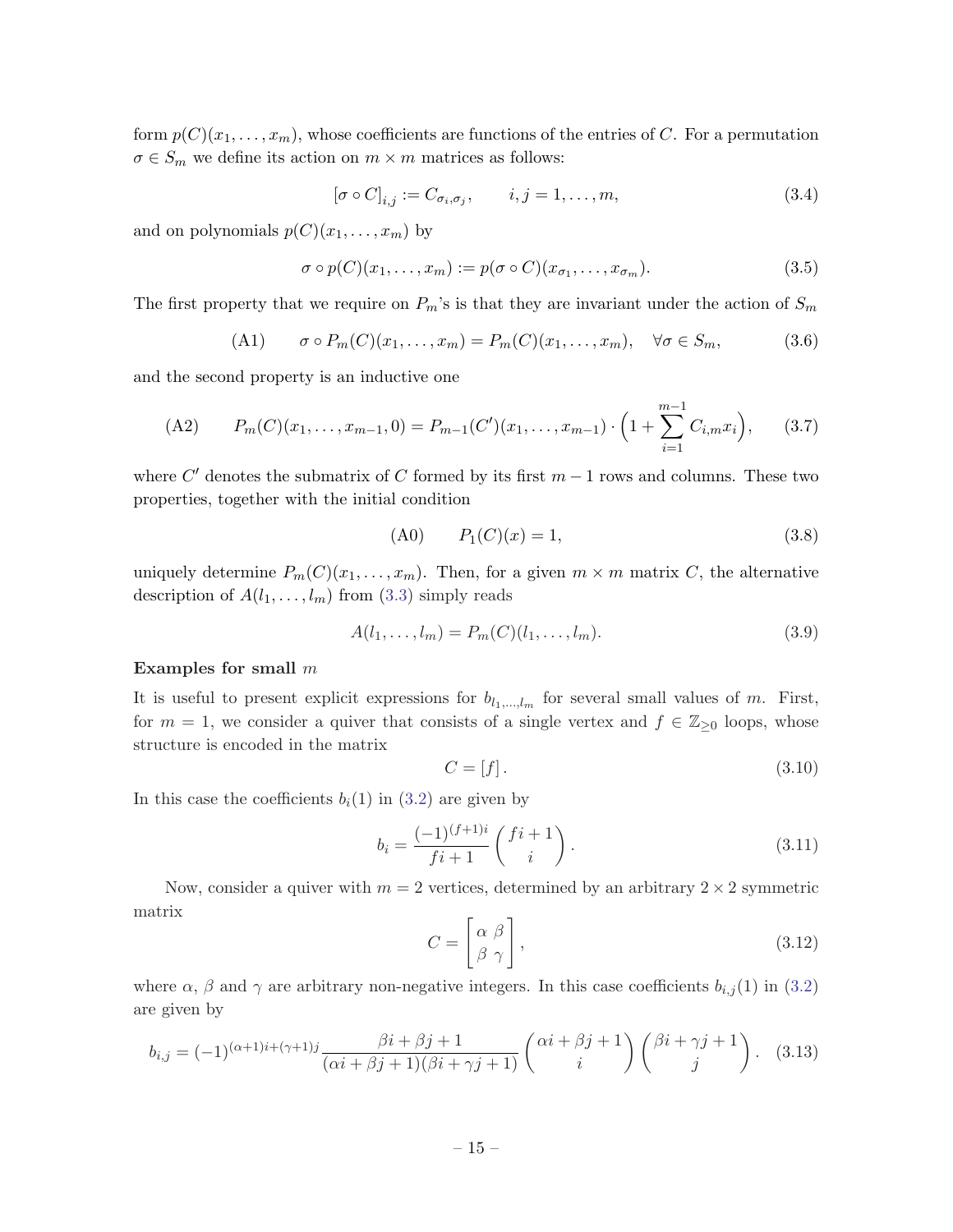form $p(C)(x_1, \ldots, x_m)$, whose coefficients are functions of the entries of $C$. For a permutation $\sigma \in S_m$ we define its action on $m \times m$ matrices as follows:

$$[\sigma \circ C]_{i,j} := C_{\sigma_i, \sigma_j}, \qquad i, j = 1, \ldots, m, \tag{3.4}$$

and on polynomials $p(C)(x_1, \ldots, x_m)$ by

$$\sigma \circ p(C)(x_1, \ldots, x_m) := p(\sigma \circ C)(x_{\sigma_1}, \ldots, x_{\sigma_m}). \tag{3.5}$$

The first property that we require on $P_m$'s is that they are invariant under the action of $S_m$

$$\text{(A1)} \qquad \sigma \circ P_m(C)(x_1, \ldots, x_m) = P_m(C)(x_1, \ldots, x_m), \quad \forall \sigma \in S_m, \tag{3.6}$$

and the second property is an inductive one

$$\text{(A2)} \qquad P_m(C)(x_1, \ldots, x_{m-1}, 0) = P_{m-1}(C')(x_1, \ldots, x_{m-1}) \cdot \Big(1 + \sum_{i=1}^{m-1} C_{i,m} x_i\Big), \tag{3.7}$$

where $C'$ denotes the submatrix of $C$ formed by its first $m-1$ rows and columns. These two properties, together with the initial condition

$$\text{(A0)} \qquad P_1(C)(x) = 1, \tag{3.8}$$

uniquely determine $P_m(C)(x_1, \ldots, x_m)$. Then, for a given $m \times m$ matrix $C$, the alternative description of $A(l_1, \ldots, l_m)$ from (3.3) simply reads

$$A(l_1, \ldots, l_m) = P_m(C)(l_1, \ldots, l_m). \tag{3.9}$$

**Examples for small** $m$

It is useful to present explicit expressions for $b_{l_1,\ldots,l_m}$ for several small values of $m$. First, for $m = 1$, we consider a quiver that consists of a single vertex and $f \in \mathbb{Z}_{\geq 0}$ loops, whose structure is encoded in the matrix

$$C = [f]\,. \tag{3.10}$$

In this case the coefficients $b_i(1)$ in (3.2) are given by

$$b_i = \frac{(-1)^{(f+1)i}}{fi+1} \binom{fi+1}{i}. \tag{3.11}$$

Now, consider a quiver with $m = 2$ vertices, determined by an arbitrary $2 \times 2$ symmetric matrix

$$C = \begin{bmatrix} \alpha & \beta \\ \beta & \gamma \end{bmatrix}, \tag{3.12}$$

where $\alpha$, $\beta$ and $\gamma$ are arbitrary non-negative integers. In this case coefficients $b_{i,j}(1)$ in (3.2) are given by

$$b_{i,j} = (-1)^{(\alpha+1)i+(\gamma+1)j} \frac{\beta i + \beta j + 1}{(\alpha i + \beta j + 1)(\beta i + \gamma j + 1)} \binom{\alpha i + \beta j + 1}{i} \binom{\beta i + \gamma j + 1}{j}. \tag{3.13}$$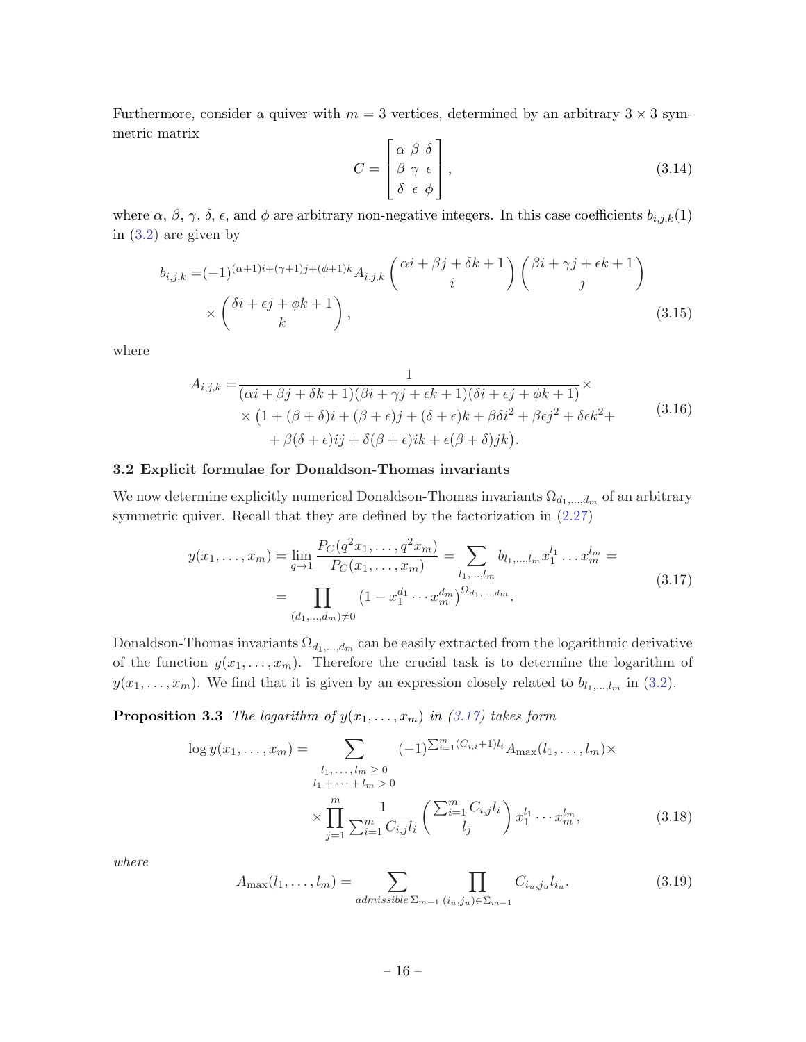Furthermore, consider a quiver with $m = 3$ vertices, determined by an arbitrary $3 \times 3$ symmetric matrix

$$C = \begin{bmatrix} \alpha & \beta & \delta \\ \beta & \gamma & \epsilon \\ \delta & \epsilon & \phi \end{bmatrix}, \tag{3.14}$$

where $\alpha$, $\beta$, $\gamma$, $\delta$, $\epsilon$, and $\phi$ are arbitrary non-negative integers. In this case coefficients $b_{i,j,k}(1)$ in (3.2) are given by

$$\begin{aligned} b_{i,j,k} =& (-1)^{(\alpha+1)i+(\gamma+1)j+(\phi+1)k} A_{i,j,k} \binom{\alpha i + \beta j + \delta k + 1}{i} \binom{\beta i + \gamma j + \epsilon k + 1}{j} \\ & \times \binom{\delta i + \epsilon j + \phi k + 1}{k}, \end{aligned} \tag{3.15}$$

where

$$\begin{aligned} A_{i,j,k} =& \frac{1}{(\alpha i + \beta j + \delta k + 1)(\beta i + \gamma j + \epsilon k + 1)(\delta i + \epsilon j + \phi k + 1)} \times \\ & \times \big(1 + (\beta + \delta) i + (\beta + \epsilon) j + (\delta + \epsilon) k + \beta \delta i^2 + \beta \epsilon j^2 + \delta \epsilon k^2 + \\ & + \beta(\delta + \epsilon) ij + \delta(\beta + \epsilon) ik + \epsilon(\beta + \delta) jk\big). \end{aligned} \tag{3.16}$$

### 3.2 Explicit formulae for Donaldson-Thomas invariants

We now determine explicitly numerical Donaldson-Thomas invariants $\Omega_{d_1,\ldots,d_m}$ of an arbitrary symmetric quiver. Recall that they are defined by the factorization in (2.27)

$$\begin{aligned} y(x_1,\ldots,x_m) = \lim_{q\to 1} \frac{P_C(q^2 x_1,\ldots,q^2 x_m)}{P_C(x_1,\ldots,x_m)} = \sum_{l_1,\ldots,l_m} b_{l_1,\ldots,l_m} x_1^{l_1} \ldots x_m^{l_m} = \\ = \prod_{(d_1,\ldots,d_m)\neq 0} \big(1 - x_1^{d_1} \cdots x_m^{d_m}\big)^{\Omega_{d_1,\ldots,d_m}}. \end{aligned} \tag{3.17}$$

Donaldson-Thomas invariants $\Omega_{d_1,\ldots,d_m}$ can be easily extracted from the logarithmic derivative of the function $y(x_1,\ldots,x_m)$. Therefore the crucial task is to determine the logarithm of $y(x_1,\ldots,x_m)$. We find that it is given by an expression closely related to $b_{l_1,\ldots,l_m}$ in (3.2).

**Proposition 3.3** *The logarithm of $y(x_1,\ldots,x_m)$ in (3.17) takes form*

$$\begin{aligned} \log y(x_1,\ldots,x_m) = & \sum_{\substack{l_1,\ldots,l_m \geq 0 \\ l_1+\cdots+l_m > 0}} (-1)^{\sum_{i=1}^m (C_{i,i}+1) l_i} A_{\max}(l_1,\ldots,l_m) \times \\ & \times \prod_{j=1}^m \frac{1}{\sum_{i=1}^m C_{i,j} l_i} \binom{\sum_{i=1}^m C_{i,j} l_i}{l_j} x_1^{l_1} \cdots x_m^{l_m}, \end{aligned} \tag{3.18}$$

*where*

$$A_{\max}(l_1,\ldots,l_m) = \sum_{\textit{admissible}\, \Sigma_{m-1}} \prod_{(i_u,j_u)\in \Sigma_{m-1}} C_{i_u,j_u} l_{i_u}. \tag{3.19}$$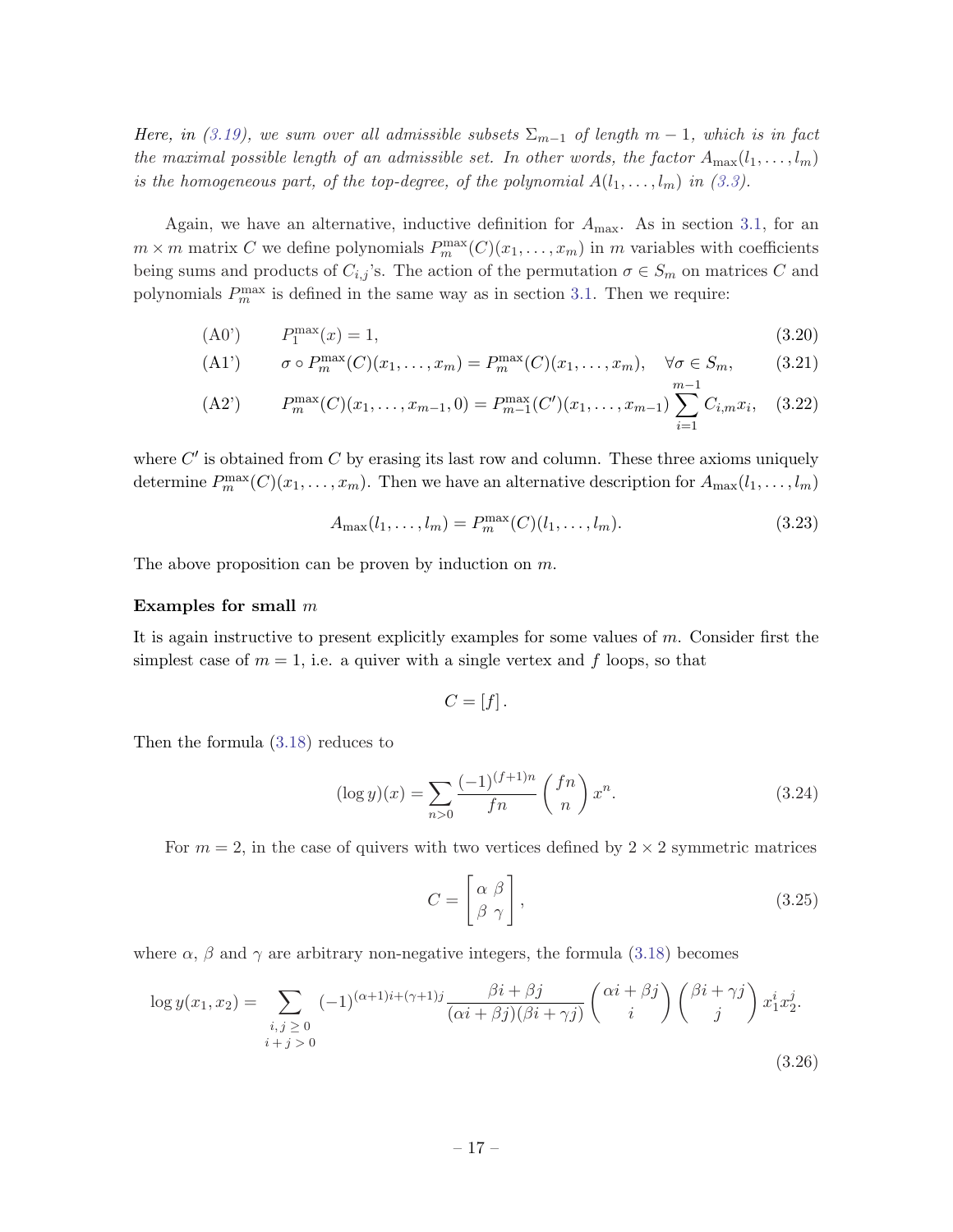*Here, in (3.19), we sum over all admissible subsets $\Sigma_{m-1}$ of length $m-1$, which is in fact the maximal possible length of an admissible set. In other words, the factor $A_{\max}(l_1,\ldots,l_m)$ is the homogeneous part, of the top-degree, of the polynomial $A(l_1,\ldots,l_m)$ in (3.3).*

Again, we have an alternative, inductive definition for $A_{\max}$. As in section 3.1, for an $m\times m$ matrix $C$ we define polynomials $P^{\max}_m(C)(x_1,\ldots,x_m)$ in $m$ variables with coefficients being sums and products of $C_{i,j}$'s. The action of the permutation $\sigma\in S_m$ on matrices $C$ and polynomials $P^{\max}_m$ is defined in the same way as in section 3.1. Then we require:

$$\text{(A0')}\qquad P^{\max}_1(x) = 1, \tag{3.20}$$

$$\text{(A1')}\qquad \sigma\circ P^{\max}_m(C)(x_1,\ldots,x_m) = P^{\max}_m(C)(x_1,\ldots,x_m),\quad \forall\sigma\in S_m, \tag{3.21}$$

$$\text{(A2')}\qquad P^{\max}_m(C)(x_1,\ldots,x_{m-1},0) = P^{\max}_{m-1}(C')(x_1,\ldots,x_{m-1})\sum_{i=1}^{m-1} C_{i,m}x_i, \tag{3.22}$$

where $C'$ is obtained from $C$ by erasing its last row and column. These three axioms uniquely determine $P^{\max}_m(C)(x_1,\ldots,x_m)$. Then we have an alternative description for $A_{\max}(l_1,\ldots,l_m)$

$$A_{\max}(l_1,\ldots,l_m) = P^{\max}_m(C)(l_1,\ldots,l_m). \tag{3.23}$$

The above proposition can be proven by induction on $m$.

**Examples for small $m$**

It is again instructive to present explicitly examples for some values of $m$. Consider first the simplest case of $m=1$, i.e. a quiver with a single vertex and $f$ loops, so that

$$C = [f].$$

Then the formula (3.18) reduces to

$$(\log y)(x) = \sum_{n>0}\frac{(-1)^{(f+1)n}}{fn}\binom{fn}{n}x^n. \tag{3.24}$$

For $m=2$, in the case of quivers with two vertices defined by $2\times 2$ symmetric matrices

$$C = \begin{bmatrix}\alpha & \beta\\ \beta & \gamma\end{bmatrix}, \tag{3.25}$$

where $\alpha$, $\beta$ and $\gamma$ are arbitrary non-negative integers, the formula (3.18) becomes

$$\log y(x_1,x_2) = \sum_{\substack{i,j\geq 0\\ i+j>0}} (-1)^{(\alpha+1)i+(\gamma+1)j}\frac{\beta i+\beta j}{(\alpha i+\beta j)(\beta i+\gamma j)}\binom{\alpha i+\beta j}{i}\binom{\beta i+\gamma j}{j}x_1^i x_2^j. \tag{3.26}$$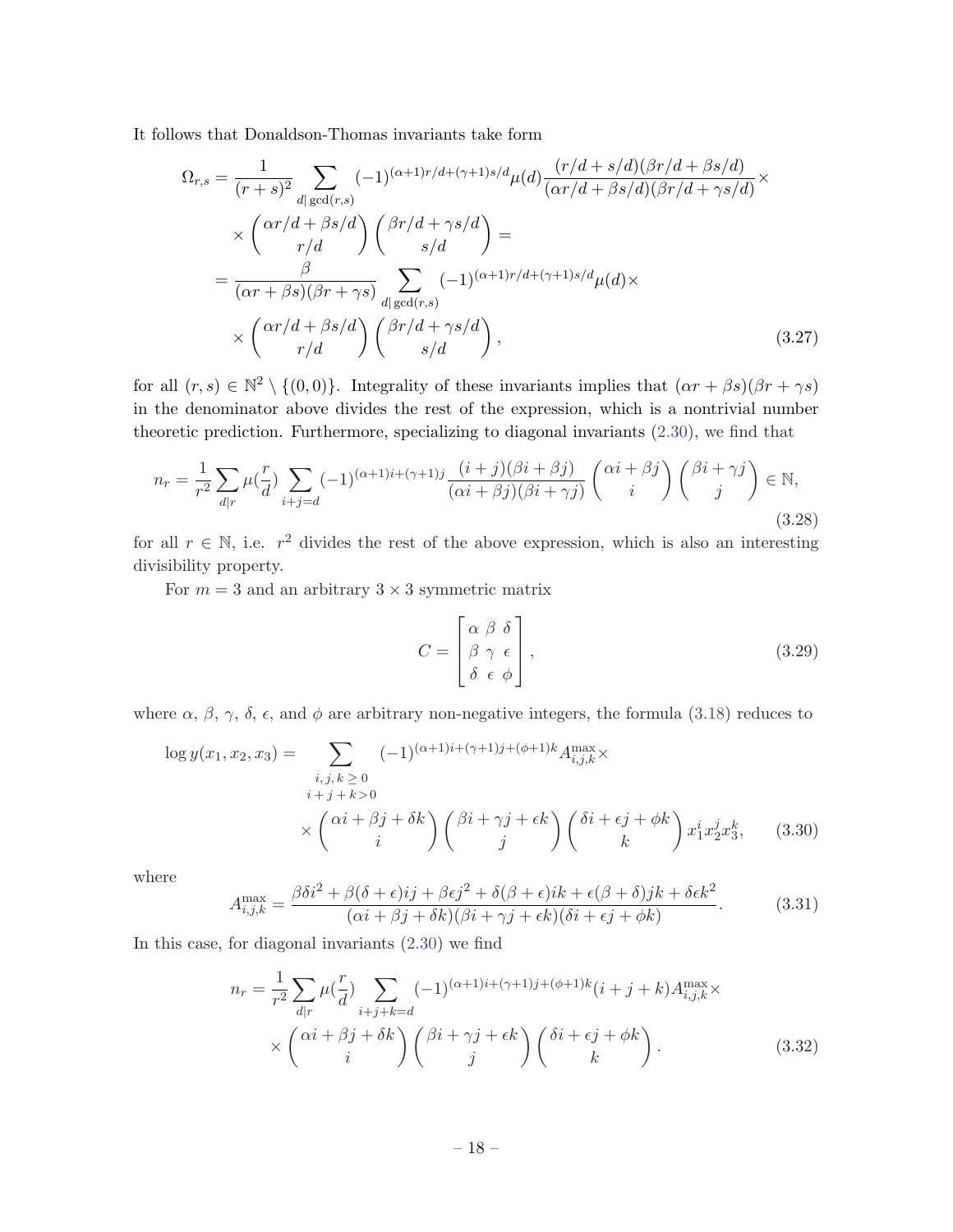It follows that Donaldson-Thomas invariants take form

$$
\begin{aligned}
\Omega_{r,s} &= \frac{1}{(r+s)^2} \sum_{d|\gcd(r,s)} (-1)^{(\alpha+1)r/d+(\gamma+1)s/d} \mu(d) \frac{(r/d+s/d)(\beta r/d+\beta s/d)}{(\alpha r/d+\beta s/d)(\beta r/d+\gamma s/d)} \times \\
&\quad \times \binom{\alpha r/d+\beta s/d}{r/d} \binom{\beta r/d+\gamma s/d}{s/d} = \\
&= \frac{\beta}{(\alpha r+\beta s)(\beta r+\gamma s)} \sum_{d|\gcd(r,s)} (-1)^{(\alpha+1)r/d+(\gamma+1)s/d} \mu(d) \times \\
&\quad \times \binom{\alpha r/d+\beta s/d}{r/d} \binom{\beta r/d+\gamma s/d}{s/d}, 
\end{aligned} \tag{3.27}
$$

for all $(r,s) \in \mathbb{N}^2 \setminus \{(0,0)\}$. Integrality of these invariants implies that $(\alpha r+\beta s)(\beta r+\gamma s)$ in the denominator above divides the rest of the expression, which is a nontrivial number theoretic prediction. Furthermore, specializing to diagonal invariants (2.30), we find that

$$
n_r = \frac{1}{r^2} \sum_{d|r} \mu(\tfrac{r}{d}) \sum_{i+j=d} (-1)^{(\alpha+1)i+(\gamma+1)j} \frac{(i+j)(\beta i+\beta j)}{(\alpha i+\beta j)(\beta i+\gamma j)} \binom{\alpha i+\beta j}{i} \binom{\beta i+\gamma j}{j} \in \mathbb{N}, \tag{3.28}
$$

for all $r \in \mathbb{N}$, i.e. $r^2$ divides the rest of the above expression, which is also an interesting divisibility property.

For $m=3$ and an arbitrary $3\times 3$ symmetric matrix

$$
C = \begin{bmatrix} \alpha & \beta & \delta \\ \beta & \gamma & \epsilon \\ \delta & \epsilon & \phi \end{bmatrix}, \tag{3.29}
$$

where $\alpha$, $\beta$, $\gamma$, $\delta$, $\epsilon$, and $\phi$ are arbitrary non-negative integers, the formula (3.18) reduces to

$$
\begin{aligned}
\log y(x_1,x_2,x_3) = &\sum_{\substack{i,j,k\geq 0 \\ i+j+k>0}} (-1)^{(\alpha+1)i+(\gamma+1)j+(\phi+1)k} A^{\max}_{i,j,k} \times \\
&\times \binom{\alpha i+\beta j+\delta k}{i} \binom{\beta i+\gamma j+\epsilon k}{j} \binom{\delta i+\epsilon j+\phi k}{k} x_1^i x_2^j x_3^k,
\end{aligned} \tag{3.30}
$$

where

$$
A^{\max}_{i,j,k} = \frac{\beta\delta i^2 + \beta(\delta+\epsilon)ij + \beta\epsilon j^2 + \delta(\beta+\epsilon)ik + \epsilon(\beta+\delta)jk + \delta\epsilon k^2}{(\alpha i+\beta j+\delta k)(\beta i+\gamma j+\epsilon k)(\delta i+\epsilon j+\phi k)}. \tag{3.31}
$$

In this case, for diagonal invariants (2.30) we find

$$
\begin{aligned}
n_r = &\frac{1}{r^2} \sum_{d|r} \mu(\tfrac{r}{d}) \sum_{i+j+k=d} (-1)^{(\alpha+1)i+(\gamma+1)j+(\phi+1)k} (i+j+k) A^{\max}_{i,j,k} \times \\
&\times \binom{\alpha i+\beta j+\delta k}{i} \binom{\beta i+\gamma j+\epsilon k}{j} \binom{\delta i+\epsilon j+\phi k}{k}.
\end{aligned} \tag{3.32}
$$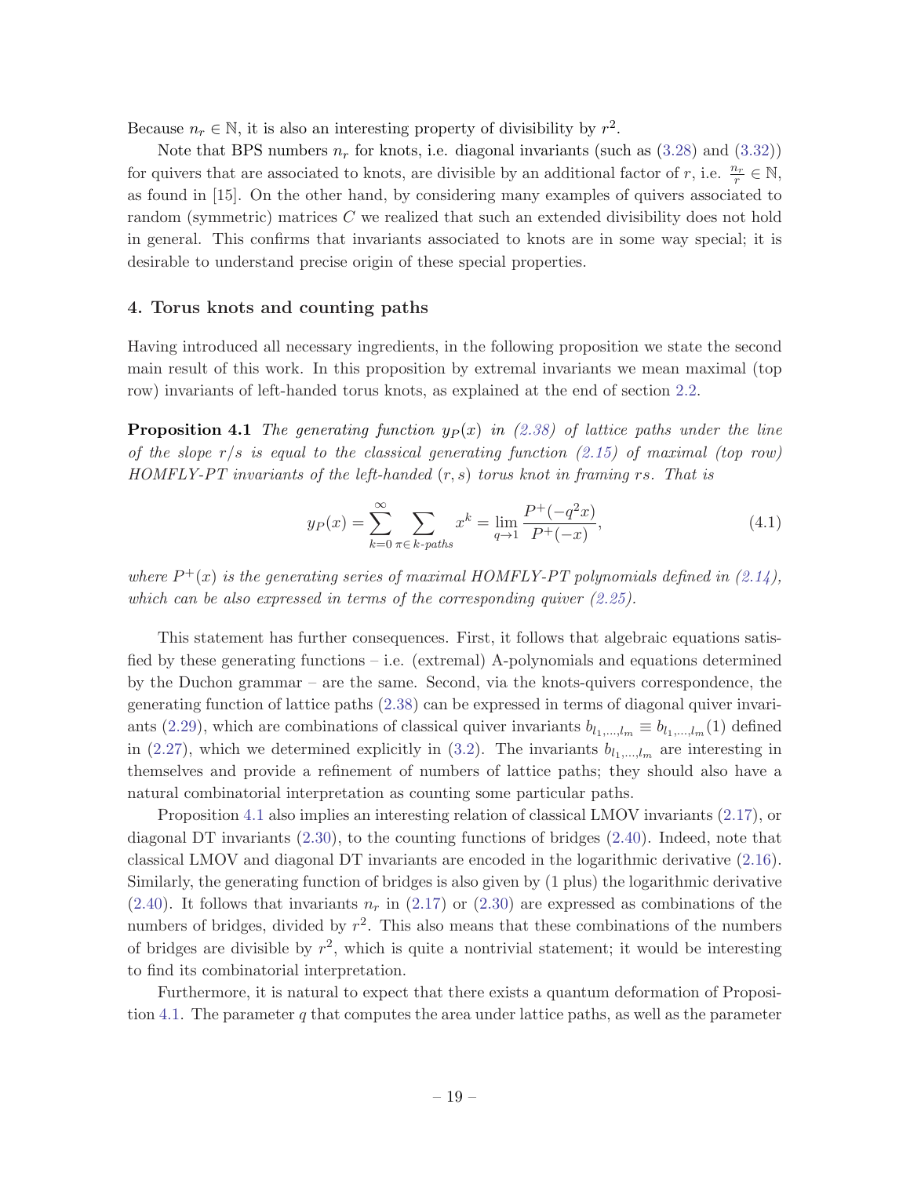Because $n_r \in \mathbb{N}$, it is also an interesting property of divisibility by $r^2$.

Note that BPS numbers $n_r$ for knots, i.e. diagonal invariants (such as (3.28) and (3.32)) for quivers that are associated to knots, are divisible by an additional factor of $r$, i.e. $\frac{n_r}{r} \in \mathbb{N}$, as found in [15]. On the other hand, by considering many examples of quivers associated to random (symmetric) matrices $C$ we realized that such an extended divisibility does not hold in general. This confirms that invariants associated to knots are in some way special; it is desirable to understand precise origin of these special properties.

## 4. Torus knots and counting paths

Having introduced all necessary ingredients, in the following proposition we state the second main result of this work. In this proposition by extremal invariants we mean maximal (top row) invariants of left-handed torus knots, as explained at the end of section 2.2.

**Proposition 4.1** *The generating function $y_P(x)$ in (2.38) of lattice paths under the line of the slope $r/s$ is equal to the classical generating function (2.15) of maximal (top row) HOMFLY-PT invariants of the left-handed $(r,s)$ torus knot in framing $rs$. That is*

$$
y_P(x) = \sum_{k=0}^{\infty} \sum_{\pi \in \, k\text{-paths}} x^k = \lim_{q \to 1} \frac{P^+(-q^2 x)}{P^+(-x)}, \tag{4.1}
$$

*where $P^+(x)$ is the generating series of maximal HOMFLY-PT polynomials defined in (2.14), which can be also expressed in terms of the corresponding quiver (2.25).*

This statement has further consequences. First, it follows that algebraic equations satisfied by these generating functions – i.e. (extremal) A-polynomials and equations determined by the Duchon grammar – are the same. Second, via the knots-quivers correspondence, the generating function of lattice paths (2.38) can be expressed in terms of diagonal quiver invariants (2.29), which are combinations of classical quiver invariants $b_{l_1,\ldots,l_m} \equiv b_{l_1,\ldots,l_m}(1)$ defined in (2.27), which we determined explicitly in (3.2). The invariants $b_{l_1,\ldots,l_m}$ are interesting in themselves and provide a refinement of numbers of lattice paths; they should also have a natural combinatorial interpretation as counting some particular paths.

Proposition 4.1 also implies an interesting relation of classical LMOV invariants (2.17), or diagonal DT invariants (2.30), to the counting functions of bridges (2.40). Indeed, note that classical LMOV and diagonal DT invariants are encoded in the logarithmic derivative (2.16). Similarly, the generating function of bridges is also given by (1 plus) the logarithmic derivative (2.40). It follows that invariants $n_r$ in (2.17) or (2.30) are expressed as combinations of the numbers of bridges, divided by $r^2$. This also means that these combinations of the numbers of bridges are divisible by $r^2$, which is quite a nontrivial statement; it would be interesting to find its combinatorial interpretation.

Furthermore, it is natural to expect that there exists a quantum deformation of Proposition 4.1. The parameter $q$ that computes the area under lattice paths, as well as the parameter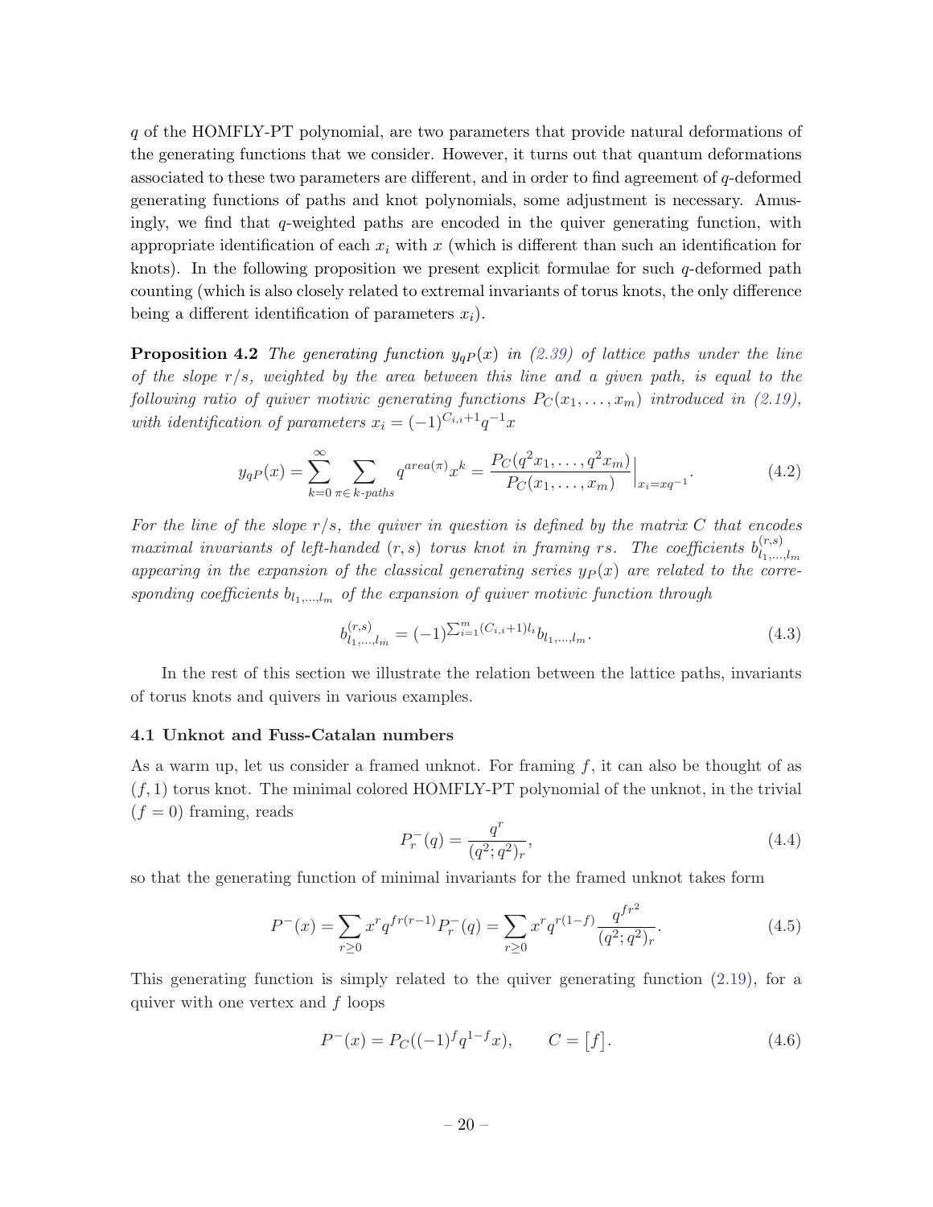$q$ of the HOMFLY-PT polynomial, are two parameters that provide natural deformations of the generating functions that we consider. However, it turns out that quantum deformations associated to these two parameters are different, and in order to find agreement of $q$-deformed generating functions of paths and knot polynomials, some adjustment is necessary. Amusingly, we find that $q$-weighted paths are encoded in the quiver generating function, with appropriate identification of each $x_i$ with $x$ (which is different than such an identification for knots). In the following proposition we present explicit formulae for such $q$-deformed path counting (which is also closely related to extremal invariants of torus knots, the only difference being a different identification of parameters $x_i$).

**Proposition 4.2** *The generating function $y_{qP}(x)$ in (2.39) of lattice paths under the line of the slope $r/s$, weighted by the area between this line and a given path, is equal to the following ratio of quiver motivic generating functions $P_C(x_1, \ldots, x_m)$ introduced in (2.19), with identification of parameters $x_i = (-1)^{C_{i,i}+1} q^{-1} x$*

$$y_{qP}(x) = \sum_{k=0}^{\infty} \sum_{\pi \in \, k\text{-}paths} q^{area(\pi)} x^k = \frac{P_C(q^2 x_1, \ldots, q^2 x_m)}{P_C(x_1, \ldots, x_m)}\Big|_{x_i = xq^{-1}}. \tag{4.2}$$

*For the line of the slope $r/s$, the quiver in question is defined by the matrix $C$ that encodes maximal invariants of left-handed $(r,s)$ torus knot in framing $rs$. The coefficients $b^{(r,s)}_{l_1,\ldots,l_m}$ appearing in the expansion of the classical generating series $y_P(x)$ are related to the corresponding coefficients $b_{l_1,\ldots,l_m}$ of the expansion of quiver motivic function through*

$$b^{(r,s)}_{l_1,\ldots,l_m} = (-1)^{\sum_{i=1}^m (C_{i,i}+1) l_i} b_{l_1,\ldots,l_m}. \tag{4.3}$$

In the rest of this section we illustrate the relation between the lattice paths, invariants of torus knots and quivers in various examples.

### 4.1 Unknot and Fuss-Catalan numbers

As a warm up, let us consider a framed unknot. For framing $f$, it can also be thought of as $(f, 1)$ torus knot. The minimal colored HOMFLY-PT polynomial of the unknot, in the trivial ($f = 0$) framing, reads

$$P_r^-(q) = \frac{q^r}{(q^2; q^2)_r}, \tag{4.4}$$

so that the generating function of minimal invariants for the framed unknot takes form

$$P^-(x) = \sum_{r \geq 0} x^r q^{fr(r-1)} P_r^-(q) = \sum_{r \geq 0} x^r q^{r(1-f)} \frac{q^{fr^2}}{(q^2; q^2)_r}. \tag{4.5}$$

This generating function is simply related to the quiver generating function (2.19), for a quiver with one vertex and $f$ loops

$$P^-(x) = P_C((-1)^f q^{1-f} x), \qquad C = \big[f\big]. \tag{4.6}$$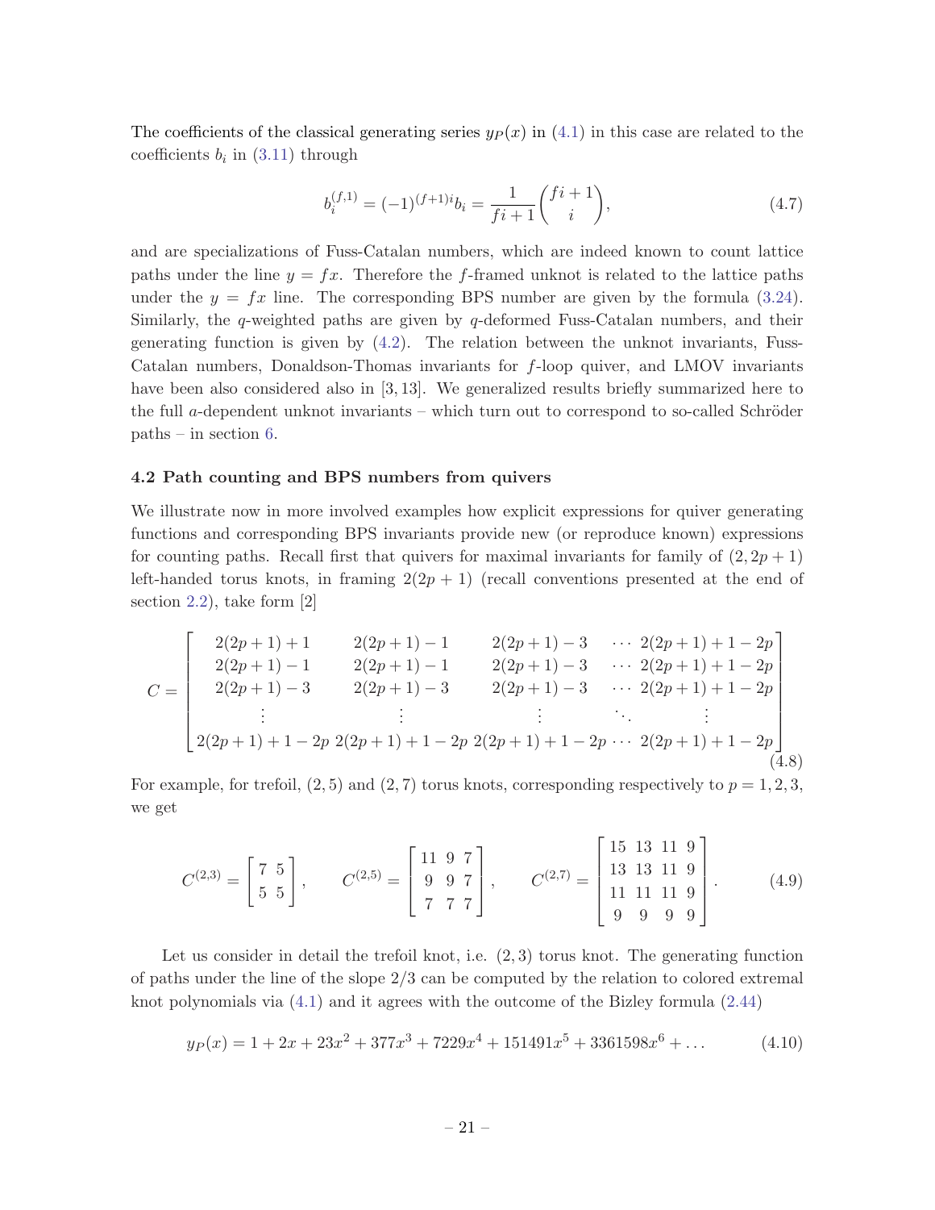The coefficients of the classical generating series $y_P(x)$ in (4.1) in this case are related to the coefficients $b_i$ in (3.11) through

$$b_i^{(f,1)} = (-1)^{(f+1)i} b_i = \frac{1}{fi+1}\binom{fi+1}{i}, \tag{4.7}$$

and are specializations of Fuss-Catalan numbers, which are indeed known to count lattice paths under the line $y = fx$. Therefore the $f$-framed unknot is related to the lattice paths under the $y = fx$ line. The corresponding BPS number are given by the formula (3.24). Similarly, the $q$-weighted paths are given by $q$-deformed Fuss-Catalan numbers, and their generating function is given by (4.2). The relation between the unknot invariants, Fuss-Catalan numbers, Donaldson-Thomas invariants for $f$-loop quiver, and LMOV invariants have been also considered also in [3, 13]. We generalized results briefly summarized here to the full $a$-dependent unknot invariants – which turn out to correspond to so-called Schröder paths – in section 6.

### 4.2 Path counting and BPS numbers from quivers

We illustrate now in more involved examples how explicit expressions for quiver generating functions and corresponding BPS invariants provide new (or reproduce known) expressions for counting paths. Recall first that quivers for maximal invariants for family of $(2, 2p+1)$ left-handed torus knots, in framing $2(2p+1)$ (recall conventions presented at the end of section 2.2), take form [2]

$$C = \begin{bmatrix} 2(2p+1)+1 & 2(2p+1)-1 & 2(2p+1)-3 & \cdots & 2(2p+1)+1-2p \\ 2(2p+1)-1 & 2(2p+1)-1 & 2(2p+1)-3 & \cdots & 2(2p+1)+1-2p \\ 2(2p+1)-3 & 2(2p+1)-3 & 2(2p+1)-3 & \cdots & 2(2p+1)+1-2p \\ \vdots & \vdots & \vdots & \ddots & \vdots \\ 2(2p+1)+1-2p & 2(2p+1)+1-2p & 2(2p+1)+1-2p & \cdots & 2(2p+1)+1-2p \end{bmatrix} \tag{4.8}$$

For example, for trefoil, $(2,5)$ and $(2,7)$ torus knots, corresponding respectively to $p = 1, 2, 3$, we get

$$C^{(2,3)} = \begin{bmatrix} 7 & 5 \\ 5 & 5 \end{bmatrix}, \qquad C^{(2,5)} = \begin{bmatrix} 11 & 9 & 7 \\ 9 & 9 & 7 \\ 7 & 7 & 7 \end{bmatrix}, \qquad C^{(2,7)} = \begin{bmatrix} 15 & 13 & 11 & 9 \\ 13 & 13 & 11 & 9 \\ 11 & 11 & 11 & 9 \\ 9 & 9 & 9 & 9 \end{bmatrix}. \tag{4.9}$$

Let us consider in detail the trefoil knot, i.e. $(2,3)$ torus knot. The generating function of paths under the line of the slope $2/3$ can be computed by the relation to colored extremal knot polynomials via (4.1) and it agrees with the outcome of the Bizley formula (2.44)

$$y_P(x) = 1 + 2x + 23x^2 + 377x^3 + 7229x^4 + 151491x^5 + 3361598x^6 + \ldots \tag{4.10}$$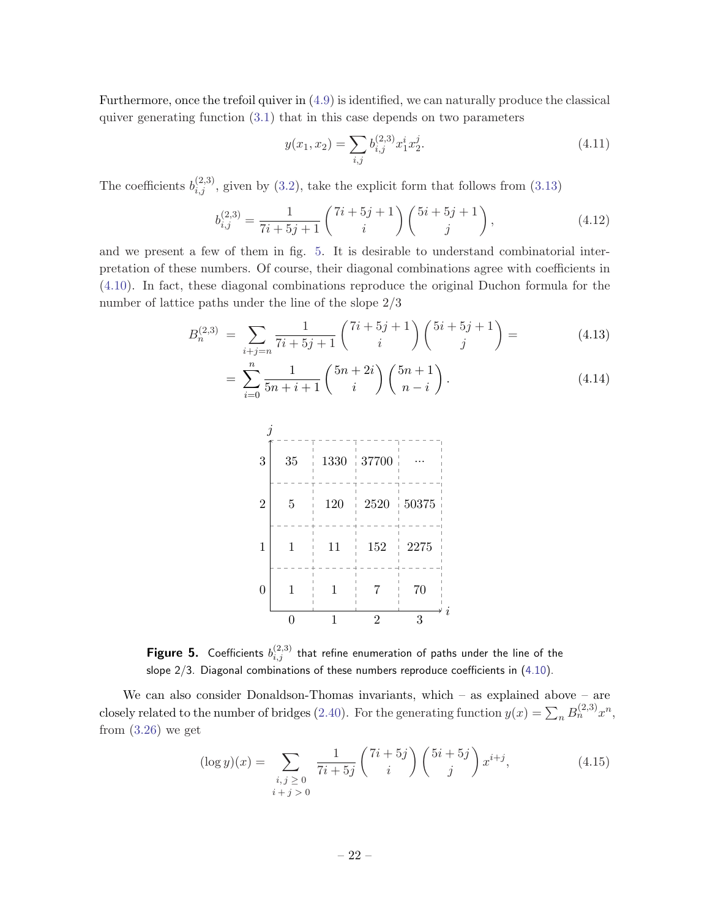Furthermore, once the trefoil quiver in (4.9) is identified, we can naturally produce the classical quiver generating function (3.1) that in this case depends on two parameters

$$y(x_1, x_2) = \sum_{i,j} b_{i,j}^{(2,3)} x_1^i x_2^j. \tag{4.11}$$

The coefficients $b_{i,j}^{(2,3)}$, given by (3.2), take the explicit form that follows from (3.13)

$$b_{i,j}^{(2,3)} = \frac{1}{7i+5j+1} \binom{7i+5j+1}{i} \binom{5i+5j+1}{j}, \tag{4.12}$$

and we present a few of them in fig. 5. It is desirable to understand combinatorial interpretation of these numbers. Of course, their diagonal combinations agree with coefficients in (4.10). In fact, these diagonal combinations reproduce the original Duchon formula for the number of lattice paths under the line of the slope 2/3

$$B_n^{(2,3)} = \sum_{i+j=n} \frac{1}{7i+5j+1} \binom{7i+5j+1}{i} \binom{5i+5j+1}{j} = \tag{4.13}$$

$$= \sum_{i=0}^{n} \frac{1}{5n+i+1} \binom{5n+2i}{i} \binom{5n+1}{n-i}. \tag{4.14}$$

| $j$ \ $i$ | 0 | 1 | 2 | 3 |
|---|---|---|---|---|
| 3 | 35 | 1330 | 37700 | ⋯ |
| 2 | 5 | 120 | 2520 | 50375 |
| 1 | 1 | 11 | 152 | 2275 |
| 0 | 1 | 1 | 7 | 70 |

**Figure 5.** Coefficients $b_{i,j}^{(2,3)}$ that refine enumeration of paths under the line of the slope 2/3. Diagonal combinations of these numbers reproduce coefficients in (4.10).

We can also consider Donaldson-Thomas invariants, which – as explained above – are closely related to the number of bridges (2.40). For the generating function $y(x) = \sum_n B_n^{(2,3)} x^n$, from (3.26) we get

$$(\log y)(x) = \sum_{\substack{i,j \geq 0 \\ i+j>0}} \frac{1}{7i+5j} \binom{7i+5j}{i} \binom{5i+5j}{j} x^{i+j}, \tag{4.15}$$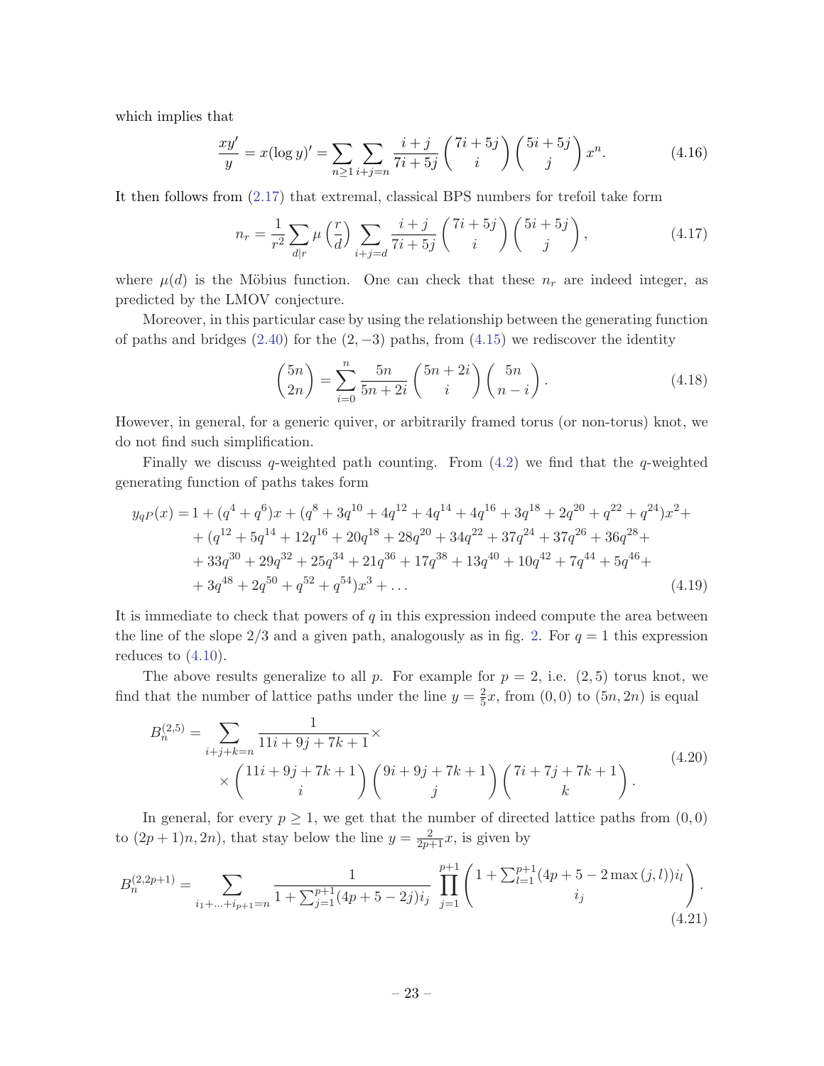which implies that

$$\frac{xy'}{y} = x(\log y)' = \sum_{n\geq 1}\sum_{i+j=n} \frac{i+j}{7i+5j}\binom{7i+5j}{i}\binom{5i+5j}{j} x^n. \tag{4.16}$$

It then follows from (2.17) that extremal, classical BPS numbers for trefoil take form

$$n_r = \frac{1}{r^2}\sum_{d|r}\mu\left(\frac{r}{d}\right)\sum_{i+j=d}\frac{i+j}{7i+5j}\binom{7i+5j}{i}\binom{5i+5j}{j}, \tag{4.17}$$

where $\mu(d)$ is the Möbius function. One can check that these $n_r$ are indeed integer, as predicted by the LMOV conjecture.

Moreover, in this particular case by using the relationship between the generating function of paths and bridges (2.40) for the $(2,-3)$ paths, from (4.15) we rediscover the identity

$$\binom{5n}{2n} = \sum_{i=0}^{n}\frac{5n}{5n+2i}\binom{5n+2i}{i}\binom{5n}{n-i}. \tag{4.18}$$

However, in general, for a generic quiver, or arbitrarily framed torus (or non-torus) knot, we do not find such simplification.

Finally we discuss $q$-weighted path counting. From (4.2) we find that the $q$-weighted generating function of paths takes form

$$\begin{aligned} y_{qP}(x) =& 1 + (q^4+q^6)x + (q^8+3q^{10}+4q^{12}+4q^{14}+4q^{16}+3q^{18}+2q^{20}+q^{22}+q^{24})x^2 + \\ &+ (q^{12}+5q^{14}+12q^{16}+20q^{18}+28q^{20}+34q^{22}+37q^{24}+37q^{26}+36q^{28}+ \\ &+ 33q^{30}+29q^{32}+25q^{34}+21q^{36}+17q^{38}+13q^{40}+10q^{42}+7q^{44}+5q^{46}+ \\ &+ 3q^{48}+2q^{50}+q^{52}+q^{54})x^3 + \ldots \end{aligned} \tag{4.19}$$

It is immediate to check that powers of $q$ in this expression indeed compute the area between the line of the slope $2/3$ and a given path, analogously as in fig. 2. For $q=1$ this expression reduces to (4.10).

The above results generalize to all $p$. For example for $p=2$, i.e. $(2,5)$ torus knot, we find that the number of lattice paths under the line $y=\frac{2}{5}x$, from $(0,0)$ to $(5n,2n)$ is equal

$$\begin{aligned} B_n^{(2,5)} =& \sum_{i+j+k=n}\frac{1}{11i+9j+7k+1}\times \\ &\times\binom{11i+9j+7k+1}{i}\binom{9i+9j+7k+1}{j}\binom{7i+7j+7k+1}{k}. \end{aligned} \tag{4.20}$$

In general, for every $p\geq 1$, we get that the number of directed lattice paths from $(0,0)$ to $((2p+1)n,2n)$, that stay below the line $y=\frac{2}{2p+1}x$, is given by

$$B_n^{(2,2p+1)} = \sum_{i_1+\ldots+i_{p+1}=n}\frac{1}{1+\sum_{j=1}^{p+1}(4p+5-2j)i_j}\prod_{j=1}^{p+1}\binom{1+\sum_{l=1}^{p+1}(4p+5-2\max(j,l))i_l}{i_j}. \tag{4.21}$$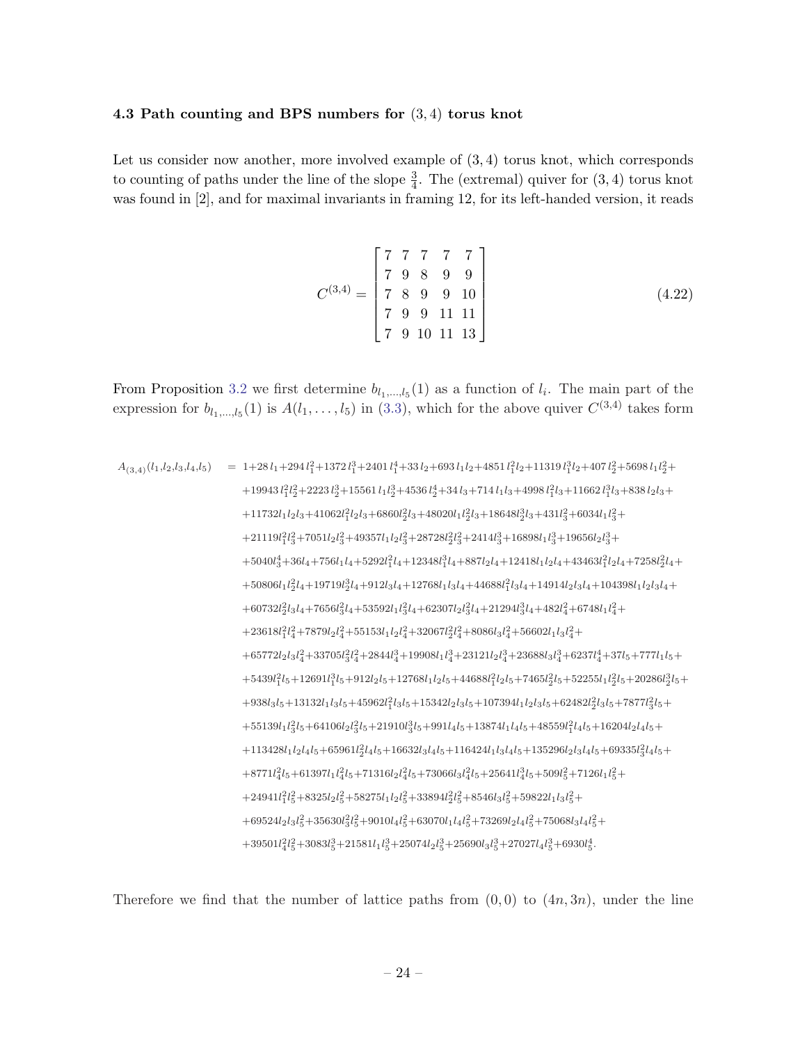### 4.3 Path counting and BPS numbers for $(3,4)$ torus knot

Let us consider now another, more involved example of $(3,4)$ torus knot, which corresponds to counting of paths under the line of the slope $\frac{3}{4}$. The (extremal) quiver for $(3,4)$ torus knot was found in [2], and for maximal invariants in framing 12, for its left-handed version, it reads

$$C^{(3,4)} = \begin{bmatrix} 7 & 7 & 7 & 7 & 7 \\ 7 & 9 & 8 & 9 & 9 \\ 7 & 8 & 9 & 9 & 10 \\ 7 & 9 & 9 & 11 & 11 \\ 7 & 9 & 10 & 11 & 13 \end{bmatrix} \tag{4.22}$$

From Proposition 3.2 we first determine $b_{l_1,\ldots,l_5}(1)$ as a function of $l_i$. The main part of the expression for $b_{l_1,\ldots,l_5}(1)$ is $A(l_1,\ldots,l_5)$ in (3.3), which for the above quiver $C^{(3,4)}$ takes form

$$\begin{aligned}
A_{(3,4)}(l_1,l_2,l_3,l_4,l_5) \;=\;& 1+28\,l_1+294\,l_1^2+1372\,l_1^3+2401\,l_1^4+33\,l_2+693\,l_1l_2+4851\,l_1^2l_2+11319\,l_1^3l_2+407\,l_2^2+5698\,l_1l_2^2+\\
&+19943\,l_1^2l_2^2+2223\,l_2^3+15561\,l_1l_2^3+4536\,l_2^4+34\,l_3+714\,l_1l_3+4998\,l_1^2l_3+11662\,l_1^3l_3+838\,l_2l_3+\\
&+11732l_1l_2l_3+41062l_1^2l_2l_3+6860l_2^2l_3+48020l_1l_2^2l_3+18648l_2^3l_3+431l_3^2+6034l_1l_3^2+\\
&+21119l_1^2l_3^2+7051l_2l_3^2+49357l_1l_2l_3^2+28728l_2^2l_3^2+2414l_3^3+16898l_1l_3^3+19656l_2l_3^3+\\
&+5040l_3^4+36l_4+756l_1l_4+5292l_1^2l_4+12348l_1^3l_4+887l_2l_4+12418l_1l_2l_4+43463l_1^2l_2l_4+7258l_2^2l_4+\\
&+50806l_1l_2^2l_4+19719l_2^3l_4+912l_3l_4+12768l_1l_3l_4+44688l_1^2l_3l_4+14914l_2l_3l_4+104398l_1l_2l_3l_4+\\
&+60732l_2^2l_3l_4+7656l_3^2l_4+53592l_1l_3^2l_4+62307l_2l_3^2l_4+21294l_3^3l_4+482l_4^2+6748l_1l_4^2+\\
&+23618l_1^2l_4^2+7879l_2l_4^2+55153l_1l_2l_4^2+32067l_2^2l_4^2+8086l_3l_4^2+56602l_1l_3l_4^2+\\
&+65772l_2l_3l_4^2+33705l_3^2l_4^2+2844l_4^3+19908l_1l_4^3+23121l_2l_4^3+23688l_3l_4^3+6237l_4^4+37l_5+777l_1l_5+\\
&+5439l_1^2l_5+12691l_1^3l_5+912l_2l_5+12768l_1l_2l_5+44688l_1^2l_2l_5+7465l_2^2l_5+52255l_1l_2^2l_5+20286l_2^3l_5+\\
&+938l_3l_5+13132l_1l_3l_5+45962l_1^2l_3l_5+15342l_2l_3l_5+107394l_1l_2l_3l_5+62482l_2^2l_3l_5+7877l_3^2l_5+\\
&+55139l_1l_3^2l_5+64106l_2l_3^2l_5+21910l_3^3l_5+991l_4l_5+13874l_1l_4l_5+48559l_1^2l_4l_5+16204l_2l_4l_5+\\
&+113428l_1l_2l_4l_5+65961l_2^2l_4l_5+16632l_3l_4l_5+116424l_1l_3l_4l_5+135296l_2l_3l_4l_5+69335l_3^2l_4l_5+\\
&+8771l_4^2l_5+61397l_1l_4^2l_5+71316l_2l_4^2l_5+73066l_3l_4^2l_5+25641l_4^3l_5+509l_5^2+7126l_1l_5^2+\\
&+24941l_1^2l_5^2+8325l_2l_5^2+58275l_1l_2l_5^2+33894l_2^2l_5^2+8546l_3l_5^2+59822l_1l_3l_5^2+\\
&+69524l_2l_3l_5^2+35630l_3^2l_5^2+9010l_4l_5^2+63070l_1l_4l_5^2+73269l_2l_4l_5^2+75068l_3l_4l_5^2+\\
&+39501l_4^2l_5^2+3083l_5^3+21581l_1l_5^3+25074l_2l_5^3+25690l_3l_5^3+27027l_4l_5^3+6930l_5^4.
\end{aligned}$$

Therefore we find that the number of lattice paths from $(0,0)$ to $(4n,3n)$, under the line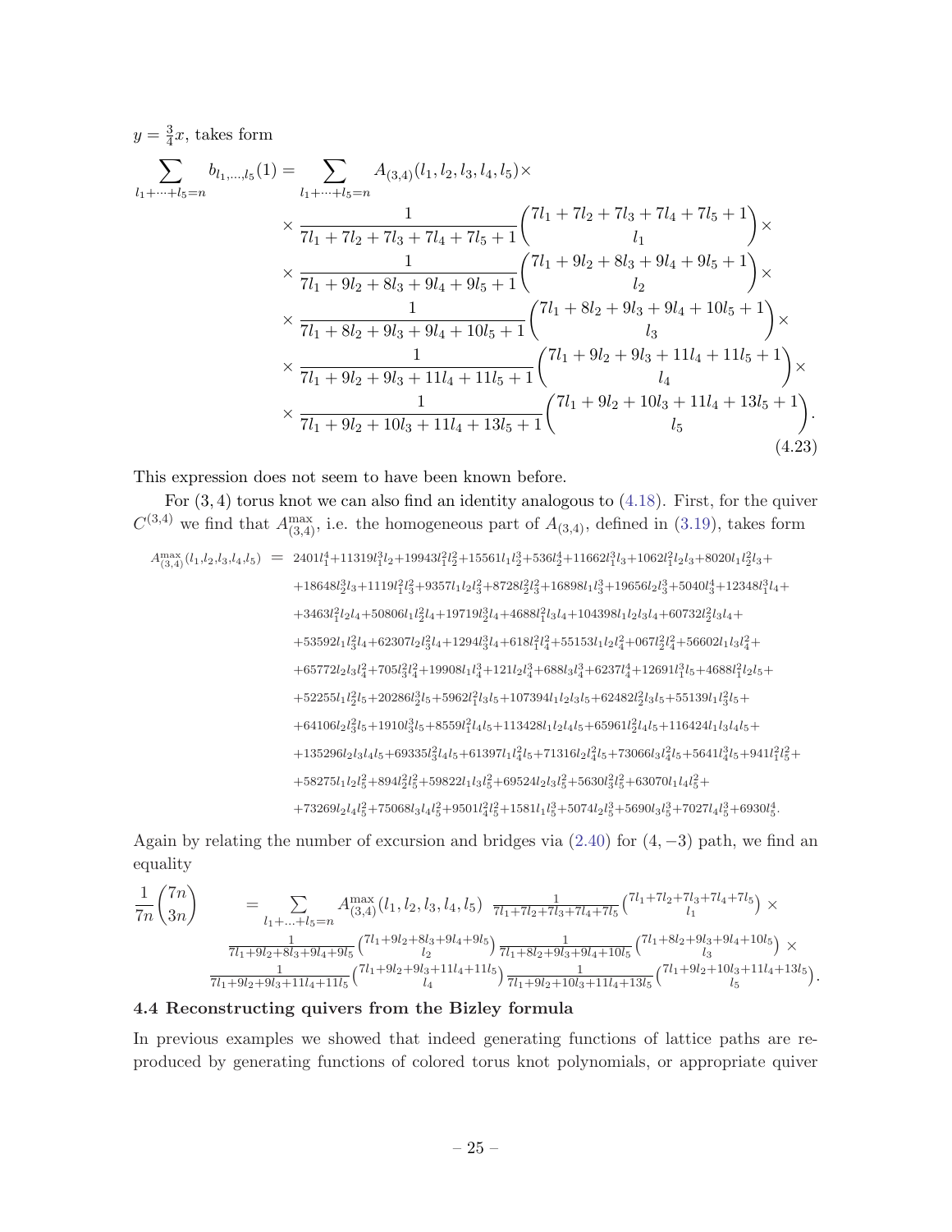$y = \frac{3}{4}x$, takes form

$$
\begin{aligned}
\sum_{l_1+\cdots+l_5=n} b_{l_1,\ldots,l_5}(1) = \sum_{l_1+\cdots+l_5=n} & A_{(3,4)}(l_1,l_2,l_3,l_4,l_5)\times \\
& \times \frac{1}{7l_1+7l_2+7l_3+7l_4+7l_5+1}\binom{7l_1+7l_2+7l_3+7l_4+7l_5+1}{l_1}\times \\
& \times \frac{1}{7l_1+9l_2+8l_3+9l_4+9l_5+1}\binom{7l_1+9l_2+8l_3+9l_4+9l_5+1}{l_2}\times \\
& \times \frac{1}{7l_1+8l_2+9l_3+9l_4+10l_5+1}\binom{7l_1+8l_2+9l_3+9l_4+10l_5+1}{l_3}\times \\
& \times \frac{1}{7l_1+9l_2+9l_3+11l_4+11l_5+1}\binom{7l_1+9l_2+9l_3+11l_4+11l_5+1}{l_4}\times \\
& \times \frac{1}{7l_1+9l_2+10l_3+11l_4+13l_5+1}\binom{7l_1+9l_2+10l_3+11l_4+13l_5+1}{l_5}.
\end{aligned}
\tag{4.23}
$$

This expression does not seem to have been known before.

For $(3,4)$ torus knot we can also find an identity analogous to (4.18). First, for the quiver $C^{(3,4)}$ we find that $A^{\max}_{(3,4)}$, i.e. the homogeneous part of $A_{(3,4)}$, defined in (3.19), takes form

$$
\begin{aligned}
A^{\max}_{(3,4)}(l_1,l_2,l_3,l_4,l_5) \;=\; & 2401l_1^4+11319l_1^3l_2+19943l_1^2l_2^2+15561l_1l_2^3+536l_2^4+11662l_1^3l_3+1062l_1^2l_2l_3+8020l_1l_2^2l_3+ \\
&+18648l_2^3l_3+1119l_1^2l_3^2+9357l_1l_2l_3^2+8728l_2^2l_3^2+16898l_1l_3^3+19656l_2l_3^3+5040l_3^4+12348l_1^3l_4+ \\
&+3463l_1^2l_2l_4+50806l_1l_2^2l_4+19719l_2^3l_4+4688l_1^2l_3l_4+104398l_1l_2l_3l_4+60732l_2^2l_3l_4+ \\
&+53592l_1l_3^2l_4+62307l_2l_3^2l_4+1294l_3^3l_4+618l_1^2l_4^2+55153l_1l_2l_4^2+067l_2^2l_4^2+56602l_1l_3l_4^2+ \\
&+65772l_2l_3l_4^2+705l_3^2l_4^2+19908l_1l_4^3+121l_2l_4^3+688l_3l_4^3+6237l_4^4+12691l_1^3l_5+4688l_1^2l_2l_5+ \\
&+52255l_1l_2^2l_5+20286l_2^3l_5+5962l_1^2l_3l_5+107394l_1l_2l_3l_5+62482l_2^2l_3l_5+55139l_1l_3^2l_5+ \\
&+64106l_2l_3^2l_5+1910l_3^3l_5+8559l_1^2l_4l_5+113428l_1l_2l_4l_5+65961l_2^2l_4l_5+116424l_1l_3l_4l_5+ \\
&+135296l_2l_3l_4l_5+69335l_3^2l_4l_5+61397l_1l_4^2l_5+71316l_2l_4^2l_5+73066l_3l_4^2l_5+5641l_4^3l_5+941l_1^2l_5^2+ \\
&+58275l_1l_2l_5^2+894l_2^2l_5^2+59822l_1l_3l_5^2+69524l_2l_3l_5^2+5630l_3^2l_5^2+63070l_1l_4l_5^2+ \\
&+73269l_2l_4l_5^2+75068l_3l_4l_5^2+9501l_4^2l_5^2+1581l_1l_5^3+5074l_2l_5^3+5690l_3l_5^3+7027l_4l_5^3+6930l_5^4.
\end{aligned}
$$

Again by relating the number of excursion and bridges via (2.40) for $(4,-3)$ path, we find an equality

$$
\begin{aligned}
\frac{1}{7n}\binom{7n}{3n} = \sum_{l_1+\ldots+l_5=n} & A^{\max}_{(3,4)}(l_1,l_2,l_3,l_4,l_5)\ \frac{1}{7l_1+7l_2+7l_3+7l_4+7l_5}\binom{7l_1+7l_2+7l_3+7l_4+7l_5}{l_1}\times \\
& \frac{1}{7l_1+9l_2+8l_3+9l_4+9l_5}\binom{7l_1+9l_2+8l_3+9l_4+9l_5}{l_2}\frac{1}{7l_1+8l_2+9l_3+9l_4+10l_5}\binom{7l_1+8l_2+9l_3+9l_4+10l_5}{l_3}\times \\
& \frac{1}{7l_1+9l_2+9l_3+11l_4+11l_5}\binom{7l_1+9l_2+9l_3+11l_4+11l_5}{l_4}\frac{1}{7l_1+9l_2+10l_3+11l_4+13l_5}\binom{7l_1+9l_2+10l_3+11l_4+13l_5}{l_5}.
\end{aligned}
$$

### 4.4 Reconstructing quivers from the Bizley formula

In previous examples we showed that indeed generating functions of lattice paths are reproduced by generating functions of colored torus knot polynomials, or appropriate quiver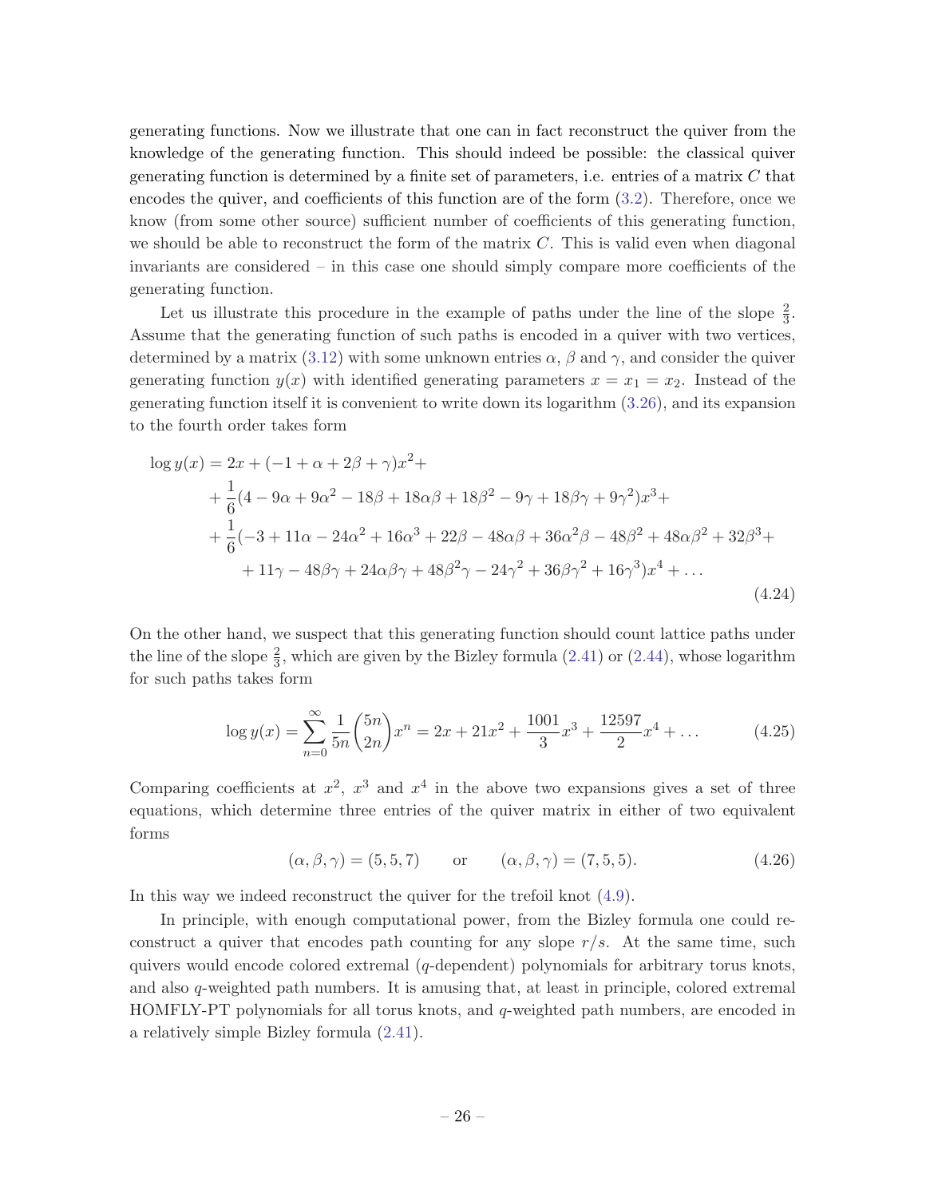generating functions. Now we illustrate that one can in fact reconstruct the quiver from the knowledge of the generating function. This should indeed be possible: the classical quiver generating function is determined by a finite set of parameters, i.e. entries of a matrix $C$ that encodes the quiver, and coefficients of this function are of the form (3.2). Therefore, once we know (from some other source) sufficient number of coefficients of this generating function, we should be able to reconstruct the form of the matrix $C$. This is valid even when diagonal invariants are considered – in this case one should simply compare more coefficients of the generating function.

Let us illustrate this procedure in the example of paths under the line of the slope $\frac{2}{3}$. Assume that the generating function of such paths is encoded in a quiver with two vertices, determined by a matrix (3.12) with some unknown entries $\alpha$, $\beta$ and $\gamma$, and consider the quiver generating function $y(x)$ with identified generating parameters $x = x_1 = x_2$. Instead of the generating function itself it is convenient to write down its logarithm (3.26), and its expansion to the fourth order takes form

$$
\begin{aligned}
\log y(x) = &\, 2x + (-1 + \alpha + 2\beta + \gamma)x^2 + \\
&+ \frac{1}{6}(4 - 9\alpha + 9\alpha^2 - 18\beta + 18\alpha\beta + 18\beta^2 - 9\gamma + 18\beta\gamma + 9\gamma^2)x^3 + \\
&+ \frac{1}{6}(-3 + 11\alpha - 24\alpha^2 + 16\alpha^3 + 22\beta - 48\alpha\beta + 36\alpha^2\beta - 48\beta^2 + 48\alpha\beta^2 + 32\beta^3 + \\
&\quad + 11\gamma - 48\beta\gamma + 24\alpha\beta\gamma + 48\beta^2\gamma - 24\gamma^2 + 36\beta\gamma^2 + 16\gamma^3)x^4 + \ldots
\end{aligned}
\tag{4.24}
$$

On the other hand, we suspect that this generating function should count lattice paths under the line of the slope $\frac{2}{3}$, which are given by the Bizley formula (2.41) or (2.44), whose logarithm for such paths takes form

$$
\log y(x) = \sum_{n=0}^{\infty} \frac{1}{5n}\binom{5n}{2n} x^n = 2x + 21x^2 + \frac{1001}{3}x^3 + \frac{12597}{2}x^4 + \ldots \tag{4.25}
$$

Comparing coefficients at $x^2$, $x^3$ and $x^4$ in the above two expansions gives a set of three equations, which determine three entries of the quiver matrix in either of two equivalent forms

$$
(\alpha, \beta, \gamma) = (5, 5, 7) \qquad \text{or} \qquad (\alpha, \beta, \gamma) = (7, 5, 5). \tag{4.26}
$$

In this way we indeed reconstruct the quiver for the trefoil knot (4.9).

In principle, with enough computational power, from the Bizley formula one could reconstruct a quiver that encodes path counting for any slope $r/s$. At the same time, such quivers would encode colored extremal ($q$-dependent) polynomials for arbitrary torus knots, and also $q$-weighted path numbers. It is amusing that, at least in principle, colored extremal HOMFLY-PT polynomials for all torus knots, and $q$-weighted path numbers, are encoded in a relatively simple Bizley formula (2.41).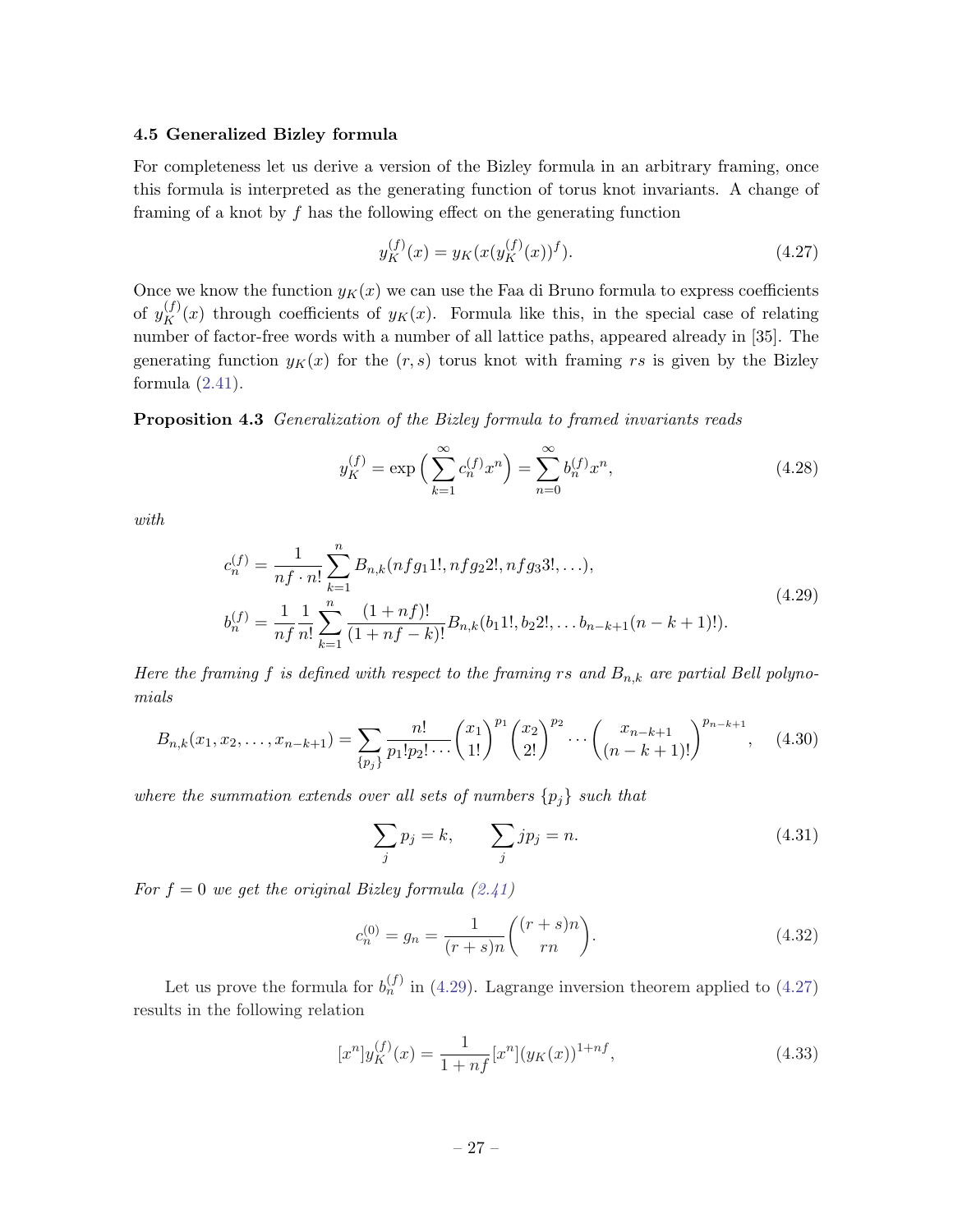### 4.5 Generalized Bizley formula

For completeness let us derive a version of the Bizley formula in an arbitrary framing, once this formula is interpreted as the generating function of torus knot invariants. A change of framing of a knot by $f$ has the following effect on the generating function

$$y_K^{(f)}(x) = y_K(x(y_K^{(f)}(x))^f). \tag{4.27}$$

Once we know the function $y_K(x)$ we can use the Faa di Bruno formula to express coefficients of $y_K^{(f)}(x)$ through coefficients of $y_K(x)$. Formula like this, in the special case of relating number of factor-free words with a number of all lattice paths, appeared already in [35]. The generating function $y_K(x)$ for the $(r,s)$ torus knot with framing $rs$ is given by the Bizley formula (2.41).

**Proposition 4.3** *Generalization of the Bizley formula to framed invariants reads*

$$y_K^{(f)} = \exp\Big(\sum_{k=1}^{\infty} c_n^{(f)} x^n\Big) = \sum_{n=0}^{\infty} b_n^{(f)} x^n, \tag{4.28}$$

*with*

$$\begin{aligned}
c_n^{(f)} &= \frac{1}{nf\cdot n!}\sum_{k=1}^{n} B_{n,k}(nfg_1 1!, nfg_2 2!, nfg_3 3!, \ldots), \\
b_n^{(f)} &= \frac{1}{nf}\frac{1}{n!}\sum_{k=1}^{n} \frac{(1+nf)!}{(1+nf-k)!} B_{n,k}(b_1 1!, b_2 2!, \ldots b_{n-k+1}(n-k+1)!).
\end{aligned} \tag{4.29}$$

*Here the framing $f$ is defined with respect to the framing $rs$ and $B_{n,k}$ are partial Bell polynomials*

$$B_{n,k}(x_1, x_2, \ldots, x_{n-k+1}) = \sum_{\{p_j\}} \frac{n!}{p_1! p_2! \cdots}\left(\frac{x_1}{1!}\right)^{p_1}\left(\frac{x_2}{2!}\right)^{p_2}\cdots\left(\frac{x_{n-k+1}}{(n-k+1)!}\right)^{p_{n-k+1}}, \tag{4.30}$$

*where the summation extends over all sets of numbers $\{p_j\}$ such that*

$$\sum_j p_j = k, \qquad \sum_j j p_j = n. \tag{4.31}$$

*For $f=0$ we get the original Bizley formula (2.41)*

$$c_n^{(0)} = g_n = \frac{1}{(r+s)n}\binom{(r+s)n}{rn}. \tag{4.32}$$

Let us prove the formula for $b_n^{(f)}$ in (4.29). Lagrange inversion theorem applied to (4.27) results in the following relation

$$[x^n]y_K^{(f)}(x) = \frac{1}{1+nf}[x^n](y_K(x))^{1+nf}, \tag{4.33}$$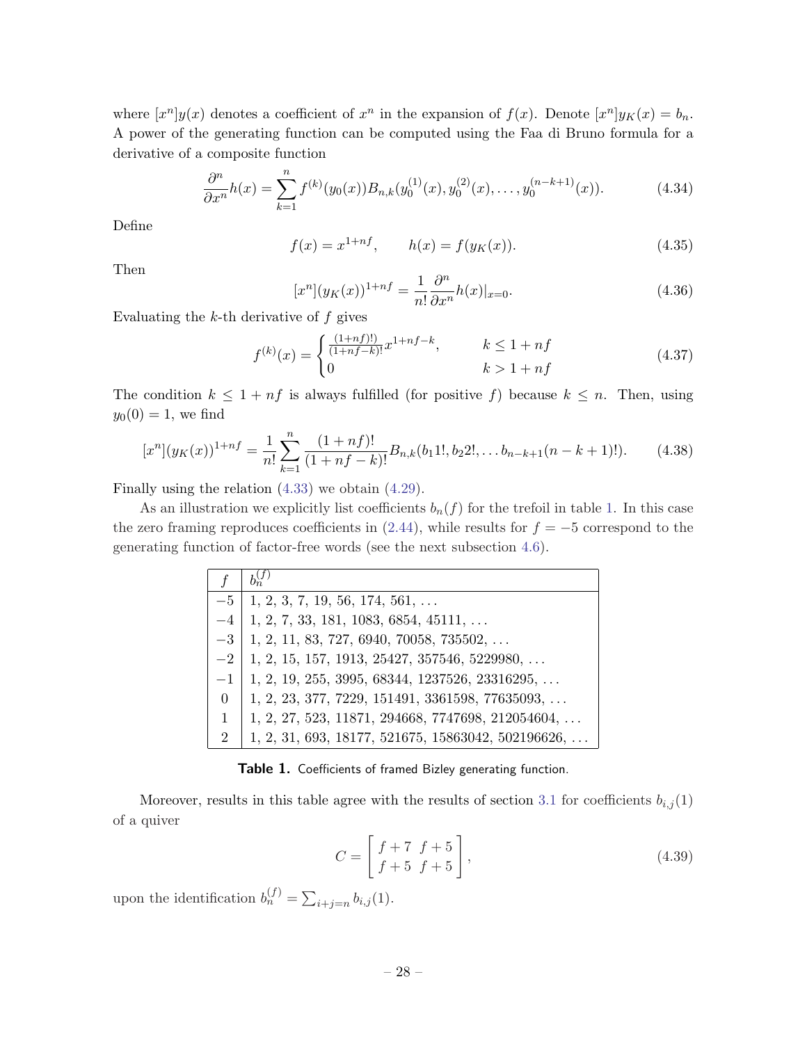where $[x^n]y(x)$ denotes a coefficient of $x^n$ in the expansion of $f(x)$. Denote $[x^n]y_K(x) = b_n$. A power of the generating function can be computed using the Faa di Bruno formula for a derivative of a composite function

$$\frac{\partial^n}{\partial x^n}h(x) = \sum_{k=1}^{n} f^{(k)}(y_0(x))B_{n,k}(y_0^{(1)}(x), y_0^{(2)}(x), \ldots, y_0^{(n-k+1)}(x)). \tag{4.34}$$

Define

$$f(x) = x^{1+nf}, \qquad h(x) = f(y_K(x)). \tag{4.35}$$

Then

$$[x^n](y_K(x))^{1+nf} = \frac{1}{n!}\frac{\partial^n}{\partial x^n}h(x)|_{x=0}. \tag{4.36}$$

Evaluating the $k$-th derivative of $f$ gives

$$f^{(k)}(x) = \begin{cases} \frac{(1+nf)!)}{(1+nf-k)!}x^{1+nf-k}, & k \leq 1+nf \\ 0 & k > 1+nf \end{cases} \tag{4.37}$$

The condition $k \leq 1+nf$ is always fulfilled (for positive $f$) because $k \leq n$. Then, using $y_0(0) = 1$, we find

$$[x^n](y_K(x))^{1+nf} = \frac{1}{n!}\sum_{k=1}^{n}\frac{(1+nf)!}{(1+nf-k)!}B_{n,k}(b_1 1!, b_2 2!, \ldots b_{n-k+1}(n-k+1)!). \tag{4.38}$$

Finally using the relation (4.33) we obtain (4.29).

As an illustration we explicitly list coefficients $b_n(f)$ for the trefoil in table 1. In this case the zero framing reproduces coefficients in (2.44), while results for $f = -5$ correspond to the generating function of factor-free words (see the next subsection 4.6).

| $f$ | $b_n^{(f)}$ |
|---|---|
| $-5$ | 1, 2, 3, 7, 19, 56, 174, 561, ... |
| $-4$ | 1, 2, 7, 33, 181, 1083, 6854, 45111, ... |
| $-3$ | 1, 2, 11, 83, 727, 6940, 70058, 735502, ... |
| $-2$ | 1, 2, 15, 157, 1913, 25427, 357546, 5229980, ... |
| $-1$ | 1, 2, 19, 255, 3995, 68344, 1237526, 23316295, ... |
| 0 | 1, 2, 23, 377, 7229, 151491, 3361598, 77635093, ... |
| 1 | 1, 2, 27, 523, 11871, 294668, 7747698, 212054604, ... |
| 2 | 1, 2, 31, 693, 18177, 521675, 15863042, 502196626, ... |

**Table 1.** Coefficients of framed Bizley generating function.

Moreover, results in this table agree with the results of section 3.1 for coefficients $b_{i,j}(1)$ of a quiver

$$C = \begin{bmatrix} f+7 & f+5 \\ f+5 & f+5 \end{bmatrix}, \tag{4.39}$$

upon the identification $b_n^{(f)} = \sum_{i+j=n} b_{i,j}(1)$.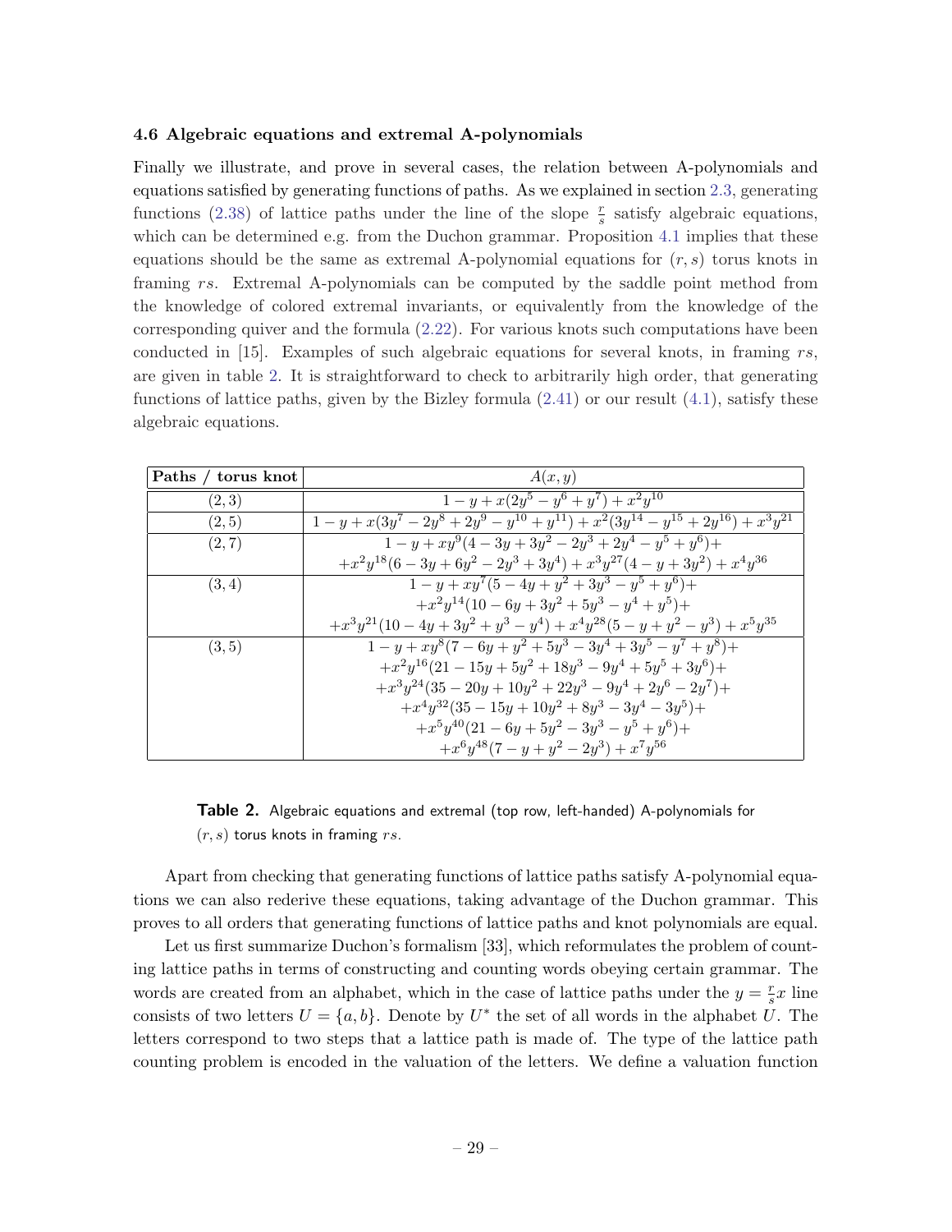### 4.6 Algebraic equations and extremal A-polynomials

Finally we illustrate, and prove in several cases, the relation between A-polynomials and equations satisfied by generating functions of paths. As we explained in section 2.3, generating functions (2.38) of lattice paths under the line of the slope $\frac{r}{s}$ satisfy algebraic equations, which can be determined e.g. from the Duchon grammar. Proposition 4.1 implies that these equations should be the same as extremal A-polynomial equations for $(r, s)$ torus knots in framing $rs$. Extremal A-polynomials can be computed by the saddle point method from the knowledge of colored extremal invariants, or equivalently from the knowledge of the corresponding quiver and the formula (2.22). For various knots such computations have been conducted in [15]. Examples of such algebraic equations for several knots, in framing $rs$, are given in table 2. It is straightforward to check to arbitrarily high order, that generating functions of lattice paths, given by the Bizley formula (2.41) or our result (4.1), satisfy these algebraic equations.

| **Paths / torus knot** | $A(x, y)$ |
|---|---|
| $(2, 3)$ | $1 - y + x(2y^5 - y^6 + y^7) + x^2y^{10}$ |
| $(2, 5)$ | $1 - y + x(3y^7 - 2y^8 + 2y^9 - y^{10} + y^{11}) + x^2(3y^{14} - y^{15} + 2y^{16}) + x^3y^{21}$ |
| $(2, 7)$ | $1 - y + xy^9(4 - 3y + 3y^2 - 2y^3 + 2y^4 - y^5 + y^6)+$ $+x^2y^{18}(6 - 3y + 6y^2 - 2y^3 + 3y^4) + x^3y^{27}(4 - y + 3y^2) + x^4y^{36}$ |
| $(3, 4)$ | $1 - y + xy^7(5 - 4y + y^2 + 3y^3 - y^5 + y^6)+$ $+x^2y^{14}(10 - 6y + 3y^2 + 5y^3 - y^4 + y^5)+$ $+x^3y^{21}(10 - 4y + 3y^2 + y^3 - y^4) + x^4y^{28}(5 - y + y^2 - y^3) + x^5y^{35}$ |
| $(3, 5)$ | $1 - y + xy^8(7 - 6y + y^2 + 5y^3 - 3y^4 + 3y^5 - y^7 + y^8)+$ $+x^2y^{16}(21 - 15y + 5y^2 + 18y^3 - 9y^4 + 5y^5 + 3y^6)+$ $+x^3y^{24}(35 - 20y + 10y^2 + 22y^3 - 9y^4 + 2y^6 - 2y^7)+$ $+x^4y^{32}(35 - 15y + 10y^2 + 8y^3 - 3y^4 - 3y^5)+$ $+x^5y^{40}(21 - 6y + 5y^2 - 3y^3 - y^5 + y^6)+$ $+x^6y^{48}(7 - y + y^2 - 2y^3) + x^7y^{56}$ |

**Table 2.** Algebraic equations and extremal (top row, left-handed) A-polynomials for $(r, s)$ torus knots in framing $rs$.

Apart from checking that generating functions of lattice paths satisfy A-polynomial equations we can also rederive these equations, taking advantage of the Duchon grammar. This proves to all orders that generating functions of lattice paths and knot polynomials are equal.

Let us first summarize Duchon's formalism [33], which reformulates the problem of counting lattice paths in terms of constructing and counting words obeying certain grammar. The words are created from an alphabet, which in the case of lattice paths under the $y = \frac{r}{s}x$ line consists of two letters $U = \{a, b\}$. Denote by $U^*$ the set of all words in the alphabet $U$. The letters correspond to two steps that a lattice path is made of. The type of the lattice path counting problem is encoded in the valuation of the letters. We define a valuation function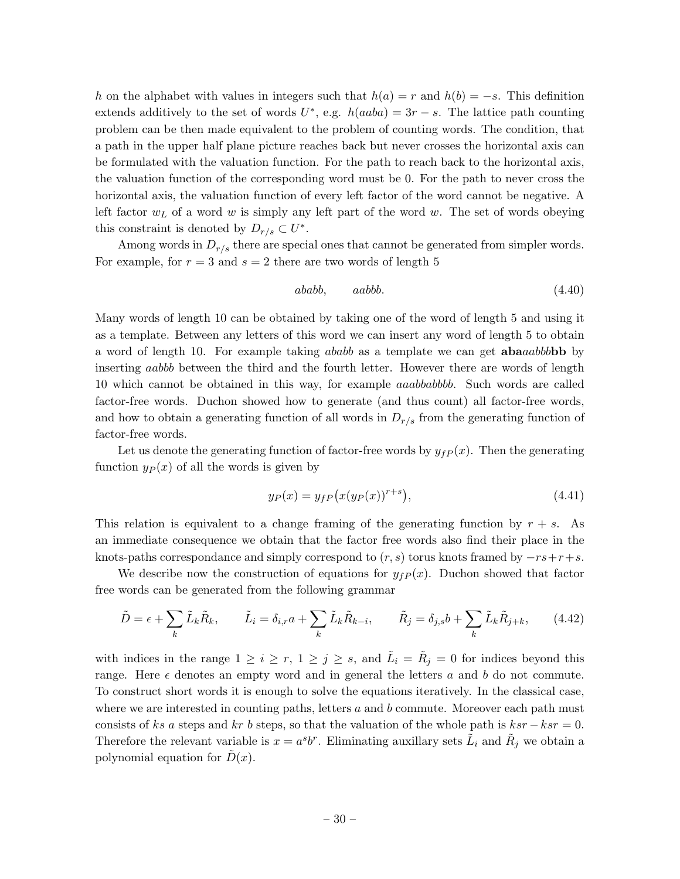$h$ on the alphabet with values in integers such that $h(a) = r$ and $h(b) = -s$. This definition extends additively to the set of words $U^*$, e.g. $h(aaba) = 3r - s$. The lattice path counting problem can be then made equivalent to the problem of counting words. The condition, that a path in the upper half plane picture reaches back but never crosses the horizontal axis can be formulated with the valuation function. For the path to reach back to the horizontal axis, the valuation function of the corresponding word must be 0. For the path to never cross the horizontal axis, the valuation function of every left factor of the word cannot be negative. A left factor $w_L$ of a word $w$ is simply any left part of the word $w$. The set of words obeying this constraint is denoted by $D_{r/s} \subset U^*$.

Among words in $D_{r/s}$ there are special ones that cannot be generated from simpler words. For example, for $r = 3$ and $s = 2$ there are two words of length 5

$$ababb, \qquad aabbb. \tag{4.40}$$

Many words of length 10 can be obtained by taking one of the word of length 5 and using it as a template. Between any letters of this word we can insert any word of length 5 to obtain a word of length 10. For example taking $ababb$ as a template we can get $\mathbf{aba}aabbb\mathbf{bb}$ by inserting $aabbb$ between the third and the fourth letter. However there are words of length 10 which cannot be obtained in this way, for example $aaabbabbbb$. Such words are called factor-free words. Duchon showed how to generate (and thus count) all factor-free words, and how to obtain a generating function of all words in $D_{r/s}$ from the generating function of factor-free words.

Let us denote the generating function of factor-free words by $y_{fP}(x)$. Then the generating function $y_P(x)$ of all the words is given by

$$y_P(x) = y_{fP}\big(x(y_P(x))^{r+s}\big), \tag{4.41}$$

This relation is equivalent to a change framing of the generating function by $r + s$. As an immediate consequence we obtain that the factor free words also find their place in the knots-paths correspondance and simply correspond to $(r, s)$ torus knots framed by $-rs+r+s$.

We describe now the construction of equations for $y_{fP}(x)$. Duchon showed that factor free words can be generated from the following grammar

$$\tilde{D} = \epsilon + \sum_k \tilde{L}_k \tilde{R}_k, \qquad \tilde{L}_i = \delta_{i,r} a + \sum_k \tilde{L}_k \tilde{R}_{k-i}, \qquad \tilde{R}_j = \delta_{j,s} b + \sum_k \tilde{L}_k \tilde{R}_{j+k}, \tag{4.42}$$

with indices in the range $1 \geq i \geq r$, $1 \geq j \geq s$, and $\tilde{L}_i = \tilde{R}_j = 0$ for indices beyond this range. Here $\epsilon$ denotes an empty word and in general the letters $a$ and $b$ do not commute. To construct short words it is enough to solve the equations iteratively. In the classical case, where we are interested in counting paths, letters $a$ and $b$ commute. Moreover each path must consists of $ks$ $a$ steps and $kr$ $b$ steps, so that the valuation of the whole path is $ksr - ksr = 0$. Therefore the relevant variable is $x = a^s b^r$. Eliminating auxillary sets $\tilde{L}_i$ and $\tilde{R}_j$ we obtain a polynomial equation for $\tilde{D}(x)$.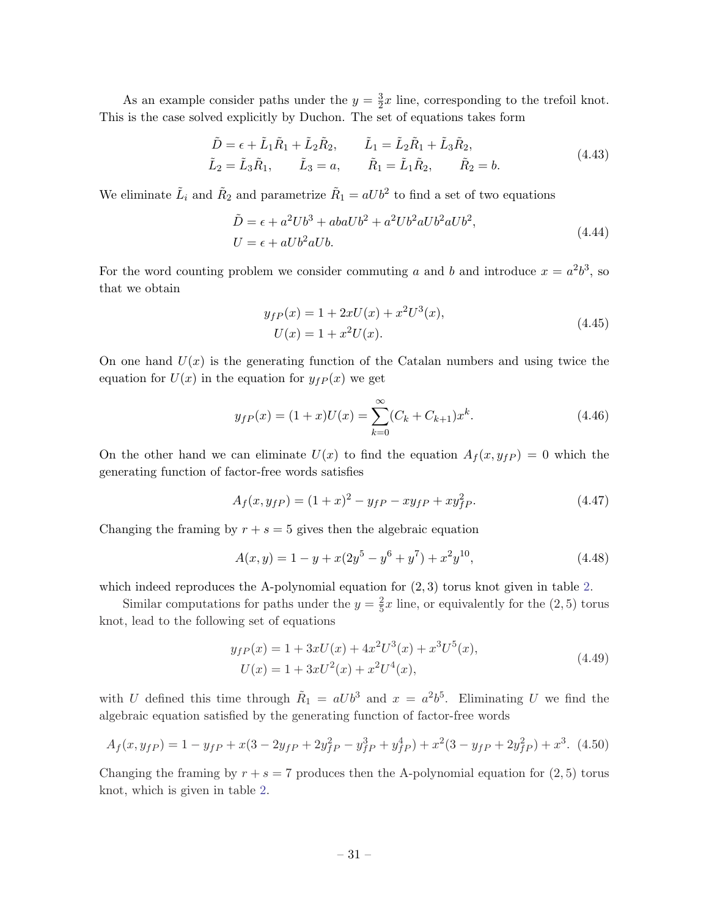As an example consider paths under the $y = \frac{3}{2}x$ line, corresponding to the trefoil knot. This is the case solved explicitly by Duchon. The set of equations takes form

$$
\begin{aligned}
\tilde{D} &= \epsilon + \tilde{L}_1\tilde{R}_1 + \tilde{L}_2\tilde{R}_2, \qquad \tilde{L}_1 = \tilde{L}_2\tilde{R}_1 + \tilde{L}_3\tilde{R}_2, \\
\tilde{L}_2 &= \tilde{L}_3\tilde{R}_1, \qquad \tilde{L}_3 = a, \qquad \tilde{R}_1 = \tilde{L}_1\tilde{R}_2, \qquad \tilde{R}_2 = b.
\end{aligned}
\tag{4.43}
$$

We eliminate $\tilde{L}_i$ and $\tilde{R}_2$ and parametrize $\tilde{R}_1 = aUb^2$ to find a set of two equations

$$
\begin{aligned}
\tilde{D} &= \epsilon + a^2Ub^3 + abaUb^2 + a^2Ub^2aUb^2aUb^2, \\
U &= \epsilon + aUb^2aUb.
\end{aligned}
\tag{4.44}
$$

For the word counting problem we consider commuting $a$ and $b$ and introduce $x = a^2b^3$, so that we obtain

$$
\begin{aligned}
y_{fP}(x) &= 1 + 2xU(x) + x^2U^3(x), \\
U(x) &= 1 + x^2U(x).
\end{aligned}
\tag{4.45}
$$

On one hand $U(x)$ is the generating function of the Catalan numbers and using twice the equation for $U(x)$ in the equation for $y_{fP}(x)$ we get

$$
y_{fP}(x) = (1+x)U(x) = \sum_{k=0}^{\infty}(C_k + C_{k+1})x^k. \tag{4.46}
$$

On the other hand we can eliminate $U(x)$ to find the equation $A_f(x, y_{fP}) = 0$ which the generating function of factor-free words satisfies

$$
A_f(x, y_{fP}) = (1+x)^2 - y_{fP} - xy_{fP} + xy_{fP}^2. \tag{4.47}
$$

Changing the framing by $r + s = 5$ gives then the algebraic equation

$$
A(x, y) = 1 - y + x(2y^5 - y^6 + y^7) + x^2y^{10}, \tag{4.48}
$$

which indeed reproduces the A-polynomial equation for $(2,3)$ torus knot given in table 2.

Similar computations for paths under the $y = \frac{2}{5}x$ line, or equivalently for the $(2,5)$ torus knot, lead to the following set of equations

$$
\begin{aligned}
y_{fP}(x) &= 1 + 3xU(x) + 4x^2U^3(x) + x^3U^5(x), \\
U(x) &= 1 + 3xU^2(x) + x^2U^4(x),
\end{aligned}
\tag{4.49}
$$

with $U$ defined this time through $\tilde{R}_1 = aUb^3$ and $x = a^2b^5$. Eliminating $U$ we find the algebraic equation satisfied by the generating function of factor-free words

$$
A_f(x, y_{fP}) = 1 - y_{fP} + x(3 - 2y_{fP} + 2y_{fP}^2 - y_{fP}^3 + y_{fP}^4) + x^2(3 - y_{fP} + 2y_{fP}^2) + x^3. \tag{4.50}
$$

Changing the framing by $r + s = 7$ produces then the A-polynomial equation for $(2,5)$ torus knot, which is given in table 2.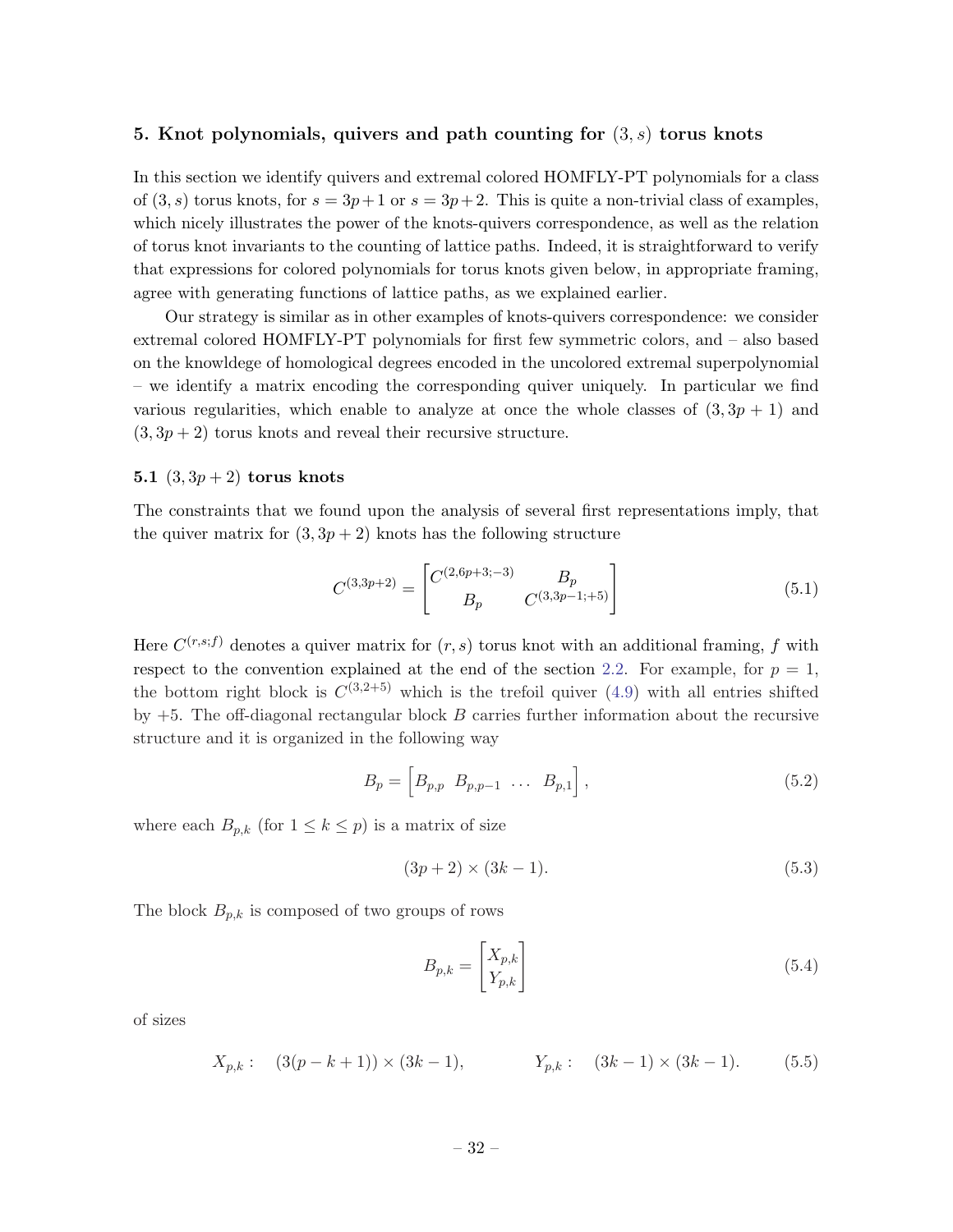## 5. Knot polynomials, quivers and path counting for $(3, s)$ torus knots

In this section we identify quivers and extremal colored HOMFLY-PT polynomials for a class of $(3, s)$ torus knots, for $s = 3p+1$ or $s = 3p+2$. This is quite a non-trivial class of examples, which nicely illustrates the power of the knots-quivers correspondence, as well as the relation of torus knot invariants to the counting of lattice paths. Indeed, it is straightforward to verify that expressions for colored polynomials for torus knots given below, in appropriate framing, agree with generating functions of lattice paths, as we explained earlier.

Our strategy is similar as in other examples of knots-quivers correspondence: we consider extremal colored HOMFLY-PT polynomials for first few symmetric colors, and – also based on the knowldege of homological degrees encoded in the uncolored extremal superpolynomial – we identify a matrix encoding the corresponding quiver uniquely. In particular we find various regularities, which enable to analyze at once the whole classes of $(3, 3p + 1)$ and $(3, 3p + 2)$ torus knots and reveal their recursive structure.

### 5.1 $(3, 3p + 2)$ torus knots

The constraints that we found upon the analysis of several first representations imply, that the quiver matrix for $(3, 3p + 2)$ knots has the following structure

$$C^{(3,3p+2)} = \begin{bmatrix} C^{(2,6p+3;-3)} & B_p \\ B_p & C^{(3,3p-1;+5)} \end{bmatrix} \tag{5.1}$$

Here $C^{(r,s;f)}$ denotes a quiver matrix for $(r, s)$ torus knot with an additional framing, $f$ with respect to the convention explained at the end of the section 2.2. For example, for $p = 1$, the bottom right block is $C^{(3,2+5)}$ which is the trefoil quiver (4.9) with all entries shifted by $+5$. The off-diagonal rectangular block $B$ carries further information about the recursive structure and it is organized in the following way

$$B_p = \begin{bmatrix} B_{p,p} & B_{p,p-1} & \ldots & B_{p,1} \end{bmatrix}, \tag{5.2}$$

where each $B_{p,k}$ (for $1 \leq k \leq p$) is a matrix of size

$$(3p + 2) \times (3k - 1). \tag{5.3}$$

The block $B_{p,k}$ is composed of two groups of rows

$$B_{p,k} = \begin{bmatrix} X_{p,k} \\ Y_{p,k} \end{bmatrix} \tag{5.4}$$

of sizes

$$X_{p,k}: \quad (3(p - k + 1)) \times (3k - 1), \qquad\qquad Y_{p,k}: \quad (3k - 1) \times (3k - 1). \tag{5.5}$$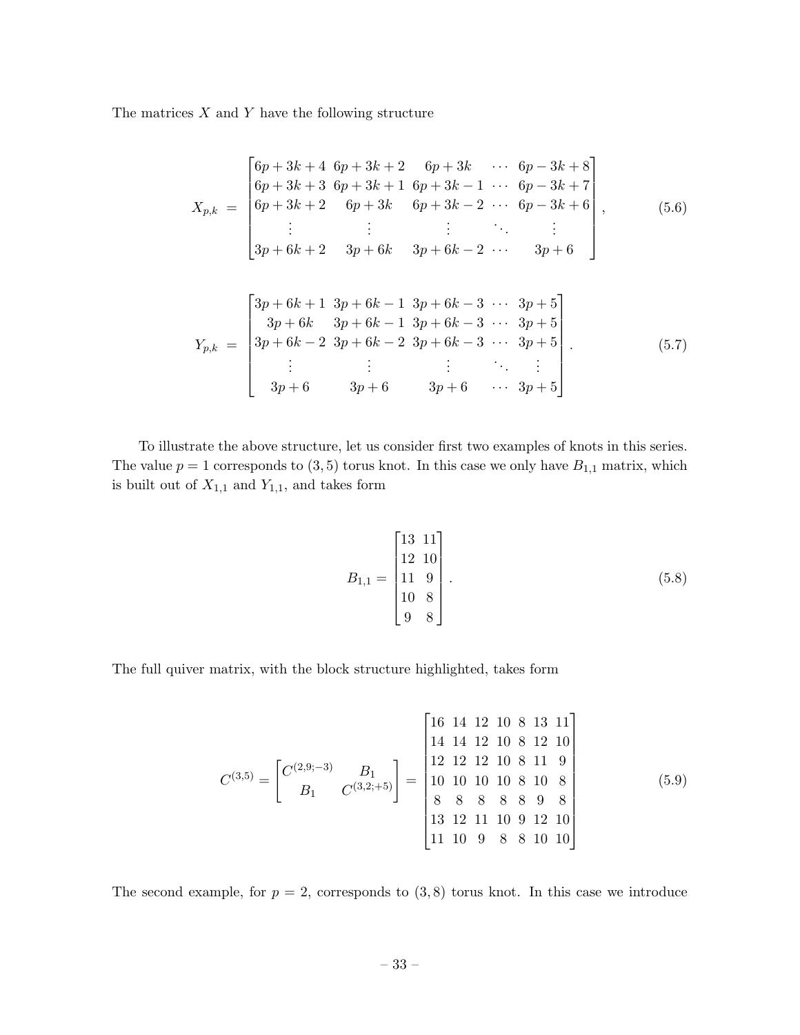The matrices $X$ and $Y$ have the following structure

$$
X_{p,k} \;=\; \begin{bmatrix} 6p+3k+4 & 6p+3k+2 & 6p+3k & \cdots & 6p-3k+8 \\ 6p+3k+3 & 6p+3k+1 & 6p+3k-1 & \cdots & 6p-3k+7 \\ 6p+3k+2 & 6p+3k & 6p+3k-2 & \cdots & 6p-3k+6 \\ \vdots & \vdots & \vdots & \ddots & \vdots \\ 3p+6k+2 & 3p+6k & 3p+6k-2 & \cdots & 3p+6 \end{bmatrix}, \tag{5.6}
$$

$$
Y_{p,k} \;=\; \begin{bmatrix} 3p+6k+1 & 3p+6k-1 & 3p+6k-3 & \cdots & 3p+5 \\ 3p+6k & 3p+6k-1 & 3p+6k-3 & \cdots & 3p+5 \\ 3p+6k-2 & 3p+6k-2 & 3p+6k-3 & \cdots & 3p+5 \\ \vdots & \vdots & \vdots & \ddots & \vdots \\ 3p+6 & 3p+6 & 3p+6 & \cdots & 3p+5 \end{bmatrix}. \tag{5.7}
$$

To illustrate the above structure, let us consider first two examples of knots in this series. The value $p=1$ corresponds to $(3,5)$ torus knot. In this case we only have $B_{1,1}$ matrix, which is built out of $X_{1,1}$ and $Y_{1,1}$, and takes form

$$
B_{1,1} = \begin{bmatrix} 13 & 11 \\ 12 & 10 \\ 11 & 9 \\ 10 & 8 \\ 9 & 8 \end{bmatrix}. \tag{5.8}
$$

The full quiver matrix, with the block structure highlighted, takes form

$$
C^{(3,5)} = \begin{bmatrix} C^{(2,9;-3)} & B_1 \\ B_1 & C^{(3,2;+5)} \end{bmatrix} = \begin{bmatrix} 16 & 14 & 12 & 10 & 8 & 13 & 11 \\ 14 & 14 & 12 & 10 & 8 & 12 & 10 \\ 12 & 12 & 12 & 10 & 8 & 11 & 9 \\ 10 & 10 & 10 & 10 & 8 & 10 & 8 \\ 8 & 8 & 8 & 8 & 8 & 9 & 8 \\ 13 & 12 & 11 & 10 & 9 & 12 & 10 \\ 11 & 10 & 9 & 8 & 8 & 10 & 10 \end{bmatrix} \tag{5.9}
$$

The second example, for $p=2$, corresponds to $(3,8)$ torus knot. In this case we introduce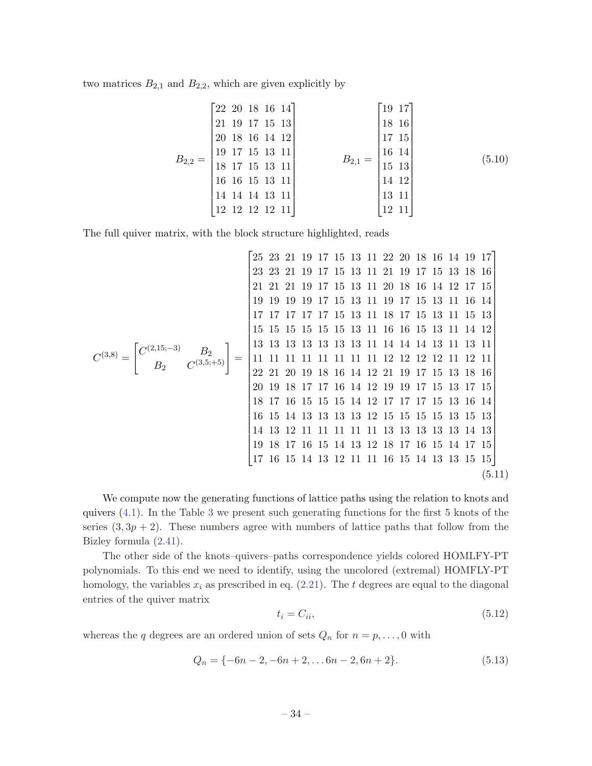two matrices $B_{2,1}$ and $B_{2,2}$, which are given explicitly by

$$
B_{2,2} = \begin{bmatrix}
22 & 20 & 18 & 16 & 14 \\
21 & 19 & 17 & 15 & 13 \\
20 & 18 & 16 & 14 & 12 \\
19 & 17 & 15 & 13 & 11 \\
18 & 17 & 15 & 13 & 11 \\
16 & 16 & 15 & 13 & 11 \\
14 & 14 & 14 & 13 & 11 \\
12 & 12 & 12 & 12 & 11
\end{bmatrix}
\qquad
B_{2,1} = \begin{bmatrix}
19 & 17 \\
18 & 16 \\
17 & 15 \\
16 & 14 \\
15 & 13 \\
14 & 12 \\
13 & 11 \\
12 & 11
\end{bmatrix}
\tag{5.10}
$$

The full quiver matrix, with the block structure highlighted, reads

$$
C^{(3,8)} = \begin{bmatrix} C^{(2,15;-3)} & B_2 \\ B_2 & C^{(3,5;+5)} \end{bmatrix} =
\begin{bmatrix}
25 & 23 & 21 & 19 & 17 & 15 & 13 & 11 & 22 & 20 & 18 & 16 & 14 & 19 & 17 \\
23 & 23 & 21 & 19 & 17 & 15 & 13 & 11 & 21 & 19 & 17 & 15 & 13 & 18 & 16 \\
21 & 21 & 21 & 19 & 17 & 15 & 13 & 11 & 20 & 18 & 16 & 14 & 12 & 17 & 15 \\
19 & 19 & 19 & 19 & 17 & 15 & 13 & 11 & 19 & 17 & 15 & 13 & 11 & 16 & 14 \\
17 & 17 & 17 & 17 & 17 & 15 & 13 & 11 & 18 & 17 & 15 & 13 & 11 & 15 & 13 \\
15 & 15 & 15 & 15 & 15 & 15 & 13 & 11 & 16 & 16 & 15 & 13 & 11 & 14 & 12 \\
13 & 13 & 13 & 13 & 13 & 13 & 13 & 11 & 14 & 14 & 14 & 13 & 11 & 13 & 11 \\
11 & 11 & 11 & 11 & 11 & 11 & 11 & 11 & 12 & 12 & 12 & 12 & 11 & 12 & 11 \\
22 & 21 & 20 & 19 & 18 & 16 & 14 & 12 & 21 & 19 & 17 & 15 & 13 & 18 & 16 \\
20 & 19 & 18 & 17 & 17 & 16 & 14 & 12 & 19 & 19 & 17 & 15 & 13 & 17 & 15 \\
18 & 17 & 16 & 15 & 15 & 15 & 14 & 12 & 17 & 17 & 17 & 15 & 13 & 16 & 14 \\
16 & 15 & 14 & 13 & 13 & 13 & 13 & 12 & 15 & 15 & 15 & 15 & 13 & 15 & 13 \\
14 & 13 & 12 & 11 & 11 & 11 & 11 & 11 & 13 & 13 & 13 & 13 & 13 & 14 & 13 \\
19 & 18 & 17 & 16 & 15 & 14 & 13 & 12 & 18 & 17 & 16 & 15 & 14 & 17 & 15 \\
17 & 16 & 15 & 14 & 13 & 12 & 11 & 11 & 16 & 15 & 14 & 13 & 13 & 15 & 15
\end{bmatrix}
\tag{5.11}
$$

We compute now the generating functions of lattice paths using the relation to knots and quivers (4.1). In the Table 3 we present such generating functions for the first 5 knots of the series $(3, 3p+2)$. These numbers agree with numbers of lattice paths that follow from the Bizley formula (2.41).

The other side of the knots–quivers–paths correspondence yields colored HOMFLY-PT polynomials. To this end we need to identify, using the uncolored (extremal) HOMFLY-PT homology, the variables $x_i$ as prescribed in eq. (2.21). The $t$ degrees are equal to the diagonal entries of the quiver matrix

$$
t_i = C_{ii}, \tag{5.12}
$$

whereas the $q$ degrees are an ordered union of sets $Q_n$ for $n = p, \ldots, 0$ with

$$
Q_n = \{-6n-2, -6n+2, \ldots 6n-2, 6n+2\}. \tag{5.13}
$$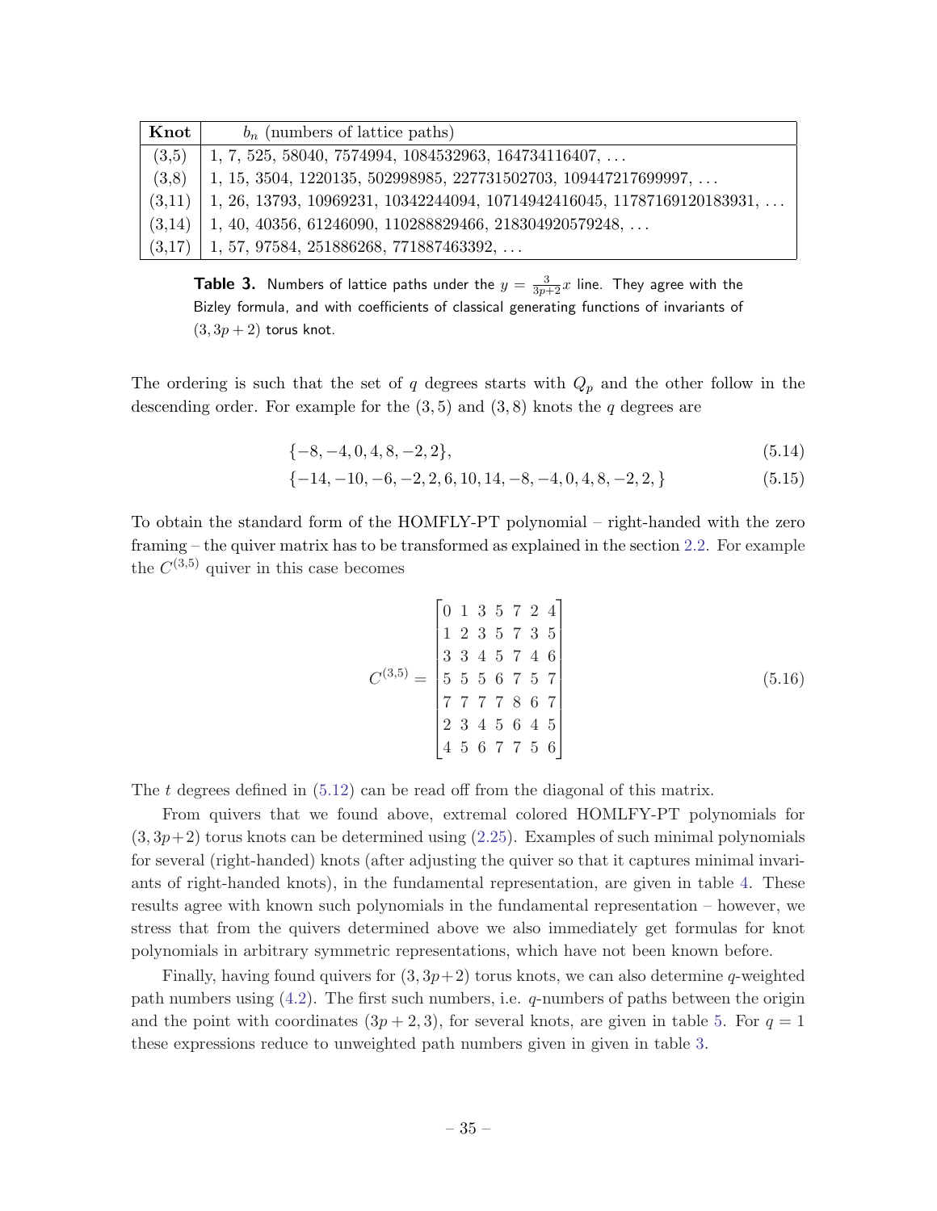| **Knot** | $b_n$ (numbers of lattice paths) |
|---|---|
| (3,5) | 1, 7, 525, 58040, 7574994, 1084532963, 164734116407, … |
| (3,8) | 1, 15, 3504, 1220135, 502998985, 227731502703, 109447217699997, … |
| (3,11) | 1, 26, 13793, 10969231, 10342244094, 10714942416045, 11787169120183931, … |
| (3,14) | 1, 40, 40356, 61246090, 110288829466, 218304920579248, … |
| (3,17) | 1, 57, 97584, 251886268, 771887463392, … |

**Table 3.** Numbers of lattice paths under the $y = \frac{3}{3p+2}x$ line. They agree with the Bizley formula, and with coefficients of classical generating functions of invariants of $(3, 3p+2)$ torus knot.

The ordering is such that the set of $q$ degrees starts with $Q_p$ and the other follow in the descending order. For example for the $(3,5)$ and $(3,8)$ knots the $q$ degrees are

$$\{-8, -4, 0, 4, 8, -2, 2\}, \tag{5.14}$$

$$\{-14, -10, -6, -2, 2, 6, 10, 14, -8, -4, 0, 4, 8, -2, 2, \} \tag{5.15}$$

To obtain the standard form of the HOMFLY-PT polynomial – right-handed with the zero framing – the quiver matrix has to be transformed as explained in the section 2.2. For example the $C^{(3,5)}$ quiver in this case becomes

$$C^{(3,5)} = \begin{bmatrix} 0 & 1 & 3 & 5 & 7 & 2 & 4 \\ 1 & 2 & 3 & 5 & 7 & 3 & 5 \\ 3 & 3 & 4 & 5 & 7 & 4 & 6 \\ 5 & 5 & 5 & 6 & 7 & 5 & 7 \\ 7 & 7 & 7 & 7 & 8 & 6 & 7 \\ 2 & 3 & 4 & 5 & 6 & 4 & 5 \\ 4 & 5 & 6 & 7 & 7 & 5 & 6 \end{bmatrix} \tag{5.16}$$

The $t$ degrees defined in (5.12) can be read off from the diagonal of this matrix.

From quivers that we found above, extremal colored HOMLFY-PT polynomials for $(3, 3p+2)$ torus knots can be determined using (2.25). Examples of such minimal polynomials for several (right-handed) knots (after adjusting the quiver so that it captures minimal invariants of right-handed knots), in the fundamental representation, are given in table 4. These results agree with known such polynomials in the fundamental representation – however, we stress that from the quivers determined above we also immediately get formulas for knot polynomials in arbitrary symmetric representations, which have not been known before.

Finally, having found quivers for $(3, 3p+2)$ torus knots, we can also determine $q$-weighted path numbers using (4.2). The first such numbers, i.e. $q$-numbers of paths between the origin and the point with coordinates $(3p+2, 3)$, for several knots, are given in table 5. For $q = 1$ these expressions reduce to unweighted path numbers given in given in table 3.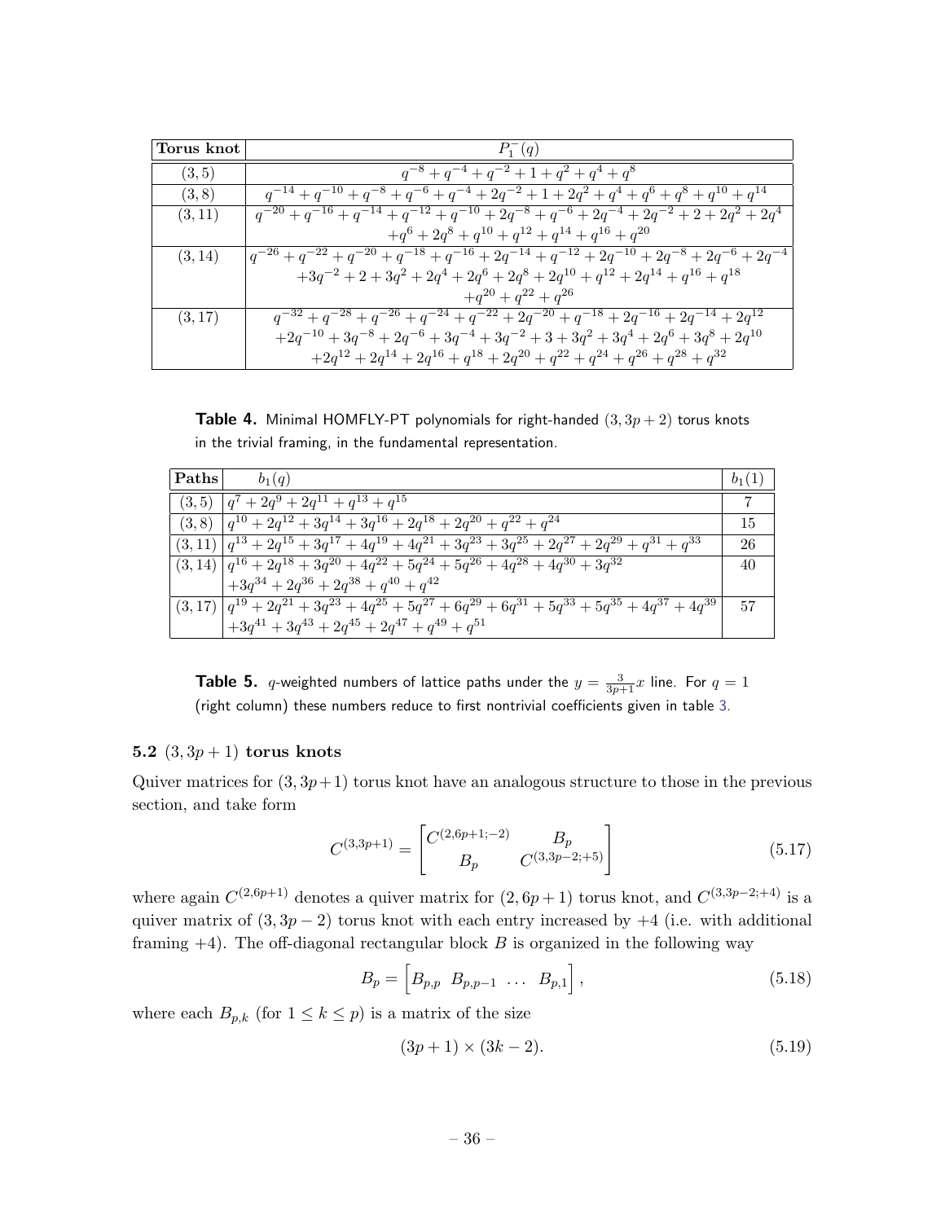| Torus knot | $P_1^-(q)$ |
|---|---|
| $(3,5)$ | $q^{-8}+q^{-4}+q^{-2}+1+q^2+q^4+q^8$ |
| $(3,8)$ | $q^{-14}+q^{-10}+q^{-8}+q^{-6}+q^{-4}+2q^{-2}+1+2q^2+q^4+q^6+q^8+q^{10}+q^{14}$ |
| $(3,11)$ | $q^{-20}+q^{-16}+q^{-14}+q^{-12}+q^{-10}+2q^{-8}+q^{-6}+2q^{-4}+2q^{-2}+2+2q^2+2q^4$ $+q^6+2q^8+q^{10}+q^{12}+q^{14}+q^{16}+q^{20}$ |
| $(3,14)$ | $q^{-26}+q^{-22}+q^{-20}+q^{-18}+q^{-16}+2q^{-14}+q^{-12}+2q^{-10}+2q^{-8}+2q^{-6}+2q^{-4}$ $+3q^{-2}+2+3q^2+2q^4+2q^6+2q^8+2q^{10}+q^{12}+2q^{14}+q^{16}+q^{18}$ $+q^{20}+q^{22}+q^{26}$ |
| $(3,17)$ | $q^{-32}+q^{-28}+q^{-26}+q^{-24}+q^{-22}+2q^{-20}+q^{-18}+2q^{-16}+2q^{-14}+2q^{12}$ $+2q^{-10}+3q^{-8}+2q^{-6}+3q^{-4}+3q^{-2}+3+3q^2+3q^4+2q^6+3q^8+2q^{10}$ $+2q^{12}+2q^{14}+2q^{16}+q^{18}+2q^{20}+q^{22}+q^{24}+q^{26}+q^{28}+q^{32}$ |

**Table 4.** Minimal HOMFLY-PT polynomials for right-handed $(3,3p+2)$ torus knots in the trivial framing, in the fundamental representation.

| Paths | $b_1(q)$ | $b_1(1)$ |
|---|---|---|
| $(3,5)$ | $q^7+2q^9+2q^{11}+q^{13}+q^{15}$ | 7 |
| $(3,8)$ | $q^{10}+2q^{12}+3q^{14}+3q^{16}+2q^{18}+2q^{20}+q^{22}+q^{24}$ | 15 |
| $(3,11)$ | $q^{13}+2q^{15}+3q^{17}+4q^{19}+4q^{21}+3q^{23}+3q^{25}+2q^{27}+2q^{29}+q^{31}+q^{33}$ | 26 |
| $(3,14)$ | $q^{16}+2q^{18}+3q^{20}+4q^{22}+5q^{24}+5q^{26}+4q^{28}+4q^{30}+3q^{32}$ $+3q^{34}+2q^{36}+2q^{38}+q^{40}+q^{42}$ | 40 |
| $(3,17)$ | $q^{19}+2q^{21}+3q^{23}+4q^{25}+5q^{27}+6q^{29}+6q^{31}+5q^{33}+5q^{35}+4q^{37}+4q^{39}$ $+3q^{41}+3q^{43}+2q^{45}+2q^{47}+q^{49}+q^{51}$ | 57 |

**Table 5.** $q$-weighted numbers of lattice paths under the $y=\frac{3}{3p+1}x$ line. For $q=1$ (right column) these numbers reduce to first nontrivial coefficients given in table 3.

### 5.2 $(3,3p+1)$ torus knots

Quiver matrices for $(3,3p+1)$ torus knot have an analogous structure to those in the previous section, and take form

$$C^{(3,3p+1)} = \begin{bmatrix} C^{(2,6p+1;-2)} & B_p \\ B_p & C^{(3,3p-2;+5)} \end{bmatrix} \tag{5.17}$$

where again $C^{(2,6p+1)}$ denotes a quiver matrix for $(2,6p+1)$ torus knot, and $C^{(3,3p-2;+4)}$ is a quiver matrix of $(3,3p-2)$ torus knot with each entry increased by $+4$ (i.e. with additional framing $+4$). The off-diagonal rectangular block $B$ is organized in the following way

$$B_p = \begin{bmatrix} B_{p,p} & B_{p,p-1} & \dots & B_{p,1} \end{bmatrix}, \tag{5.18}$$

where each $B_{p,k}$ (for $1 \leq k \leq p$) is a matrix of the size

$$(3p+1) \times (3k-2). \tag{5.19}$$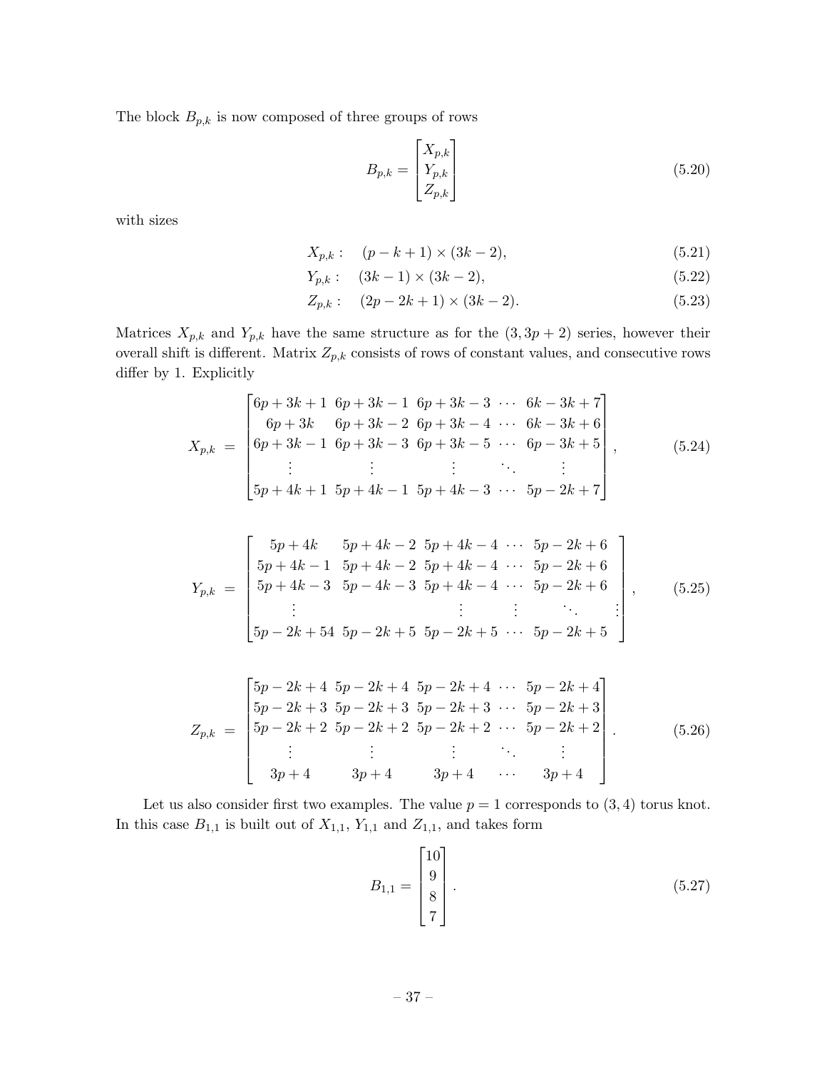The block $B_{p,k}$ is now composed of three groups of rows

$$
B_{p,k} = \begin{bmatrix} X_{p,k} \\ Y_{p,k} \\ Z_{p,k} \end{bmatrix} \tag{5.20}
$$

with sizes

$$
X_{p,k}: \quad (p-k+1) \times (3k-2), \tag{5.21}
$$

$$
Y_{p,k}: \quad (3k-1) \times (3k-2), \tag{5.22}
$$

$$
Z_{p,k}: \quad (2p-2k+1) \times (3k-2). \tag{5.23}
$$

Matrices $X_{p,k}$ and $Y_{p,k}$ have the same structure as for the $(3, 3p+2)$ series, however their overall shift is different. Matrix $Z_{p,k}$ consists of rows of constant values, and consecutive rows differ by 1. Explicitly

$$
X_{p,k} \; = \; \begin{bmatrix} 6p+3k+1 & 6p+3k-1 & 6p+3k-3 & \cdots & 6k-3k+7 \\ 6p+3k & 6p+3k-2 & 6p+3k-4 & \cdots & 6k-3k+6 \\ 6p+3k-1 & 6p+3k-3 & 6p+3k-5 & \cdots & 6p-3k+5 \\ \vdots & \vdots & \vdots & \ddots & \vdots \\ 5p+4k+1 & 5p+4k-1 & 5p+4k-3 & \cdots & 5p-2k+7 \end{bmatrix}, \tag{5.24}
$$

$$
Y_{p,k} \; = \; \begin{bmatrix} 5p+4k & 5p+4k-2 & 5p+4k-4 & \cdots & 5p-2k+6 & \\ 5p+4k-1 & 5p+4k-2 & 5p+4k-4 & \cdots & 5p-2k+6 & \\ 5p+4k-3 & 5p-4k-3 & 5p+4k-4 & \cdots & 5p-2k+6 & \\ \vdots & & \vdots & \vdots & \ddots & \vdots \\ 5p-2k+54 & 5p-2k+5 & 5p-2k+5 & \cdots & 5p-2k+5 & \end{bmatrix}, \tag{5.25}
$$

$$
Z_{p,k} \; = \; \begin{bmatrix} 5p-2k+4 & 5p-2k+4 & 5p-2k+4 & \cdots & 5p-2k+4 \\ 5p-2k+3 & 5p-2k+3 & 5p-2k+3 & \cdots & 5p-2k+3 \\ 5p-2k+2 & 5p-2k+2 & 5p-2k+2 & \cdots & 5p-2k+2 \\ \vdots & \vdots & \vdots & \ddots & \vdots \\ 3p+4 & 3p+4 & 3p+4 & \cdots & 3p+4 \end{bmatrix}. \tag{5.26}
$$

Let us also consider first two examples. The value $p = 1$ corresponds to $(3, 4)$ torus knot. In this case $B_{1,1}$ is built out of $X_{1,1}$, $Y_{1,1}$ and $Z_{1,1}$, and takes form

$$
B_{1,1} = \begin{bmatrix} 10 \\ 9 \\ 8 \\ 7 \end{bmatrix}. \tag{5.27}
$$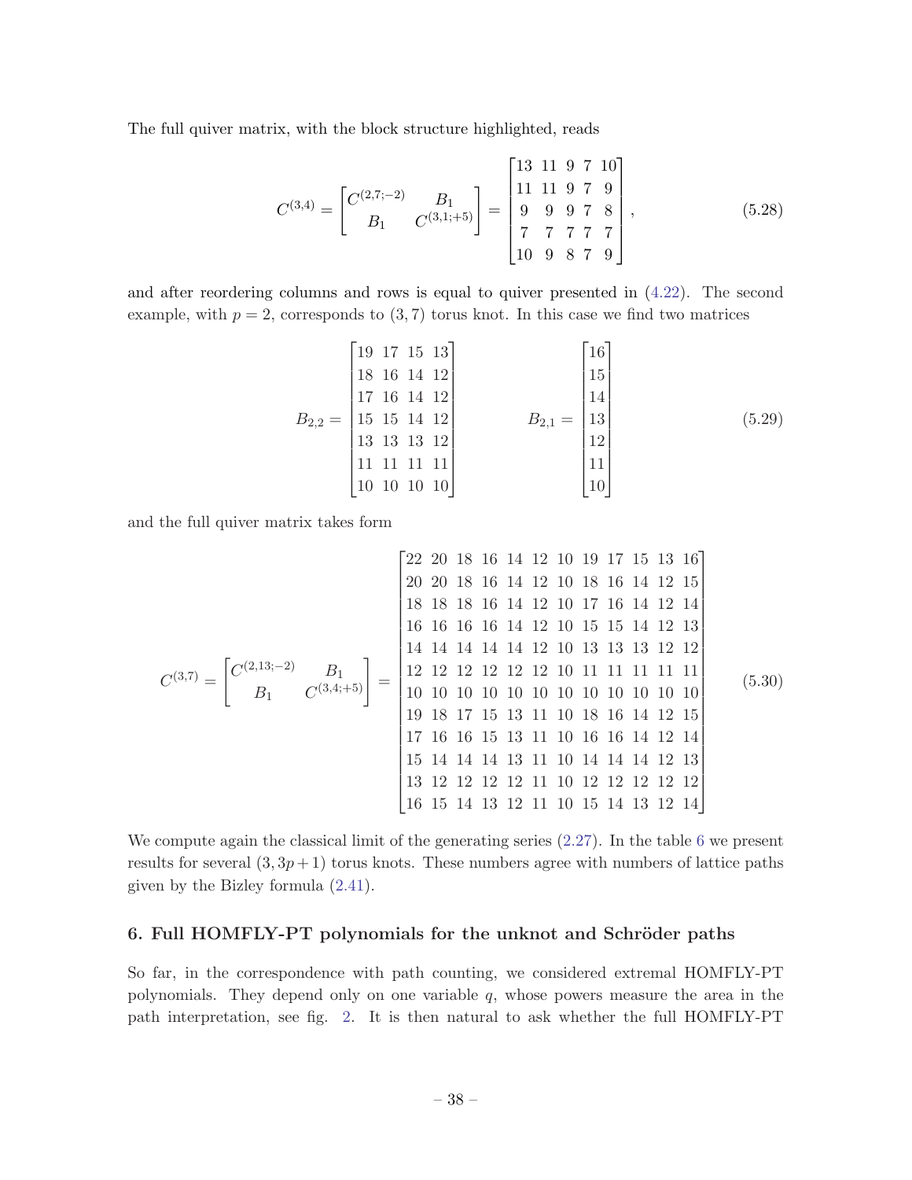The full quiver matrix, with the block structure highlighted, reads

$$
C^{(3,4)} = \begin{bmatrix} C^{(2,7;-2)} & B_1 \\ B_1 & C^{(3,1;+5)} \end{bmatrix} = \begin{bmatrix} 13 & 11 & 9 & 7 & 10 \\ 11 & 11 & 9 & 7 & 9 \\ 9 & 9 & 9 & 7 & 8 \\ 7 & 7 & 7 & 7 & 7 \\ 10 & 9 & 8 & 7 & 9 \end{bmatrix}, \tag{5.28}
$$

and after reordering columns and rows is equal to quiver presented in (4.22). The second example, with $p = 2$, corresponds to $(3, 7)$ torus knot. In this case we find two matrices

$$
B_{2,2} = \begin{bmatrix} 19 & 17 & 15 & 13 \\ 18 & 16 & 14 & 12 \\ 17 & 16 & 14 & 12 \\ 15 & 15 & 14 & 12 \\ 13 & 13 & 13 & 12 \\ 11 & 11 & 11 & 11 \\ 10 & 10 & 10 & 10 \end{bmatrix} \qquad B_{2,1} = \begin{bmatrix} 16 \\ 15 \\ 14 \\ 13 \\ 12 \\ 11 \\ 10 \end{bmatrix} \tag{5.29}
$$

and the full quiver matrix takes form

$$
C^{(3,7)} = \begin{bmatrix} C^{(2,13;-2)} & B_1 \\ B_1 & C^{(3,4;+5)} \end{bmatrix} = \begin{bmatrix} 22 & 20 & 18 & 16 & 14 & 12 & 10 & 19 & 17 & 15 & 13 & 16 \\ 20 & 20 & 18 & 16 & 14 & 12 & 10 & 18 & 16 & 14 & 12 & 15 \\ 18 & 18 & 18 & 16 & 14 & 12 & 10 & 17 & 16 & 14 & 12 & 14 \\ 16 & 16 & 16 & 16 & 14 & 12 & 10 & 15 & 15 & 14 & 12 & 13 \\ 14 & 14 & 14 & 14 & 14 & 12 & 10 & 13 & 13 & 13 & 12 & 12 \\ 12 & 12 & 12 & 12 & 12 & 12 & 10 & 11 & 11 & 11 & 11 & 11 \\ 10 & 10 & 10 & 10 & 10 & 10 & 10 & 10 & 10 & 10 & 10 & 10 \\ 19 & 18 & 17 & 15 & 13 & 11 & 10 & 18 & 16 & 14 & 12 & 15 \\ 17 & 16 & 16 & 15 & 13 & 11 & 10 & 16 & 16 & 14 & 12 & 14 \\ 15 & 14 & 14 & 14 & 13 & 11 & 10 & 14 & 14 & 14 & 12 & 13 \\ 13 & 12 & 12 & 12 & 12 & 11 & 10 & 12 & 12 & 12 & 12 & 12 \\ 16 & 15 & 14 & 13 & 12 & 11 & 10 & 15 & 14 & 13 & 12 & 14 \end{bmatrix} \tag{5.30}
$$

We compute again the classical limit of the generating series (2.27). In the table 6 we present results for several $(3, 3p+1)$ torus knots. These numbers agree with numbers of lattice paths given by the Bizley formula (2.41).

## 6. Full HOMFLY-PT polynomials for the unknot and Schröder paths

So far, in the correspondence with path counting, we considered extremal HOMFLY-PT polynomials. They depend only on one variable $q$, whose powers measure the area in the path interpretation, see fig. 2. It is then natural to ask whether the full HOMFLY-PT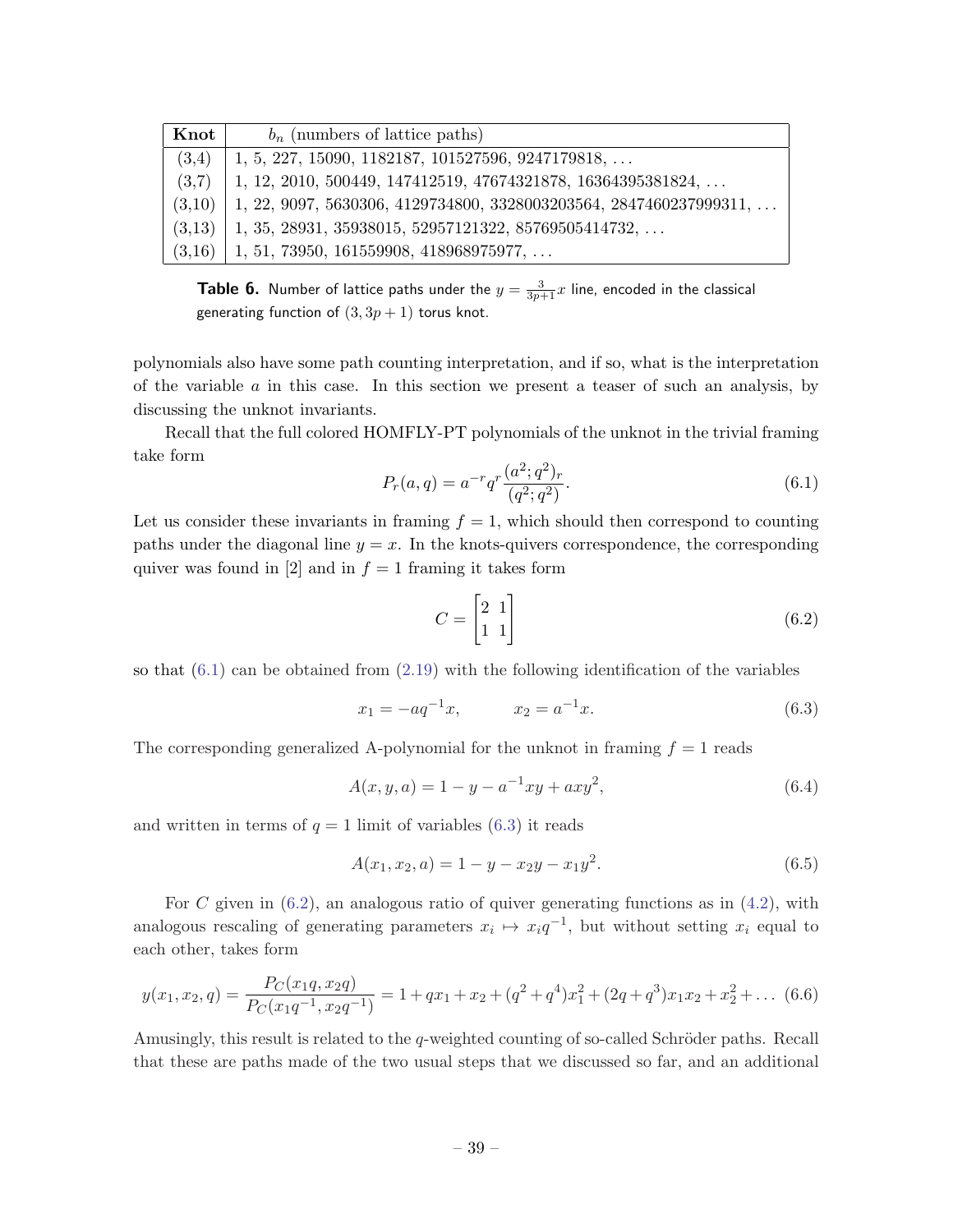| Knot | $b_n$ (numbers of lattice paths) |
|---|---|
| (3,4) | 1, 5, 227, 15090, 1182187, 101527596, 9247179818, ... |
| (3,7) | 1, 12, 2010, 500449, 147412519, 47674321878, 16364395381824, ... |
| (3,10) | 1, 22, 9097, 5630306, 4129734800, 3328003203564, 2847460237999311, ... |
| (3,13) | 1, 35, 28931, 35938015, 52957121322, 85769505414732, ... |
| (3,16) | 1, 51, 73950, 161559908, 418968975977, ... |

**Table 6.** Number of lattice paths under the $y = \frac{3}{3p+1}x$ line, encoded in the classical generating function of $(3, 3p+1)$ torus knot.

polynomials also have some path counting interpretation, and if so, what is the interpretation of the variable $a$ in this case. In this section we present a teaser of such an analysis, by discussing the unknot invariants.

Recall that the full colored HOMFLY-PT polynomials of the unknot in the trivial framing take form

$$P_r(a,q) = a^{-r}q^r \frac{(a^2;q^2)_r}{(q^2;q^2)}. \tag{6.1}$$

Let us consider these invariants in framing $f = 1$, which should then correspond to counting paths under the diagonal line $y = x$. In the knots-quivers correspondence, the corresponding quiver was found in [2] and in $f = 1$ framing it takes form

$$C = \begin{bmatrix} 2 & 1 \\ 1 & 1 \end{bmatrix} \tag{6.2}$$

so that (6.1) can be obtained from (2.19) with the following identification of the variables

$$x_1 = -aq^{-1}x, \qquad x_2 = a^{-1}x. \tag{6.3}$$

The corresponding generalized A-polynomial for the unknot in framing $f = 1$ reads

$$A(x,y,a) = 1 - y - a^{-1}xy + axy^2, \tag{6.4}$$

and written in terms of $q = 1$ limit of variables (6.3) it reads

$$A(x_1,x_2,a) = 1 - y - x_2 y - x_1 y^2. \tag{6.5}$$

For $C$ given in (6.2), an analogous ratio of quiver generating functions as in (4.2), with analogous rescaling of generating parameters $x_i \mapsto x_i q^{-1}$, but without setting $x_i$ equal to each other, takes form

$$y(x_1,x_2,q) = \frac{P_C(x_1 q, x_2 q)}{P_C(x_1 q^{-1}, x_2 q^{-1})} = 1 + qx_1 + x_2 + (q^2+q^4)x_1^2 + (2q+q^3)x_1x_2 + x_2^2 + \ldots \tag{6.6}$$

Amusingly, this result is related to the $q$-weighted counting of so-called Schröder paths. Recall that these are paths made of the two usual steps that we discussed so far, and an additional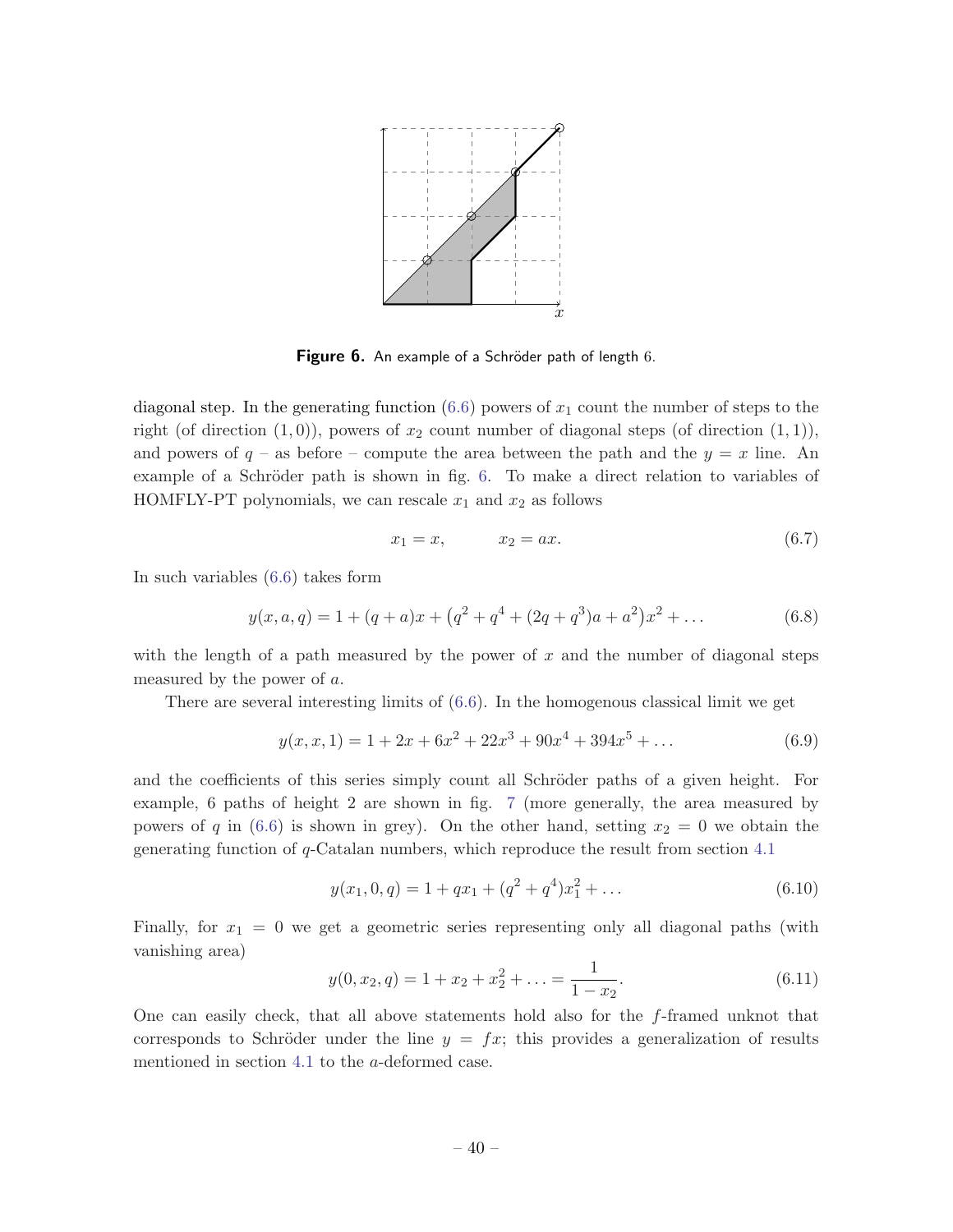**Figure 6.** An example of a Schröder path of length 6.

diagonal step. In the generating function (6.6) powers of $x_1$ count the number of steps to the right (of direction $(1,0)$), powers of $x_2$ count number of diagonal steps (of direction $(1,1)$), and powers of $q$ – as before – compute the area between the path and the $y = x$ line. An example of a Schröder path is shown in fig. 6. To make a direct relation to variables of HOMFLY-PT polynomials, we can rescale $x_1$ and $x_2$ as follows

$$x_1 = x, \qquad x_2 = ax. \tag{6.7}$$

In such variables (6.6) takes form

$$y(x,a,q) = 1 + (q+a)x + \left(q^2 + q^4 + (2q+q^3)a + a^2\right)x^2 + \ldots \tag{6.8}$$

with the length of a path measured by the power of $x$ and the number of diagonal steps measured by the power of $a$.

There are several interesting limits of (6.6). In the homogenous classical limit we get

$$y(x,x,1) = 1 + 2x + 6x^2 + 22x^3 + 90x^4 + 394x^5 + \ldots \tag{6.9}$$

and the coefficients of this series simply count all Schröder paths of a given height. For example, 6 paths of height 2 are shown in fig. 7 (more generally, the area measured by powers of $q$ in (6.6) is shown in grey). On the other hand, setting $x_2 = 0$ we obtain the generating function of $q$-Catalan numbers, which reproduce the result from section 4.1

$$y(x_1, 0, q) = 1 + qx_1 + (q^2 + q^4)x_1^2 + \ldots \tag{6.10}$$

Finally, for $x_1 = 0$ we get a geometric series representing only all diagonal paths (with vanishing area)

$$y(0, x_2, q) = 1 + x_2 + x_2^2 + \ldots = \frac{1}{1 - x_2}. \tag{6.11}$$

One can easily check, that all above statements hold also for the $f$-framed unknot that corresponds to Schröder under the line $y = fx$; this provides a generalization of results mentioned in section 4.1 to the $a$-deformed case.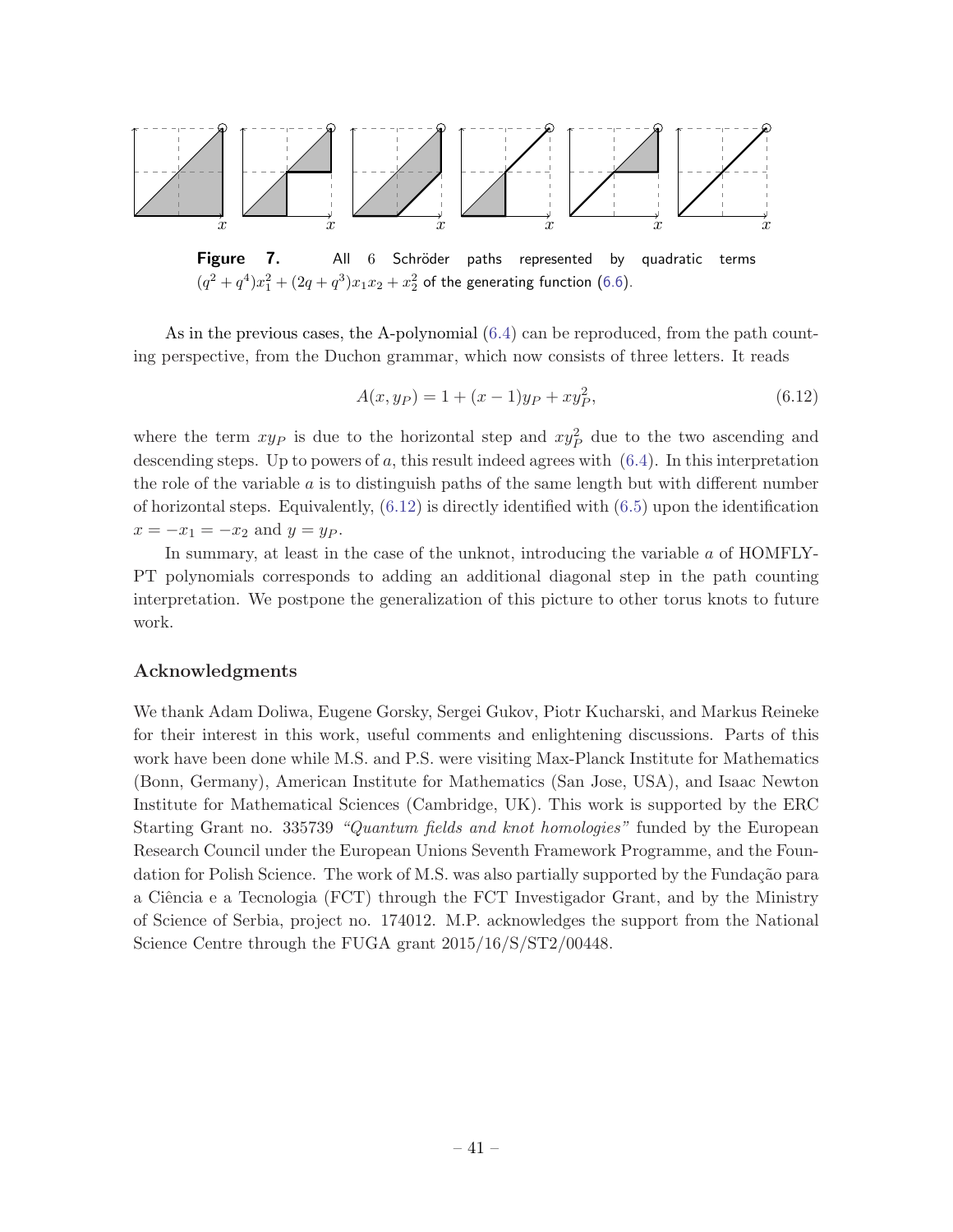**Figure 7.** All 6 Schröder paths represented by quadratic terms $(q^2+q^4)x_1^2 + (2q+q^3)x_1x_2 + x_2^2$ of the generating function (6.6).

As in the previous cases, the A-polynomial (6.4) can be reproduced, from the path counting perspective, from the Duchon grammar, which now consists of three letters. It reads

$$A(x, y_P) = 1 + (x-1)y_P + xy_P^2, \tag{6.12}$$

where the term $xy_P$ is due to the horizontal step and $xy_P^2$ due to the two ascending and descending steps. Up to powers of $a$, this result indeed agrees with (6.4). In this interpretation the role of the variable $a$ is to distinguish paths of the same length but with different number of horizontal steps. Equivalently, (6.12) is directly identified with (6.5) upon the identification $x = -x_1 = -x_2$ and $y = y_P$.

In summary, at least in the case of the unknot, introducing the variable $a$ of HOMFLY-PT polynomials corresponds to adding an additional diagonal step in the path counting interpretation. We postpone the generalization of this picture to other torus knots to future work.

## Acknowledgments

We thank Adam Doliwa, Eugene Gorsky, Sergei Gukov, Piotr Kucharski, and Markus Reineke for their interest in this work, useful comments and enlightening discussions. Parts of this work have been done while M.S. and P.S. were visiting Max-Planck Institute for Mathematics (Bonn, Germany), American Institute for Mathematics (San Jose, USA), and Isaac Newton Institute for Mathematical Sciences (Cambridge, UK). This work is supported by the ERC Starting Grant no. 335739 *"Quantum fields and knot homologies"* funded by the European Research Council under the European Unions Seventh Framework Programme, and the Foundation for Polish Science. The work of M.S. was also partially supported by the Fundação para a Ciência e a Tecnologia (FCT) through the FCT Investigador Grant, and by the Ministry of Science of Serbia, project no. 174012. M.P. acknowledges the support from the National Science Centre through the FUGA grant 2015/16/S/ST2/00448.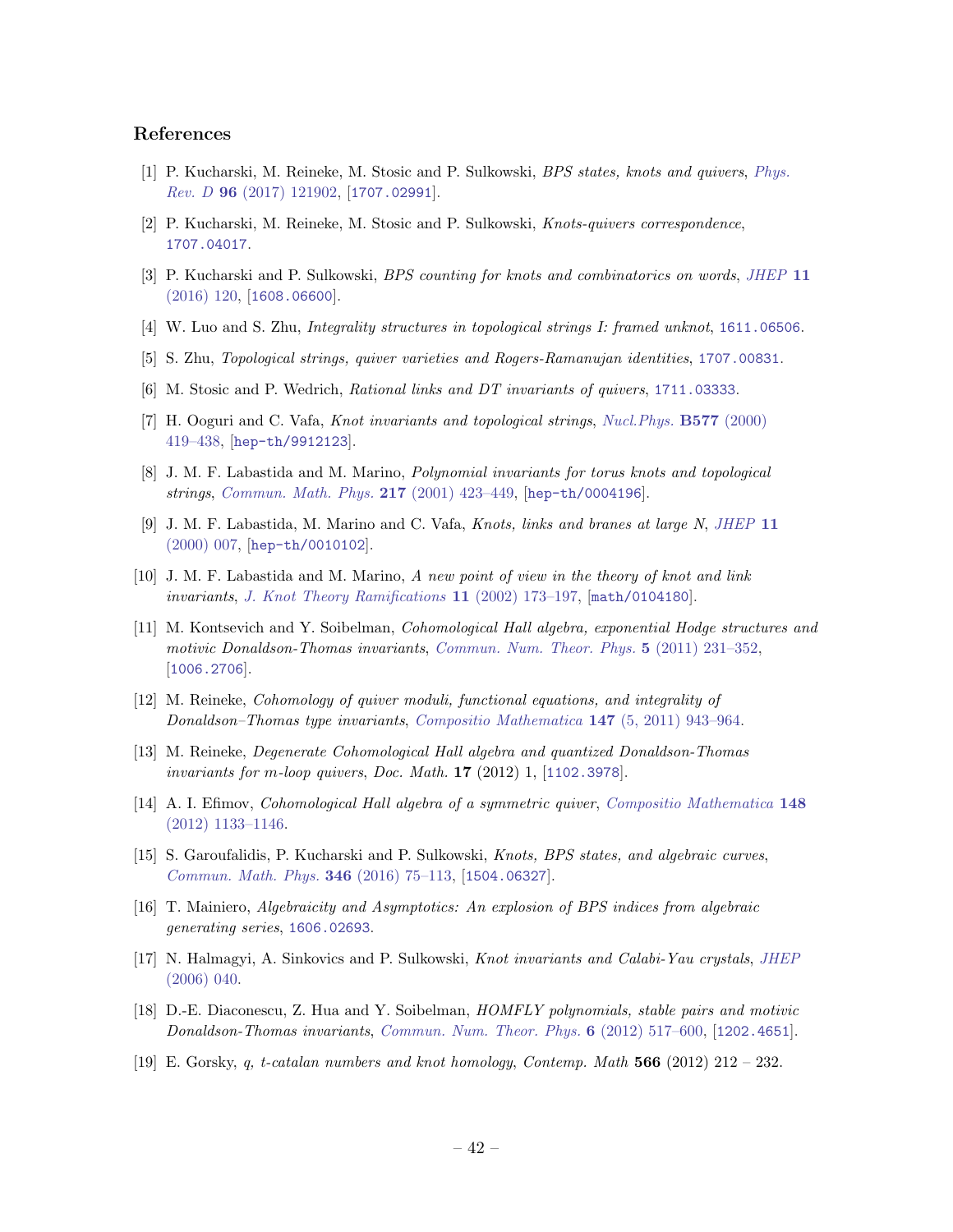## References

[1] P. Kucharski, M. Reineke, M. Stosic and P. Sulkowski, *BPS states, knots and quivers*, *Phys. Rev. D* **96** (2017) 121902, [1707.02991].

[2] P. Kucharski, M. Reineke, M. Stosic and P. Sulkowski, *Knots-quivers correspondence*, 1707.04017.

[3] P. Kucharski and P. Sulkowski, *BPS counting for knots and combinatorics on words*, *JHEP* **11** (2016) 120, [1608.06600].

[4] W. Luo and S. Zhu, *Integrality structures in topological strings I: framed unknot*, 1611.06506.

[5] S. Zhu, *Topological strings, quiver varieties and Rogers-Ramanujan identities*, 1707.00831.

[6] M. Stosic and P. Wedrich, *Rational links and DT invariants of quivers*, 1711.03333.

[7] H. Ooguri and C. Vafa, *Knot invariants and topological strings*, *Nucl.Phys.* **B577** (2000) 419–438, [hep-th/9912123].

[8] J. M. F. Labastida and M. Marino, *Polynomial invariants for torus knots and topological strings*, *Commun. Math. Phys.* **217** (2001) 423–449, [hep-th/0004196].

[9] J. M. F. Labastida, M. Marino and C. Vafa, *Knots, links and branes at large N*, *JHEP* **11** (2000) 007, [hep-th/0010102].

[10] J. M. F. Labastida and M. Marino, *A new point of view in the theory of knot and link invariants*, *J. Knot Theory Ramifications* **11** (2002) 173–197, [math/0104180].

[11] M. Kontsevich and Y. Soibelman, *Cohomological Hall algebra, exponential Hodge structures and motivic Donaldson-Thomas invariants*, *Commun. Num. Theor. Phys.* **5** (2011) 231–352, [1006.2706].

[12] M. Reineke, *Cohomology of quiver moduli, functional equations, and integrality of Donaldson–Thomas type invariants*, *Compositio Mathematica* **147** (5, 2011) 943–964.

[13] M. Reineke, *Degenerate Cohomological Hall algebra and quantized Donaldson-Thomas invariants for m-loop quivers*, *Doc. Math.* **17** (2012) 1, [1102.3978].

[14] A. I. Efimov, *Cohomological Hall algebra of a symmetric quiver*, *Compositio Mathematica* **148** (2012) 1133–1146.

[15] S. Garoufalidis, P. Kucharski and P. Sulkowski, *Knots, BPS states, and algebraic curves*, *Commun. Math. Phys.* **346** (2016) 75–113, [1504.06327].

[16] T. Mainiero, *Algebraicity and Asymptotics: An explosion of BPS indices from algebraic generating series*, 1606.02693.

[17] N. Halmagyi, A. Sinkovics and P. Sulkowski, *Knot invariants and Calabi-Yau crystals*, *JHEP* (2006) 040.

[18] D.-E. Diaconescu, Z. Hua and Y. Soibelman, *HOMFLY polynomials, stable pairs and motivic Donaldson-Thomas invariants*, *Commun. Num. Theor. Phys.* **6** (2012) 517–600, [1202.4651].

[19] E. Gorsky, *q, t-catalan numbers and knot homology*, *Contemp. Math* **566** (2012) 212 – 232.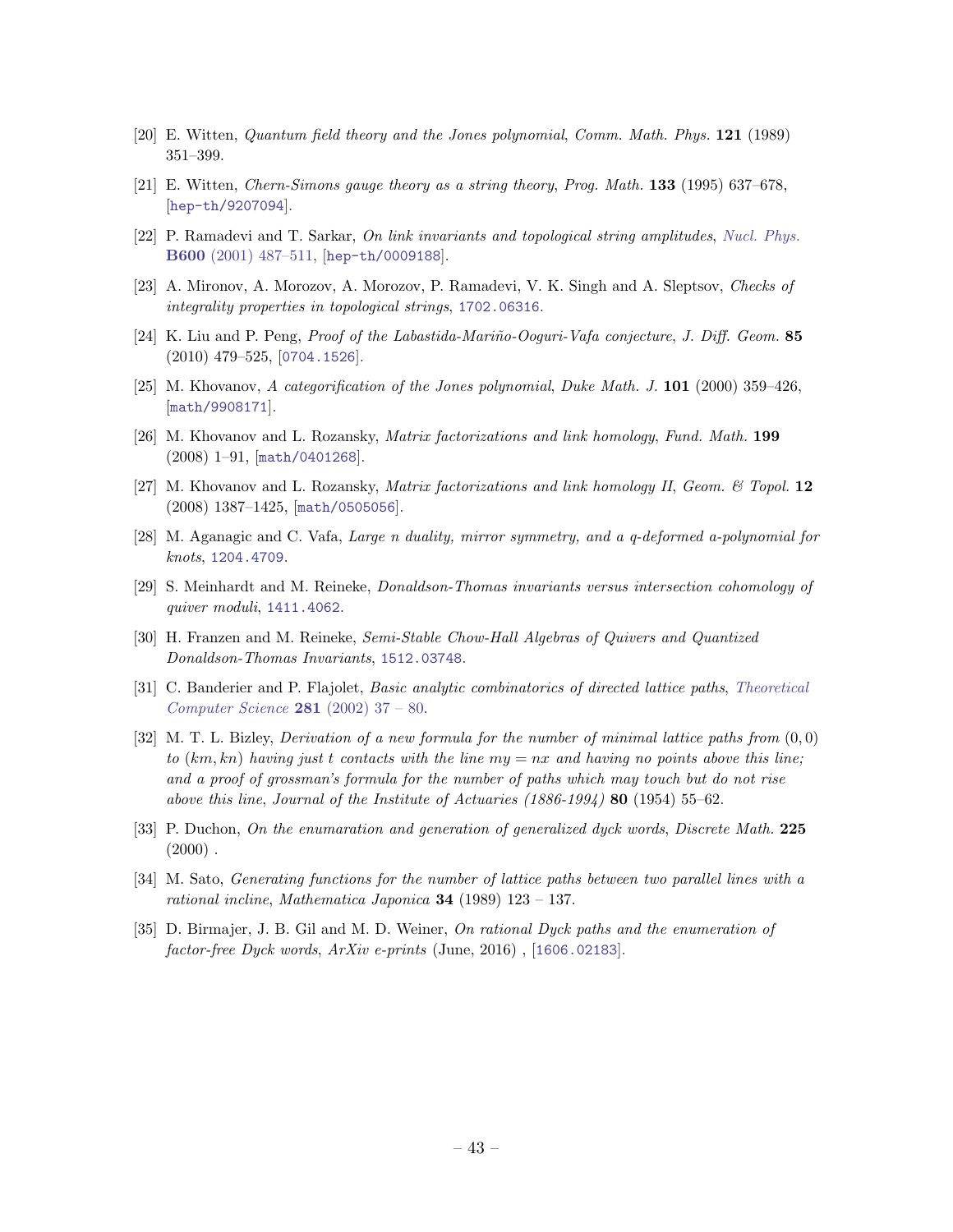[20] E. Witten, *Quantum field theory and the Jones polynomial*, *Comm. Math. Phys.* **121** (1989) 351–399.

[21] E. Witten, *Chern-Simons gauge theory as a string theory*, *Prog. Math.* **133** (1995) 637–678, [hep-th/9207094].

[22] P. Ramadevi and T. Sarkar, *On link invariants and topological string amplitudes*, *Nucl. Phys.* **B600** (2001) 487–511, [hep-th/0009188].

[23] A. Mironov, A. Morozov, A. Morozov, P. Ramadevi, V. K. Singh and A. Sleptsov, *Checks of integrality properties in topological strings*, 1702.06316.

[24] K. Liu and P. Peng, *Proof of the Labastida-Mariño-Ooguri-Vafa conjecture*, *J. Diff. Geom.* **85** (2010) 479–525, [0704.1526].

[25] M. Khovanov, *A categorification of the Jones polynomial*, *Duke Math. J.* **101** (2000) 359–426, [math/9908171].

[26] M. Khovanov and L. Rozansky, *Matrix factorizations and link homology*, *Fund. Math.* **199** (2008) 1–91, [math/0401268].

[27] M. Khovanov and L. Rozansky, *Matrix factorizations and link homology II*, *Geom. & Topol.* **12** (2008) 1387–1425, [math/0505056].

[28] M. Aganagic and C. Vafa, *Large n duality, mirror symmetry, and a q-deformed a-polynomial for knots*, 1204.4709.

[29] S. Meinhardt and M. Reineke, *Donaldson-Thomas invariants versus intersection cohomology of quiver moduli*, 1411.4062.

[30] H. Franzen and M. Reineke, *Semi-Stable Chow-Hall Algebras of Quivers and Quantized Donaldson-Thomas Invariants*, 1512.03748.

[31] C. Banderier and P. Flajolet, *Basic analytic combinatorics of directed lattice paths*, *Theoretical Computer Science* **281** (2002) 37 – 80.

[32] M. T. L. Bizley, *Derivation of a new formula for the number of minimal lattice paths from $(0,0)$ to $(km, kn)$ having just $t$ contacts with the line $my = nx$ and having no points above this line; and a proof of grossman's formula for the number of paths which may touch but do not rise above this line*, *Journal of the Institute of Actuaries (1886-1994)* **80** (1954) 55–62.

[33] P. Duchon, *On the enumaration and generation of generalized dyck words*, *Discrete Math.* **225** (2000) .

[34] M. Sato, *Generating functions for the number of lattice paths between two parallel lines with a rational incline*, *Mathematica Japonica* **34** (1989) 123 – 137.

[35] D. Birmajer, J. B. Gil and M. D. Weiner, *On rational Dyck paths and the enumeration of factor-free Dyck words*, *ArXiv e-prints* (June, 2016) , [1606.02183].